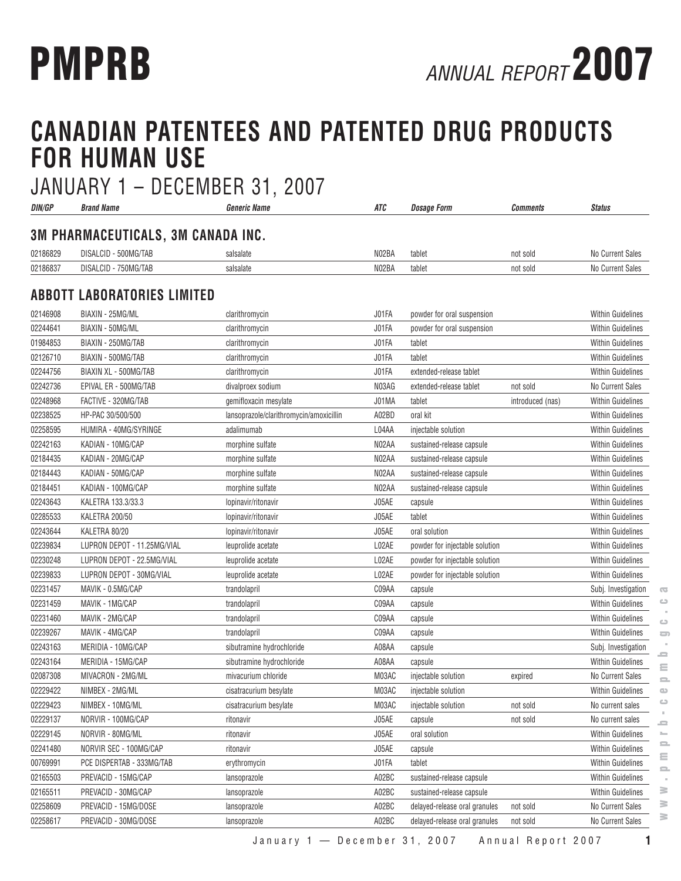# CANADIAN PATENTEES AND PATENTED DRUG PRODUCTS FOR HUMAN USE

## JANUARY 1 – DECEMBER 31, 2007

| DIN/GP | Brand Name | Generic Name | ATC | Dosage Form | Comments | Status |
|---|---|---|---|---|---|---|
| **3M PHARMACEUTICALS, 3M CANADA INC.** | | | | | | |
| 02186829 | DISALCID - 500MG/TAB | salsalate | N02BA | tablet | not sold | No Current Sales |
| 02186837 | DISALCID - 750MG/TAB | salsalate | N02BA | tablet | not sold | No Current Sales |
| **ABBOTT LABORATORIES LIMITED** | | | | | | |
| 02146908 | BIAXIN - 25MG/ML | clarithromycin | J01FA | powder for oral suspension | | Within Guidelines |
| 02244641 | BIAXIN - 50MG/ML | clarithromycin | J01FA | powder for oral suspension | | Within Guidelines |
| 01984853 | BIAXIN - 250MG/TAB | clarithromycin | J01FA | tablet | | Within Guidelines |
| 02126710 | BIAXIN - 500MG/TAB | clarithromycin | J01FA | tablet | | Within Guidelines |
| 02244756 | BIAXIN XL - 500MG/TAB | clarithromycin | J01FA | extended-release tablet | | Within Guidelines |
| 02242736 | EPIVAL ER - 500MG/TAB | divalproex sodium | N03AG | extended-release tablet | not sold | No Current Sales |
| 02248968 | FACTIVE - 320MG/TAB | gemifloxacin mesylate | J01MA | tablet | introduced (nas) | Within Guidelines |
| 02238525 | HP-PAC 30/500/500 | lansoprazole/clarithromycin/amoxicillin | A02BD | oral kit | | Within Guidelines |
| 02258595 | HUMIRA - 40MG/SYRINGE | adalimumab | L04AA | injectable solution | | Within Guidelines |
| 02242163 | KADIAN - 10MG/CAP | morphine sulfate | N02AA | sustained-release capsule | | Within Guidelines |
| 02184435 | KADIAN - 20MG/CAP | morphine sulfate | N02AA | sustained-release capsule | | Within Guidelines |
| 02184443 | KADIAN - 50MG/CAP | morphine sulfate | N02AA | sustained-release capsule | | Within Guidelines |
| 02184451 | KADIAN - 100MG/CAP | morphine sulfate | N02AA | sustained-release capsule | | Within Guidelines |
| 02243643 | KALETRA 133.3/33.3 | lopinavir/ritonavir | J05AE | capsule | | Within Guidelines |
| 02285533 | KALETRA 200/50 | lopinavir/ritonavir | J05AE | tablet | | Within Guidelines |
| 02243644 | KALETRA 80/20 | lopinavir/ritonavir | J05AE | oral solution | | Within Guidelines |
| 02239834 | LUPRON DEPOT - 11.25MG/VIAL | leuprolide acetate | L02AE | powder for injectable solution | | Within Guidelines |
| 02230248 | LUPRON DEPOT - 22.5MG/VIAL | leuprolide acetate | L02AE | powder for injectable solution | | Within Guidelines |
| 02239833 | LUPRON DEPOT - 30MG/VIAL | leuprolide acetate | L02AE | powder for injectable solution | | Within Guidelines |
| 02231457 | MAVIK - 0.5MG/CAP | trandolapril | C09AA | capsule | | Subj. Investigation |
| 02231459 | MAVIK - 1MG/CAP | trandolapril | C09AA | capsule | | Within Guidelines |
| 02231460 | MAVIK - 2MG/CAP | trandolapril | C09AA | capsule | | Within Guidelines |
| 02239267 | MAVIK - 4MG/CAP | trandolapril | C09AA | capsule | | Within Guidelines |
| 02243163 | MERIDIA - 10MG/CAP | sibutramine hydrochloride | A08AA | capsule | | Subj. Investigation |
| 02243164 | MERIDIA - 15MG/CAP | sibutramine hydrochloride | A08AA | capsule | | Within Guidelines |
| 02087308 | MIVACRON - 2MG/ML | mivacurium chloride | M03AC | injectable solution | expired | No Current Sales |
| 02229422 | NIMBEX - 2MG/ML | cisatracurium besylate | M03AC | injectable solution | | Within Guidelines |
| 02229423 | NIMBEX - 10MG/ML | cisatracurium besylate | M03AC | injectable solution | not sold | No current sales |
| 02229137 | NORVIR - 100MG/CAP | ritonavir | J05AE | capsule | not sold | No current sales |
| 02229145 | NORVIR - 80MG/ML | ritonavir | J05AE | oral solution | | Within Guidelines |
| 02241480 | NORVIR SEC - 100MG/CAP | ritonavir | J05AE | capsule | | Within Guidelines |
| 00769991 | PCE DISPERTAB - 333MG/TAB | erythromycin | J01FA | tablet | | Within Guidelines |
| 02165503 | PREVACID - 15MG/CAP | lansoprazole | A02BC | sustained-release capsule | | Within Guidelines |
| 02165511 | PREVACID - 30MG/CAP | lansoprazole | A02BC | sustained-release capsule | | Within Guidelines |
| 02258609 | PREVACID - 15MG/DOSE | lansoprazole | A02BC | delayed-release oral granules | not sold | No Current Sales |
| 02258617 | PREVACID - 30MG/DOSE | lansoprazole | A02BC | delayed-release oral granules | not sold | No Current Sales |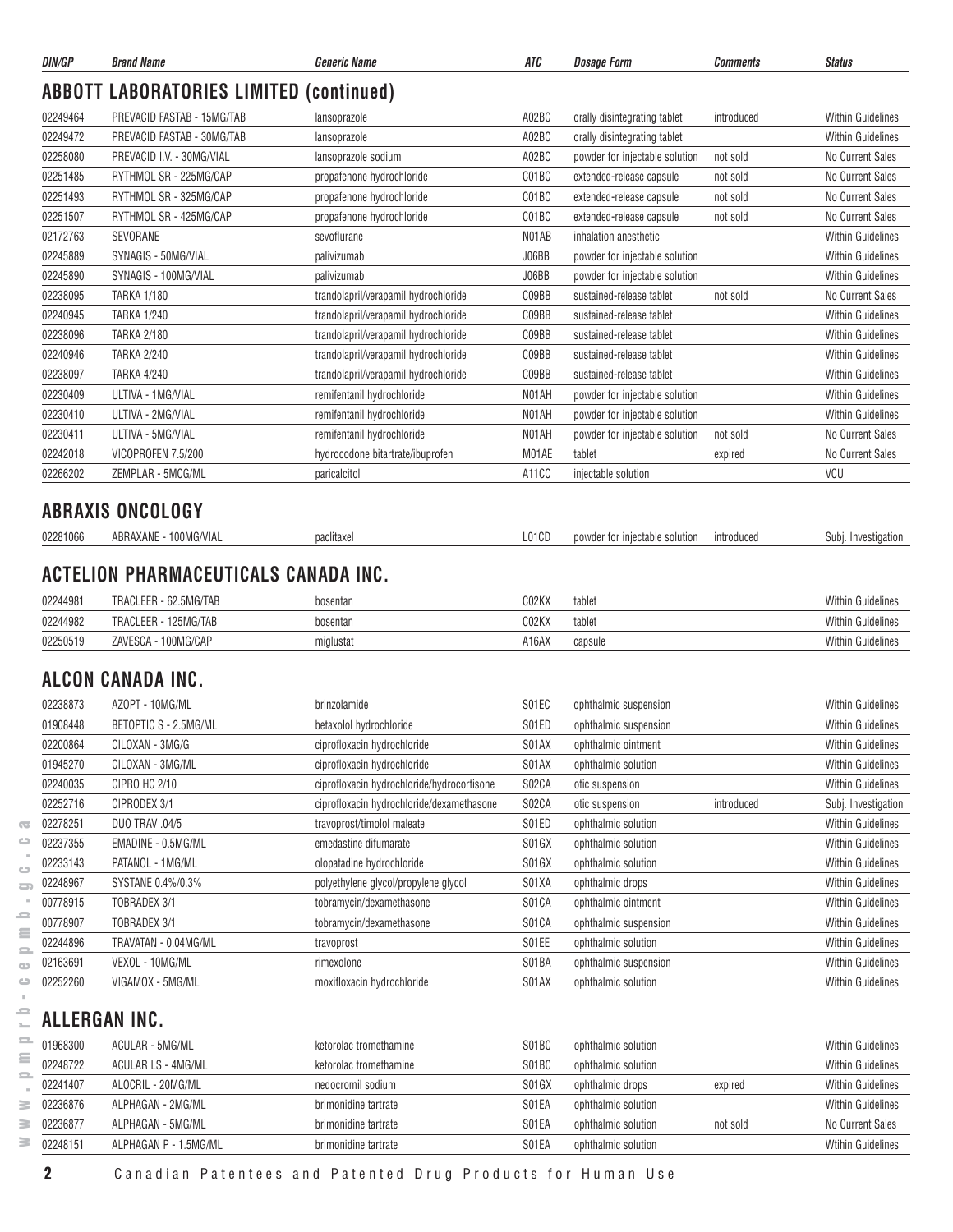| DIN/GP | Brand Name | Generic Name | ATC | Dosage Form | Comments | Status |
|---|---|---|---|---|---|---|

## ABBOTT LABORATORIES LIMITED (continued)

| DIN/GP | Brand Name | Generic Name | ATC | Dosage Form | Comments | Status |
|---|---|---|---|---|---|---|
| 02249464 | PREVACID FASTAB - 15MG/TAB | lansoprazole | A02BC | orally disintegrating tablet | introduced | Within Guidelines |
| 02249472 | PREVACID FASTAB - 30MG/TAB | lansoprazole | A02BC | orally disintegrating tablet | | Within Guidelines |
| 02258080 | PREVACID I.V. - 30MG/VIAL | lansoprazole sodium | A02BC | powder for injectable solution | not sold | No Current Sales |
| 02251485 | RYTHMOL SR - 225MG/CAP | propafenone hydrochloride | C01BC | extended-release capsule | not sold | No Current Sales |
| 02251493 | RYTHMOL SR - 325MG/CAP | propafenone hydrochloride | C01BC | extended-release capsule | not sold | No Current Sales |
| 02251507 | RYTHMOL SR - 425MG/CAP | propafenone hydrochloride | C01BC | extended-release capsule | not sold | No Current Sales |
| 02172763 | SEVORANE | sevoflurane | N01AB | inhalation anesthetic | | Within Guidelines |
| 02245889 | SYNAGIS - 50MG/VIAL | palivizumab | J06BB | powder for injectable solution | | Within Guidelines |
| 02245890 | SYNAGIS - 100MG/VIAL | palivizumab | J06BB | powder for injectable solution | | Within Guidelines |
| 02238095 | TARKA 1/180 | trandolapril/verapamil hydrochloride | C09BB | sustained-release tablet | not sold | No Current Sales |
| 02240945 | TARKA 1/240 | trandolapril/verapamil hydrochloride | C09BB | sustained-release tablet | | Within Guidelines |
| 02238096 | TARKA 2/180 | trandolapril/verapamil hydrochloride | C09BB | sustained-release tablet | | Within Guidelines |
| 02240946 | TARKA 2/240 | trandolapril/verapamil hydrochloride | C09BB | sustained-release tablet | | Within Guidelines |
| 02238097 | TARKA 4/240 | trandolapril/verapamil hydrochloride | C09BB | sustained-release tablet | | Within Guidelines |
| 02230409 | ULTIVA - 1MG/VIAL | remifentanil hydrochloride | N01AH | powder for injectable solution | | Within Guidelines |
| 02230410 | ULTIVA - 2MG/VIAL | remifentanil hydrochloride | N01AH | powder for injectable solution | | Within Guidelines |
| 02230411 | ULTIVA - 5MG/VIAL | remifentanil hydrochloride | N01AH | powder for injectable solution | not sold | No Current Sales |
| 02242018 | VICOPROFEN 7.5/200 | hydrocodone bitartrate/ibuprofen | M01AE | tablet | expired | No Current Sales |
| 02266202 | ZEMPLAR - 5MCG/ML | paricalcitol | A11CC | injectable solution | | VCU |

## ABRAXIS ONCOLOGY

| DIN/GP | Brand Name | Generic Name | ATC | Dosage Form | Comments | Status |
|---|---|---|---|---|---|---|
| 02281066 | ABRAXANE - 100MG/VIAL | paclitaxel | L01CD | powder for injectable solution | introduced | Subj. Investigation |

## ACTELION PHARMACEUTICALS CANADA INC.

| DIN/GP | Brand Name | Generic Name | ATC | Dosage Form | Comments | Status |
|---|---|---|---|---|---|---|
| 02244981 | TRACLEER - 62.5MG/TAB | bosentan | C02KX | tablet | | Within Guidelines |
| 02244982 | TRACLEER - 125MG/TAB | bosentan | C02KX | tablet | | Within Guidelines |
| 02250519 | ZAVESCA - 100MG/CAP | miglustat | A16AX | capsule | | Within Guidelines |

## ALCON CANADA INC.

| DIN/GP | Brand Name | Generic Name | ATC | Dosage Form | Comments | Status |
|---|---|---|---|---|---|---|
| 02238873 | AZOPT - 10MG/ML | brinzolamide | S01EC | ophthalmic suspension | | Within Guidelines |
| 01908448 | BETOPTIC S - 2.5MG/ML | betaxolol hydrochloride | S01ED | ophthalmic suspension | | Within Guidelines |
| 02200864 | CILOXAN - 3MG/G | ciprofloxacin hydrochloride | S01AX | ophthalmic ointment | | Within Guidelines |
| 01945270 | CILOXAN - 3MG/ML | ciprofloxacin hydrochloride | S01AX | ophthalmic solution | | Within Guidelines |
| 02240035 | CIPRO HC 2/10 | ciprofloxacin hydrochloride/hydrocortisone | S02CA | otic suspension | | Within Guidelines |
| 02252716 | CIPRODEX 3/1 | ciprofloxacin hydrochloride/dexamethasone | S02CA | otic suspension | introduced | Subj. Investigation |
| 02278251 | DUO TRAV .04/5 | travoprost/timolol maleate | S01ED | ophthalmic solution | | Within Guidelines |
| 02237355 | EMADINE - 0.5MG/ML | emedastine difumarate | S01GX | ophthalmic solution | | Within Guidelines |
| 02233143 | PATANOL - 1MG/ML | olopatadine hydrochloride | S01GX | ophthalmic solution | | Within Guidelines |
| 02248967 | SYSTANE 0.4%/0.3% | polyethylene glycol/propylene glycol | S01XA | ophthalmic drops | | Within Guidelines |
| 00778915 | TOBRADEX 3/1 | tobramycin/dexamethasone | S01CA | ophthalmic ointment | | Within Guidelines |
| 00778907 | TOBRADEX 3/1 | tobramycin/dexamethasone | S01CA | ophthalmic suspension | | Within Guidelines |
| 02244896 | TRAVATAN - 0.04MG/ML | travoprost | S01EE | ophthalmic solution | | Within Guidelines |
| 02163691 | VEXOL - 10MG/ML | rimexolone | S01BA | ophthalmic suspension | | Within Guidelines |
| 02252260 | VIGAMOX - 5MG/ML | moxifloxacin hydrochloride | S01AX | ophthalmic solution | | Within Guidelines |

## ALLERGAN INC.

| DIN/GP | Brand Name | Generic Name | ATC | Dosage Form | Comments | Status |
|---|---|---|---|---|---|---|
| 01968300 | ACULAR - 5MG/ML | ketorolac tromethamine | S01BC | ophthalmic solution | | Within Guidelines |
| 02248722 | ACULAR LS - 4MG/ML | ketorolac tromethamine | S01BC | ophthalmic solution | | Within Guidelines |
| 02241407 | ALOCRIL - 20MG/ML | nedocromil sodium | S01GX | ophthalmic drops | expired | Within Guidelines |
| 02236876 | ALPHAGAN - 2MG/ML | brimonidine tartrate | S01EA | ophthalmic solution | | Within Guidelines |
| 02236877 | ALPHAGAN - 5MG/ML | brimonidine tartrate | S01EA | ophthalmic solution | not sold | No Current Sales |
| 02248151 | ALPHAGAN P - 1.5MG/ML | brimonidine tartrate | S01EA | ophthalmic solution | | Wtihin Guidelines |

Canadian Patentees and Patented Drug Products for Human Use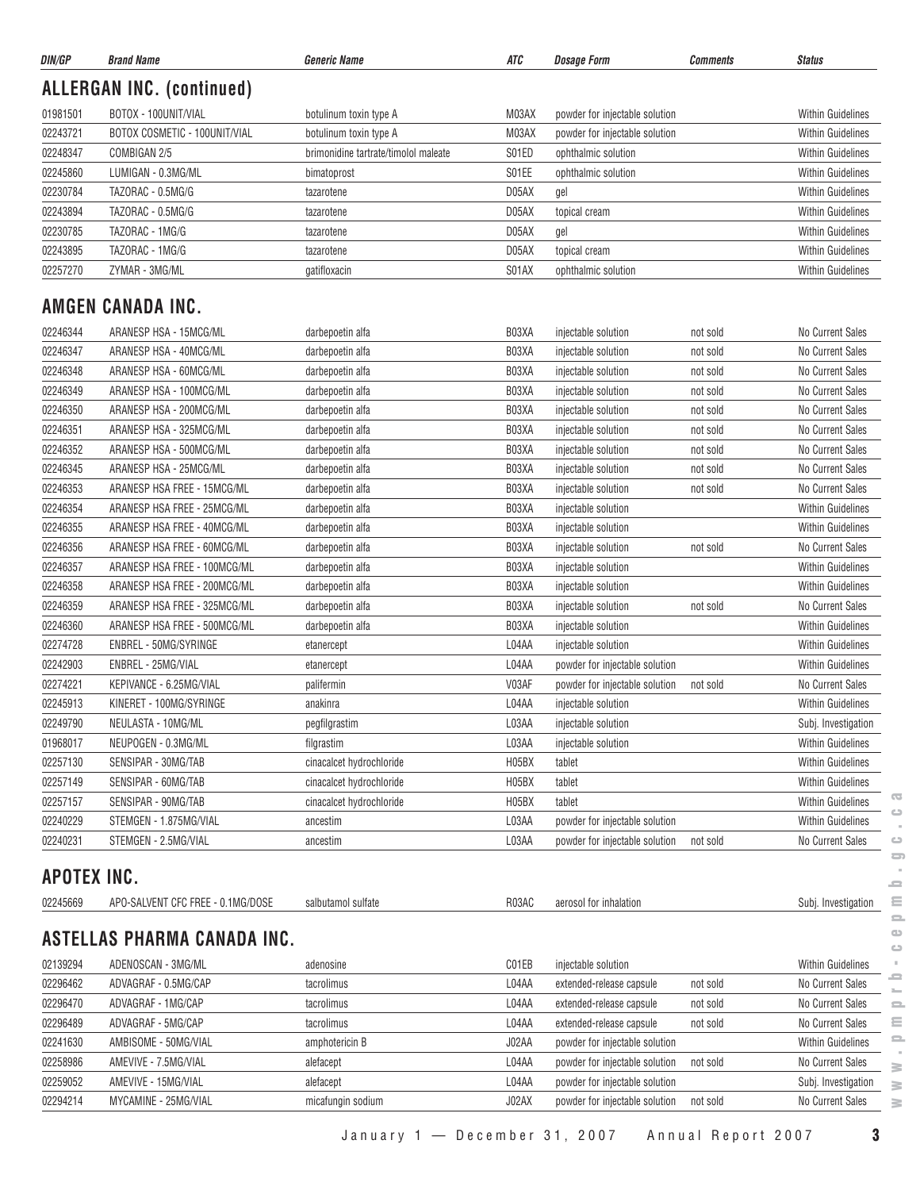| DIN/GP | Brand Name | Generic Name | ATC | Dosage Form | Comments | Status |
|---|---|---|---|---|---|---|

## ALLERGAN INC. (continued)

| DIN/GP | Brand Name | Generic Name | ATC | Dosage Form | Comments | Status |
|---|---|---|---|---|---|---|
| 01981501 | BOTOX - 100UNIT/VIAL | botulinum toxin type A | M03AX | powder for injectable solution | | Within Guidelines |
| 02243721 | BOTOX COSMETIC - 100UNIT/VIAL | botulinum toxin type A | M03AX | powder for injectable solution | | Within Guidelines |
| 02248347 | COMBIGAN 2/5 | brimonidine tartrate/timolol maleate | S01ED | ophthalmic solution | | Within Guidelines |
| 02245860 | LUMIGAN - 0.3MG/ML | bimatoprost | S01EE | ophthalmic solution | | Within Guidelines |
| 02230784 | TAZORAC - 0.5MG/G | tazarotene | D05AX | gel | | Within Guidelines |
| 02243894 | TAZORAC - 0.5MG/G | tazarotene | D05AX | topical cream | | Within Guidelines |
| 02230785 | TAZORAC - 1MG/G | tazarotene | D05AX | gel | | Within Guidelines |
| 02243895 | TAZORAC - 1MG/G | tazarotene | D05AX | topical cream | | Within Guidelines |
| 02257270 | ZYMAR - 3MG/ML | gatifloxacin | S01AX | ophthalmic solution | | Within Guidelines |

## AMGEN CANADA INC.

| DIN/GP | Brand Name | Generic Name | ATC | Dosage Form | Comments | Status |
|---|---|---|---|---|---|---|
| 02246344 | ARANESP HSA - 15MCG/ML | darbepoetin alfa | B03XA | injectable solution | not sold | No Current Sales |
| 02246347 | ARANESP HSA - 40MCG/ML | darbepoetin alfa | B03XA | injectable solution | not sold | No Current Sales |
| 02246348 | ARANESP HSA - 60MCG/ML | darbepoetin alfa | B03XA | injectable solution | not sold | No Current Sales |
| 02246349 | ARANESP HSA - 100MCG/ML | darbepoetin alfa | B03XA | injectable solution | not sold | No Current Sales |
| 02246350 | ARANESP HSA - 200MCG/ML | darbepoetin alfa | B03XA | injectable solution | not sold | No Current Sales |
| 02246351 | ARANESP HSA - 325MCG/ML | darbepoetin alfa | B03XA | injectable solution | not sold | No Current Sales |
| 02246352 | ARANESP HSA - 500MCG/ML | darbepoetin alfa | B03XA | injectable solution | not sold | No Current Sales |
| 02246345 | ARANESP HSA - 25MCG/ML | darbepoetin alfa | B03XA | injectable solution | not sold | No Current Sales |
| 02246353 | ARANESP HSA FREE - 15MCG/ML | darbepoetin alfa | B03XA | injectable solution | not sold | No Current Sales |
| 02246354 | ARANESP HSA FREE - 25MCG/ML | darbepoetin alfa | B03XA | injectable solution | | Within Guidelines |
| 02246355 | ARANESP HSA FREE - 40MCG/ML | darbepoetin alfa | B03XA | injectable solution | | Within Guidelines |
| 02246356 | ARANESP HSA FREE - 60MCG/ML | darbepoetin alfa | B03XA | injectable solution | not sold | No Current Sales |
| 02246357 | ARANESP HSA FREE - 100MCG/ML | darbepoetin alfa | B03XA | injectable solution | | Within Guidelines |
| 02246358 | ARANESP HSA FREE - 200MCG/ML | darbepoetin alfa | B03XA | injectable solution | | Within Guidelines |
| 02246359 | ARANESP HSA FREE - 325MCG/ML | darbepoetin alfa | B03XA | injectable solution | not sold | No Current Sales |
| 02246360 | ARANESP HSA FREE - 500MCG/ML | darbepoetin alfa | B03XA | injectable solution | | Within Guidelines |
| 02274728 | ENBREL - 50MG/SYRINGE | etanercept | L04AA | injectable solution | | Within Guidelines |
| 02242903 | ENBREL - 25MG/VIAL | etanercept | L04AA | powder for injectable solution | | Within Guidelines |
| 02274221 | KEPIVANCE - 6.25MG/VIAL | palifermin | V03AF | powder for injectable solution | not sold | No Current Sales |
| 02245913 | KINERET - 100MG/SYRINGE | anakinra | L04AA | injectable solution | | Within Guidelines |
| 02249790 | NEULASTA - 10MG/ML | pegfilgrastim | L03AA | injectable solution | | Subj. Investigation |
| 01968017 | NEUPOGEN - 0.3MG/ML | filgrastim | L03AA | injectable solution | | Within Guidelines |
| 02257130 | SENSIPAR - 30MG/TAB | cinacalcet hydrochloride | H05BX | tablet | | Within Guidelines |
| 02257149 | SENSIPAR - 60MG/TAB | cinacalcet hydrochloride | H05BX | tablet | | Within Guidelines |
| 02257157 | SENSIPAR - 90MG/TAB | cinacalcet hydrochloride | H05BX | tablet | | Within Guidelines |
| 02240229 | STEMGEN - 1.875MG/VIAL | ancestim | L03AA | powder for injectable solution | | Within Guidelines |
| 02240231 | STEMGEN - 2.5MG/VIAL | ancestim | L03AA | powder for injectable solution | not sold | No Current Sales |

## APOTEX INC.

| DIN/GP | Brand Name | Generic Name | ATC | Dosage Form | Comments | Status |
|---|---|---|---|---|---|---|
| 02245669 | APO-SALVENT CFC FREE - 0.1MG/DOSE | salbutamol sulfate | R03AC | aerosol for inhalation | | Subj. Investigation |

## ASTELLAS PHARMA CANADA INC.

| DIN/GP | Brand Name | Generic Name | ATC | Dosage Form | Comments | Status |
|---|---|---|---|---|---|---|
| 02139294 | ADENOSCAN - 3MG/ML | adenosine | C01EB | injectable solution | | Within Guidelines |
| 02296462 | ADVAGRAF - 0.5MG/CAP | tacrolimus | L04AA | extended-release capsule | not sold | No Current Sales |
| 02296470 | ADVAGRAF - 1MG/CAP | tacrolimus | L04AA | extended-release capsule | not sold | No Current Sales |
| 02296489 | ADVAGRAF - 5MG/CAP | tacrolimus | L04AA | extended-release capsule | not sold | No Current Sales |
| 02241630 | AMBISOME - 50MG/VIAL | amphotericin B | J02AA | powder for injectable solution | | Within Guidelines |
| 02258986 | AMEVIVE - 7.5MG/VIAL | alefacept | L04AA | powder for injectable solution | not sold | No Current Sales |
| 02259052 | AMEVIVE - 15MG/VIAL | alefacept | L04AA | powder for injectable solution | | Subj. Investigation |
| 02294214 | MYCAMINE - 25MG/VIAL | micafungin sodium | J02AX | powder for injectable solution | not sold | No Current Sales |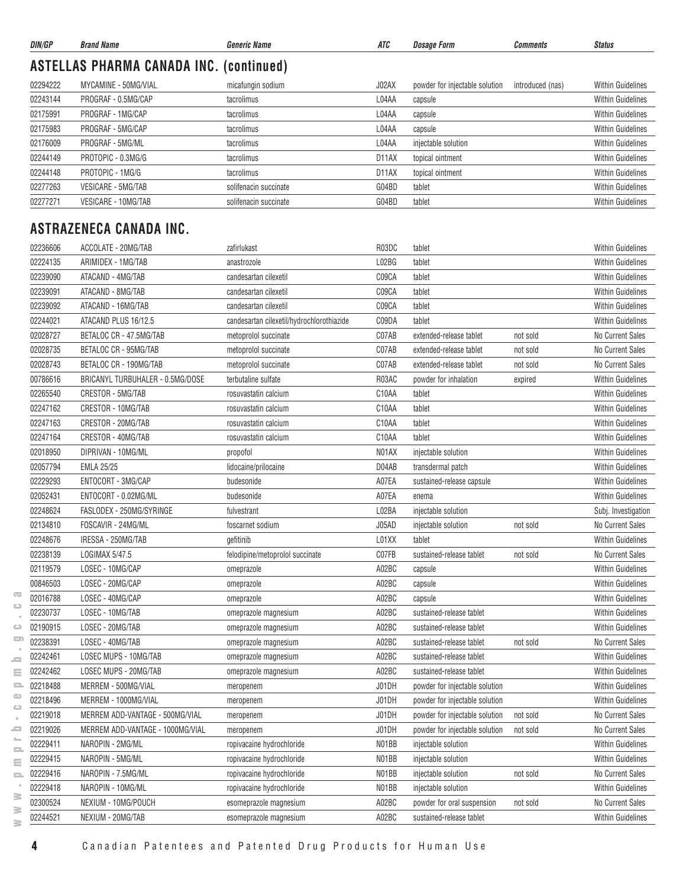| DIN/GP | Brand Name | Generic Name | ATC | Dosage Form | Comments | Status |
|---|---|---|---|---|---|---|

## ASTELLAS PHARMA CANADA INC. (continued)

| DIN/GP | Brand Name | Generic Name | ATC | Dosage Form | Comments | Status |
|---|---|---|---|---|---|---|
| 02294222 | MYCAMINE - 50MG/VIAL | micafungin sodium | J02AX | powder for injectable solution | introduced (nas) | Within Guidelines |
| 02243144 | PROGRAF - 0.5MG/CAP | tacrolimus | L04AA | capsule | | Within Guidelines |
| 02175991 | PROGRAF - 1MG/CAP | tacrolimus | L04AA | capsule | | Within Guidelines |
| 02175983 | PROGRAF - 5MG/CAP | tacrolimus | L04AA | capsule | | Within Guidelines |
| 02176009 | PROGRAF - 5MG/ML | tacrolimus | L04AA | injectable solution | | Within Guidelines |
| 02244149 | PROTOPIC - 0.3MG/G | tacrolimus | D11AX | topical ointment | | Within Guidelines |
| 02244148 | PROTOPIC - 1MG/G | tacrolimus | D11AX | topical ointment | | Within Guidelines |
| 02277263 | VESICARE - 5MG/TAB | solifenacin succinate | G04BD | tablet | | Within Guidelines |
| 02277271 | VESICARE - 10MG/TAB | solifenacin succinate | G04BD | tablet | | Within Guidelines |

## ASTRAZENECA CANADA INC.

| DIN/GP | Brand Name | Generic Name | ATC | Dosage Form | Comments | Status |
|---|---|---|---|---|---|---|
| 02236606 | ACCOLATE - 20MG/TAB | zafirlukast | R03DC | tablet | | Within Guidelines |
| 02224135 | ARIMIDEX - 1MG/TAB | anastrozole | L02BG | tablet | | Within Guidelines |
| 02239090 | ATACAND - 4MG/TAB | candesartan cilexetil | C09CA | tablet | | Within Guidelines |
| 02239091 | ATACAND - 8MG/TAB | candesartan cilexetil | C09CA | tablet | | Within Guidelines |
| 02239092 | ATACAND - 16MG/TAB | candesartan cilexetil | C09CA | tablet | | Within Guidelines |
| 02244021 | ATACAND PLUS 16/12.5 | candesartan cilexetil/hydrochlorothiazide | C09DA | tablet | | Within Guidelines |
| 02028727 | BETALOC CR - 47.5MG/TAB | metoprolol succinate | C07AB | extended-release tablet | not sold | No Current Sales |
| 02028735 | BETALOC CR - 95MG/TAB | metoprolol succinate | C07AB | extended-release tablet | not sold | No Current Sales |
| 02028743 | BETALOC CR - 190MG/TAB | metoprolol succinate | C07AB | extended-release tablet | not sold | No Current Sales |
| 00786616 | BRICANYL TURBUHALER - 0.5MG/DOSE | terbutaline sulfate | R03AC | powder for inhalation | expired | Within Guidelines |
| 02265540 | CRESTOR - 5MG/TAB | rosuvastatin calcium | C10AA | tablet | | Within Guidelines |
| 02247162 | CRESTOR - 10MG/TAB | rosuvastatin calcium | C10AA | tablet | | Within Guidelines |
| 02247163 | CRESTOR - 20MG/TAB | rosuvastatin calcium | C10AA | tablet | | Within Guidelines |
| 02247164 | CRESTOR - 40MG/TAB | rosuvastatin calcium | C10AA | tablet | | Within Guidelines |
| 02018950 | DIPRIVAN - 10MG/ML | propofol | N01AX | injectable solution | | Within Guidelines |
| 02057794 | EMLA 25/25 | lidocaine/prilocaine | D04AB | transdermal patch | | Within Guidelines |
| 02229293 | ENTOCORT - 3MG/CAP | budesonide | A07EA | sustained-release capsule | | Within Guidelines |
| 02052431 | ENTOCORT - 0.02MG/ML | budesonide | A07EA | enema | | Within Guidelines |
| 02248624 | FASLODEX - 250MG/SYRINGE | fulvestrant | L02BA | injectable solution | | Subj. Investigation |
| 02134810 | FOSCAVIR - 24MG/ML | foscarnet sodium | J05AD | injectable solution | not sold | No Current Sales |
| 02248676 | IRESSA - 250MG/TAB | gefitinib | L01XX | tablet | | Within Guidelines |
| 02238139 | LOGIMAX 5/47.5 | felodipine/metoprolol succinate | C07FB | sustained-release tablet | not sold | No Current Sales |
| 02119579 | LOSEC - 10MG/CAP | omeprazole | A02BC | capsule | | Within Guidelines |
| 00846503 | LOSEC - 20MG/CAP | omeprazole | A02BC | capsule | | Within Guidelines |
| 02016788 | LOSEC - 40MG/CAP | omeprazole | A02BC | capsule | | Within Guidelines |
| 02230737 | LOSEC - 10MG/TAB | omeprazole magnesium | A02BC | sustained-release tablet | | Within Guidelines |
| 02190915 | LOSEC - 20MG/TAB | omeprazole magnesium | A02BC | sustained-release tablet | | Within Guidelines |
| 02238391 | LOSEC - 40MG/TAB | omeprazole magnesium | A02BC | sustained-release tablet | not sold | No Current Sales |
| 02242461 | LOSEC MUPS - 10MG/TAB | omeprazole magnesium | A02BC | sustained-release tablet | | Within Guidelines |
| 02242462 | LOSEC MUPS - 20MG/TAB | omeprazole magnesium | A02BC | sustained-release tablet | | Within Guidelines |
| 02218488 | MERREM - 500MG/VIAL | meropenem | J01DH | powder for injectable solution | | Within Guidelines |
| 02218496 | MERREM - 1000MG/VIAL | meropenem | J01DH | powder for injectable solution | | Within Guidelines |
| 02219018 | MERREM ADD-VANTAGE - 500MG/VIAL | meropenem | J01DH | powder for injectable solution | not sold | No Current Sales |
| 02219026 | MERREM ADD-VANTAGE - 1000MG/VIAL | meropenem | J01DH | powder for injectable solution | not sold | No Current Sales |
| 02229411 | NAROPIN - 2MG/ML | ropivacaine hydrochloride | N01BB | injectable solution | | Within Guidelines |
| 02229415 | NAROPIN - 5MG/ML | ropivacaine hydrochloride | N01BB | injectable solution | | Within Guidelines |
| 02229416 | NAROPIN - 7.5MG/ML | ropivacaine hydrochloride | N01BB | injectable solution | not sold | No Current Sales |
| 02229418 | NAROPIN - 10MG/ML | ropivacaine hydrochloride | N01BB | injectable solution | | Within Guidelines |
| 02300524 | NEXIUM - 10MG/POUCH | esomeprazole magnesium | A02BC | powder for oral suspension | not sold | No Current Sales |
| 02244521 | NEXIUM - 20MG/TAB | esomeprazole magnesium | A02BC | sustained-release tablet | | Within Guidelines |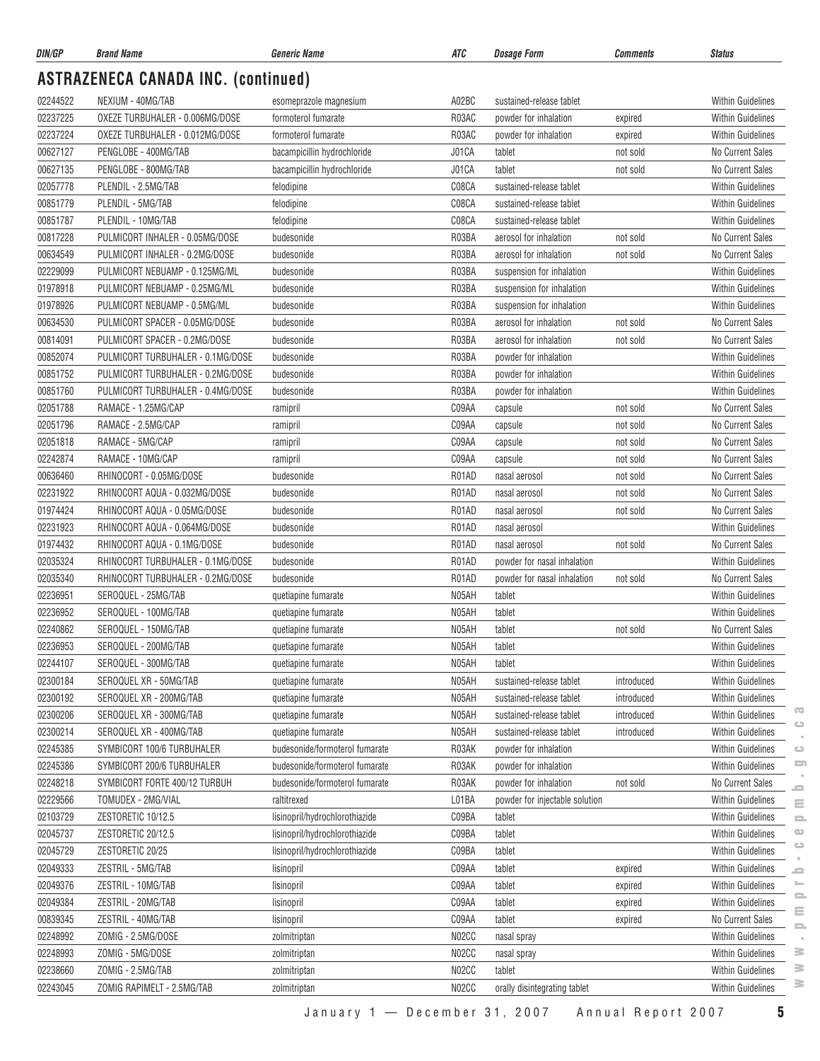## ASTRAZENECA CANADA INC. (continued)

| DIN/GP | Brand Name | Generic Name | ATC | Dosage Form | Comments | Status |
|---|---|---|---|---|---|---|
| 02244522 | NEXIUM - 40MG/TAB | esomeprazole magnesium | A02BC | sustained-release tablet | | Within Guidelines |
| 02237225 | OXEZE TURBUHALER - 0.006MG/DOSE | formoterol fumarate | R03AC | powder for inhalation | expired | Within Guidelines |
| 02237224 | OXEZE TURBUHALER - 0.012MG/DOSE | formoterol fumarate | R03AC | powder for inhalation | expired | Within Guidelines |
| 00627127 | PENGLOBE - 400MG/TAB | bacampicillin hydrochloride | J01CA | tablet | not sold | No Current Sales |
| 00627135 | PENGLOBE - 800MG/TAB | bacampicillin hydrochloride | J01CA | tablet | not sold | No Current Sales |
| 02057778 | PLENDIL - 2.5MG/TAB | felodipine | C08CA | sustained-release tablet | | Within Guidelines |
| 00851779 | PLENDIL - 5MG/TAB | felodipine | C08CA | sustained-release tablet | | Within Guidelines |
| 00851787 | PLENDIL - 10MG/TAB | felodipine | C08CA | sustained-release tablet | | Within Guidelines |
| 00817228 | PULMICORT INHALER - 0.05MG/DOSE | budesonide | R03BA | aerosol for inhalation | not sold | No Current Sales |
| 00634549 | PULMICORT INHALER - 0.2MG/DOSE | budesonide | R03BA | aerosol for inhalation | not sold | No Current Sales |
| 02229099 | PULMICORT NEBUAMP - 0.125MG/ML | budesonide | R03BA | suspension for inhalation | | Within Guidelines |
| 01978918 | PULMICORT NEBUAMP - 0.25MG/ML | budesonide | R03BA | suspension for inhalation | | Within Guidelines |
| 01978926 | PULMICORT NEBUAMP - 0.5MG/ML | budesonide | R03BA | suspension for inhalation | | Within Guidelines |
| 00634530 | PULMICORT SPACER - 0.05MG/DOSE | budesonide | R03BA | aerosol for inhalation | not sold | No Current Sales |
| 00814091 | PULMICORT SPACER - 0.2MG/DOSE | budesonide | R03BA | aerosol for inhalation | not sold | No Current Sales |
| 00852074 | PULMICORT TURBUHALER - 0.1MG/DOSE | budesonide | R03BA | powder for inhalation | | Within Guidelines |
| 00851752 | PULMICORT TURBUHALER - 0.2MG/DOSE | budesonide | R03BA | powder for inhalation | | Within Guidelines |
| 00851760 | PULMICORT TURBUHALER - 0.4MG/DOSE | budesonide | R03BA | powder for inhalation | | Within Guidelines |
| 02051788 | RAMACE - 1.25MG/CAP | ramipril | C09AA | capsule | not sold | No Current Sales |
| 02051796 | RAMACE - 2.5MG/CAP | ramipril | C09AA | capsule | not sold | No Current Sales |
| 02051818 | RAMACE - 5MG/CAP | ramipril | C09AA | capsule | not sold | No Current Sales |
| 02242874 | RAMACE - 10MG/CAP | ramipril | C09AA | capsule | not sold | No Current Sales |
| 00636460 | RHINOCORT - 0.05MG/DOSE | budesonide | R01AD | nasal aerosol | not sold | No Current Sales |
| 02231922 | RHINOCORT AQUA - 0.032MG/DOSE | budesonide | R01AD | nasal aerosol | not sold | No Current Sales |
| 01974424 | RHINOCORT AQUA - 0.05MG/DOSE | budesonide | R01AD | nasal aerosol | not sold | No Current Sales |
| 02231923 | RHINOCORT AQUA - 0.064MG/DOSE | budesonide | R01AD | nasal aerosol | | Within Guidelines |
| 01974432 | RHINOCORT AQUA - 0.1MG/DOSE | budesonide | R01AD | nasal aerosol | not sold | No Current Sales |
| 02035324 | RHINOCORT TURBUHALER - 0.1MG/DOSE | budesonide | R01AD | powder for nasal inhalation | | Within Guidelines |
| 02035340 | RHINOCORT TURBUHALER - 0.2MG/DOSE | budesonide | R01AD | powder for nasal inhalation | not sold | No Current Sales |
| 02236951 | SEROQUEL - 25MG/TAB | quetiapine fumarate | N05AH | tablet | | Within Guidelines |
| 02236952 | SEROQUEL - 100MG/TAB | quetiapine fumarate | N05AH | tablet | | Within Guidelines |
| 02240862 | SEROQUEL - 150MG/TAB | quetiapine fumarate | N05AH | tablet | not sold | No Current Sales |
| 02236953 | SEROQUEL - 200MG/TAB | quetiapine fumarate | N05AH | tablet | | Within Guidelines |
| 02244107 | SEROQUEL - 300MG/TAB | quetiapine fumarate | N05AH | tablet | | Within Guidelines |
| 02300184 | SEROQUEL XR - 50MG/TAB | quetiapine fumarate | N05AH | sustained-release tablet | introduced | Within Guidelines |
| 02300192 | SEROQUEL XR - 200MG/TAB | quetiapine fumarate | N05AH | sustained-release tablet | introduced | Within Guidelines |
| 02300206 | SEROQUEL XR - 300MG/TAB | quetiapine fumarate | N05AH | sustained-release tablet | introduced | Within Guidelines |
| 02300214 | SEROQUEL XR - 400MG/TAB | quetiapine fumarate | N05AH | sustained-release tablet | introduced | Within Guidelines |
| 02245385 | SYMBICORT 100/6 TURBUHALER | budesonide/formoterol fumarate | R03AK | powder for inhalation | | Within Guidelines |
| 02245386 | SYMBICORT 200/6 TURBUHALER | budesonide/formoterol fumarate | R03AK | powder for inhalation | | Within Guidelines |
| 02248218 | SYMBICORT FORTE 400/12 TURBUH | budesonide/formoterol fumarate | R03AK | powder for inhalation | not sold | No Current Sales |
| 02229566 | TOMUDEX - 2MG/VIAL | raltitrexed | L01BA | powder for injectable solution | | Within Guidelines |
| 02103729 | ZESTORETIC 10/12.5 | lisinopril/hydrochlorothiazide | C09BA | tablet | | Within Guidelines |
| 02045737 | ZESTORETIC 20/12.5 | lisinopril/hydrochlorothiazide | C09BA | tablet | | Within Guidelines |
| 02045729 | ZESTORETIC 20/25 | lisinopril/hydrochlorothiazide | C09BA | tablet | | Within Guidelines |
| 02049333 | ZESTRIL - 5MG/TAB | lisinopril | C09AA | tablet | expired | Within Guidelines |
| 02049376 | ZESTRIL - 10MG/TAB | lisinopril | C09AA | tablet | expired | Within Guidelines |
| 02049384 | ZESTRIL - 20MG/TAB | lisinopril | C09AA | tablet | expired | Within Guidelines |
| 00839345 | ZESTRIL - 40MG/TAB | lisinopril | C09AA | tablet | expired | No Current Sales |
| 02248992 | ZOMIG - 2.5MG/DOSE | zolmitriptan | N02CC | nasal spray | | Within Guidelines |
| 02248993 | ZOMIG - 5MG/DOSE | zolmitriptan | N02CC | nasal spray | | Within Guidelines |
| 02238660 | ZOMIG - 2.5MG/TAB | zolmitriptan | N02CC | tablet | | Within Guidelines |
| 02243045 | ZOMIG RAPIMELT - 2.5MG/TAB | zolmitriptan | N02CC | orally disintegrating tablet | | Within Guidelines |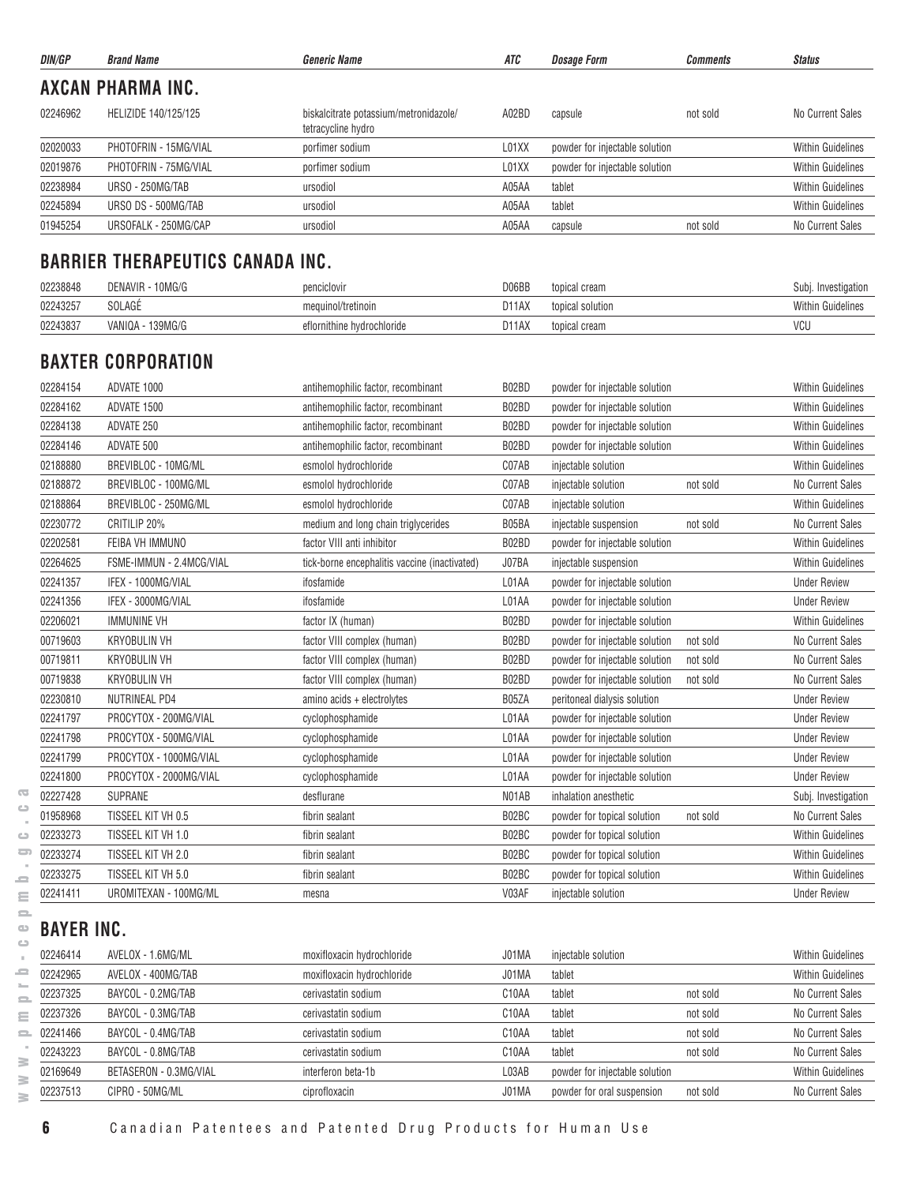| DIN/GP | Brand Name | Generic Name | ATC | Dosage Form | Comments | Status |
|---|---|---|---|---|---|---|

## AXCAN PHARMA INC.

| DIN/GP | Brand Name | Generic Name | ATC | Dosage Form | Comments | Status |
|---|---|---|---|---|---|---|
| 02246962 | HELIZIDE 140/125/125 | biskalcitrate potassium/metronidazole/ tetracycline hydro | A02BD | capsule | not sold | No Current Sales |
| 02020033 | PHOTOFRIN - 15MG/VIAL | porfimer sodium | L01XX | powder for injectable solution | | Within Guidelines |
| 02019876 | PHOTOFRIN - 75MG/VIAL | porfimer sodium | L01XX | powder for injectable solution | | Within Guidelines |
| 02238984 | URSO - 250MG/TAB | ursodiol | A05AA | tablet | | Within Guidelines |
| 02245894 | URSO DS - 500MG/TAB | ursodiol | A05AA | tablet | | Within Guidelines |
| 01945254 | URSOFALK - 250MG/CAP | ursodiol | A05AA | capsule | not sold | No Current Sales |

## BARRIER THERAPEUTICS CANADA INC.

| DIN/GP | Brand Name | Generic Name | ATC | Dosage Form | Comments | Status |
|---|---|---|---|---|---|---|
| 02238848 | DENAVIR - 10MG/G | penciclovir | D06BB | topical cream | | Subj. Investigation |
| 02243257 | SOLAGÉ | mequinol/tretinoin | D11AX | topical solution | | Within Guidelines |
| 02243837 | VANIQA - 139MG/G | eflornithine hydrochloride | D11AX | topical cream | | VCU |

## BAXTER CORPORATION

| DIN/GP | Brand Name | Generic Name | ATC | Dosage Form | Comments | Status |
|---|---|---|---|---|---|---|
| 02284154 | ADVATE 1000 | antihemophilic factor, recombinant | B02BD | powder for injectable solution | | Within Guidelines |
| 02284162 | ADVATE 1500 | antihemophilic factor, recombinant | B02BD | powder for injectable solution | | Within Guidelines |
| 02284138 | ADVATE 250 | antihemophilic factor, recombinant | B02BD | powder for injectable solution | | Within Guidelines |
| 02284146 | ADVATE 500 | antihemophilic factor, recombinant | B02BD | powder for injectable solution | | Within Guidelines |
| 02188880 | BREVIBLOC - 10MG/ML | esmolol hydrochloride | C07AB | injectable solution | | Within Guidelines |
| 02188872 | BREVIBLOC - 100MG/ML | esmolol hydrochloride | C07AB | injectable solution | not sold | No Current Sales |
| 02188864 | BREVIBLOC - 250MG/ML | esmolol hydrochloride | C07AB | injectable solution | | Within Guidelines |
| 02230772 | CRITILIP 20% | medium and long chain triglycerides | B05BA | injectable suspension | not sold | No Current Sales |
| 02202581 | FEIBA VH IMMUNO | factor VIII anti inhibitor | B02BD | powder for injectable solution | | Within Guidelines |
| 02264625 | FSME-IMMUN - 2.4MCG/VIAL | tick-borne encephalitis vaccine (inactivated) | J07BA | injectable suspension | | Within Guidelines |
| 02241357 | IFEX - 1000MG/VIAL | ifosfamide | L01AA | powder for injectable solution | | Under Review |
| 02241356 | IFEX - 3000MG/VIAL | ifosfamide | L01AA | powder for injectable solution | | Under Review |
| 02206021 | IMMUNINE VH | factor IX (human) | B02BD | powder for injectable solution | | Within Guidelines |
| 00719603 | KRYOBULIN VH | factor VIII complex (human) | B02BD | powder for injectable solution | not sold | No Current Sales |
| 00719811 | KRYOBULIN VH | factor VIII complex (human) | B02BD | powder for injectable solution | not sold | No Current Sales |
| 00719838 | KRYOBULIN VH | factor VIII complex (human) | B02BD | powder for injectable solution | not sold | No Current Sales |
| 02230810 | NUTRINEAL PD4 | amino acids + electrolytes | B05ZA | peritoneal dialysis solution | | Under Review |
| 02241797 | PROCYTOX - 200MG/VIAL | cyclophosphamide | L01AA | powder for injectable solution | | Under Review |
| 02241798 | PROCYTOX - 500MG/VIAL | cyclophosphamide | L01AA | powder for injectable solution | | Under Review |
| 02241799 | PROCYTOX - 1000MG/VIAL | cyclophosphamide | L01AA | powder for injectable solution | | Under Review |
| 02241800 | PROCYTOX - 2000MG/VIAL | cyclophosphamide | L01AA | powder for injectable solution | | Under Review |
| 02227428 | SUPRANE | desflurane | N01AB | inhalation anesthetic | | Subj. Investigation |
| 01958968 | TISSEEL KIT VH 0.5 | fibrin sealant | B02BC | powder for topical solution | not sold | No Current Sales |
| 02233273 | TISSEEL KIT VH 1.0 | fibrin sealant | B02BC | powder for topical solution | | Within Guidelines |
| 02233274 | TISSEEL KIT VH 2.0 | fibrin sealant | B02BC | powder for topical solution | | Within Guidelines |
| 02233275 | TISSEEL KIT VH 5.0 | fibrin sealant | B02BC | powder for topical solution | | Within Guidelines |
| 02241411 | UROMITEXAN - 100MG/ML | mesna | V03AF | injectable solution | | Under Review |

## BAYER INC.

| DIN/GP | Brand Name | Generic Name | ATC | Dosage Form | Comments | Status |
|---|---|---|---|---|---|---|
| 02246414 | AVELOX - 1.6MG/ML | moxifloxacin hydrochloride | J01MA | injectable solution | | Within Guidelines |
| 02242965 | AVELOX - 400MG/TAB | moxifloxacin hydrochloride | J01MA | tablet | | Within Guidelines |
| 02237325 | BAYCOL - 0.2MG/TAB | cerivastatin sodium | C10AA | tablet | not sold | No Current Sales |
| 02237326 | BAYCOL - 0.3MG/TAB | cerivastatin sodium | C10AA | tablet | not sold | No Current Sales |
| 02241466 | BAYCOL - 0.4MG/TAB | cerivastatin sodium | C10AA | tablet | not sold | No Current Sales |
| 02243223 | BAYCOL - 0.8MG/TAB | cerivastatin sodium | C10AA | tablet | not sold | No Current Sales |
| 02169649 | BETASERON - 0.3MG/VIAL | interferon beta-1b | L03AB | powder for injectable solution | | Within Guidelines |
| 02237513 | CIPRO - 50MG/ML | ciprofloxacin | J01MA | powder for oral suspension | not sold | No Current Sales |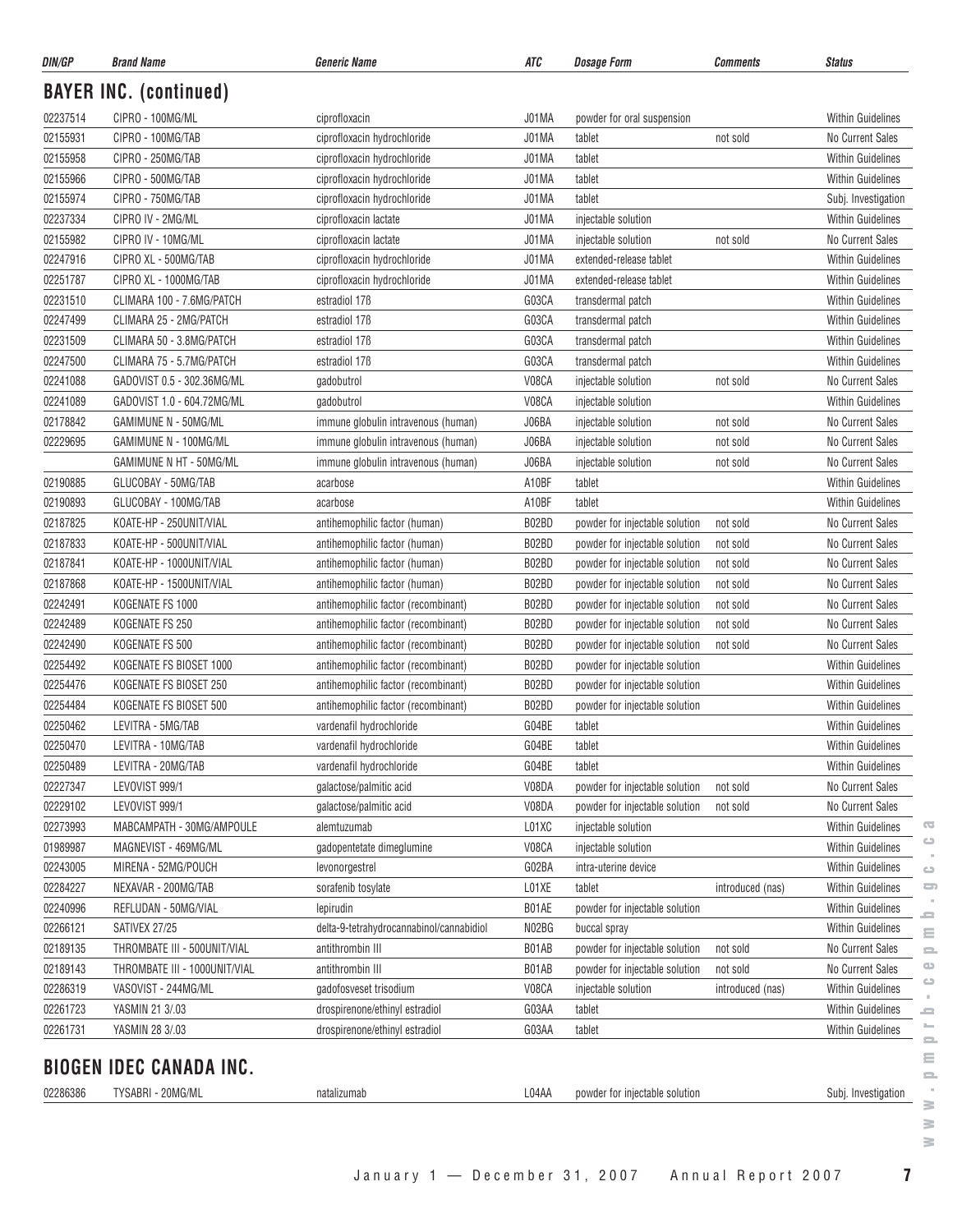| DIN/GP | Brand Name | Generic Name | ATC | Dosage Form | Comments | Status |
|---|---|---|---|---|---|---|

## BAYER INC. (continued)

| DIN/GP | Brand Name | Generic Name | ATC | Dosage Form | Comments | Status |
|---|---|---|---|---|---|---|
| 02237514 | CIPRO - 100MG/ML | ciprofloxacin | J01MA | powder for oral suspension | | Within Guidelines |
| 02155931 | CIPRO - 100MG/TAB | ciprofloxacin hydrochloride | J01MA | tablet | not sold | No Current Sales |
| 02155958 | CIPRO - 250MG/TAB | ciprofloxacin hydrochloride | J01MA | tablet | | Within Guidelines |
| 02155966 | CIPRO - 500MG/TAB | ciprofloxacin hydrochloride | J01MA | tablet | | Within Guidelines |
| 02155974 | CIPRO - 750MG/TAB | ciprofloxacin hydrochloride | J01MA | tablet | | Subj. Investigation |
| 02237334 | CIPRO IV - 2MG/ML | ciprofloxacin lactate | J01MA | injectable solution | | Within Guidelines |
| 02155982 | CIPRO IV - 10MG/ML | ciprofloxacin lactate | J01MA | injectable solution | not sold | No Current Sales |
| 02247916 | CIPRO XL - 500MG/TAB | ciprofloxacin hydrochloride | J01MA | extended-release tablet | | Within Guidelines |
| 02251787 | CIPRO XL - 1000MG/TAB | ciprofloxacin hydrochloride | J01MA | extended-release tablet | | Within Guidelines |
| 02231510 | CLIMARA 100 - 7.6MG/PATCH | estradiol 17ß | G03CA | transdermal patch | | Within Guidelines |
| 02247499 | CLIMARA 25 - 2MG/PATCH | estradiol 17ß | G03CA | transdermal patch | | Within Guidelines |
| 02231509 | CLIMARA 50 - 3.8MG/PATCH | estradiol 17ß | G03CA | transdermal patch | | Within Guidelines |
| 02247500 | CLIMARA 75 - 5.7MG/PATCH | estradiol 17ß | G03CA | transdermal patch | | Within Guidelines |
| 02241088 | GADOVIST 0.5 - 302.36MG/ML | gadobutrol | V08CA | injectable solution | not sold | No Current Sales |
| 02241089 | GADOVIST 1.0 - 604.72MG/ML | gadobutrol | V08CA | injectable solution | | Within Guidelines |
| 02178842 | GAMIMUNE N - 50MG/ML | immune globulin intravenous (human) | J06BA | injectable solution | not sold | No Current Sales |
| 02229695 | GAMIMUNE N - 100MG/ML | immune globulin intravenous (human) | J06BA | injectable solution | not sold | No Current Sales |
| | GAMIMUNE N HT - 50MG/ML | immune globulin intravenous (human) | J06BA | injectable solution | not sold | No Current Sales |
| 02190885 | GLUCOBAY - 50MG/TAB | acarbose | A10BF | tablet | | Within Guidelines |
| 02190893 | GLUCOBAY - 100MG/TAB | acarbose | A10BF | tablet | | Within Guidelines |
| 02187825 | KOATE-HP - 250UNIT/VIAL | antihemophilic factor (human) | B02BD | powder for injectable solution | not sold | No Current Sales |
| 02187833 | KOATE-HP - 500UNIT/VIAL | antihemophilic factor (human) | B02BD | powder for injectable solution | not sold | No Current Sales |
| 02187841 | KOATE-HP - 1000UNIT/VIAL | antihemophilic factor (human) | B02BD | powder for injectable solution | not sold | No Current Sales |
| 02187868 | KOATE-HP - 1500UNIT/VIAL | antihemophilic factor (human) | B02BD | powder for injectable solution | not sold | No Current Sales |
| 02242491 | KOGENATE FS 1000 | antihemophilic factor (recombinant) | B02BD | powder for injectable solution | not sold | No Current Sales |
| 02242489 | KOGENATE FS 250 | antihemophilic factor (recombinant) | B02BD | powder for injectable solution | not sold | No Current Sales |
| 02242490 | KOGENATE FS 500 | antihemophilic factor (recombinant) | B02BD | powder for injectable solution | not sold | No Current Sales |
| 02254492 | KOGENATE FS BIOSET 1000 | antihemophilic factor (recombinant) | B02BD | powder for injectable solution | | Within Guidelines |
| 02254476 | KOGENATE FS BIOSET 250 | antihemophilic factor (recombinant) | B02BD | powder for injectable solution | | Within Guidelines |
| 02254484 | KOGENATE FS BIOSET 500 | antihemophilic factor (recombinant) | B02BD | powder for injectable solution | | Within Guidelines |
| 02250462 | LEVITRA - 5MG/TAB | vardenafil hydrochloride | G04BE | tablet | | Within Guidelines |
| 02250470 | LEVITRA - 10MG/TAB | vardenafil hydrochloride | G04BE | tablet | | Within Guidelines |
| 02250489 | LEVITRA - 20MG/TAB | vardenafil hydrochloride | G04BE | tablet | | Within Guidelines |
| 02227347 | LEVOVIST 999/1 | galactose/palmitic acid | V08DA | powder for injectable solution | not sold | No Current Sales |
| 02229102 | LEVOVIST 999/1 | galactose/palmitic acid | V08DA | powder for injectable solution | not sold | No Current Sales |
| 02273993 | MABCAMPATH - 30MG/AMPOULE | alemtuzumab | L01XC | injectable solution | | Within Guidelines |
| 01989987 | MAGNEVIST - 469MG/ML | gadopentetate dimeglumine | V08CA | injectable solution | | Within Guidelines |
| 02243005 | MIRENA - 52MG/POUCH | levonorgestrel | G02BA | intra-uterine device | | Within Guidelines |
| 02284227 | NEXAVAR - 200MG/TAB | sorafenib tosylate | L01XE | tablet | introduced (nas) | Within Guidelines |
| 02240996 | REFLUDAN - 50MG/VIAL | lepirudin | B01AE | powder for injectable solution | | Within Guidelines |
| 02266121 | SATIVEX 27/25 | delta-9-tetrahydrocannabinol/cannabidiol | N02BG | buccal spray | | Within Guidelines |
| 02189135 | THROMBATE III - 500UNIT/VIAL | antithrombin III | B01AB | powder for injectable solution | not sold | No Current Sales |
| 02189143 | THROMBATE III - 1000UNIT/VIAL | antithrombin III | B01AB | powder for injectable solution | not sold | No Current Sales |
| 02286319 | VASOVIST - 244MG/ML | gadofosveset trisodium | V08CA | injectable solution | introduced (nas) | Within Guidelines |
| 02261723 | YASMIN 21 3/.03 | drospirenone/ethinyl estradiol | G03AA | tablet | | Within Guidelines |
| 02261731 | YASMIN 28 3/.03 | drospirenone/ethinyl estradiol | G03AA | tablet | | Within Guidelines |

## BIOGEN IDEC CANADA INC.

| DIN/GP | Brand Name | Generic Name | ATC | Dosage Form | Comments | Status |
|---|---|---|---|---|---|---|
| 02286386 | TYSABRI - 20MG/ML | natalizumab | L04AA | powder for injectable solution | | Subj. Investigation |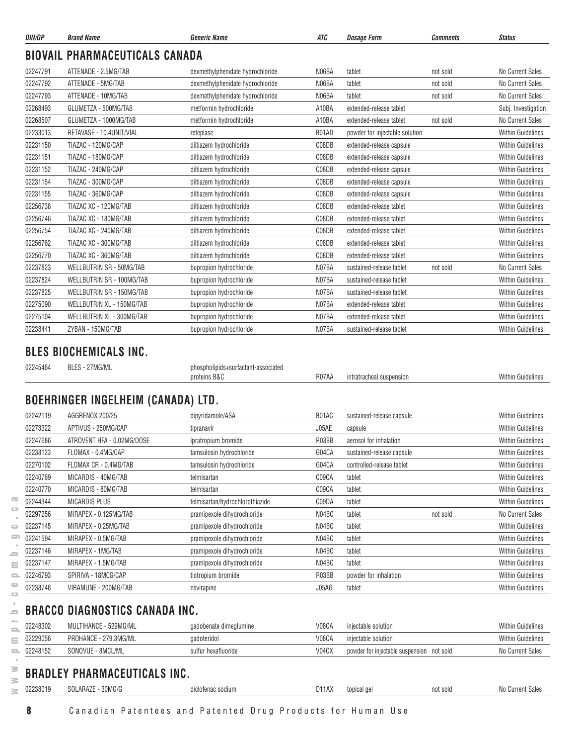| DIN/GP | Brand Name | Generic Name | ATC | Dosage Form | Comments | Status |
|---|---|---|---|---|---|---|

## BIOVAIL PHARMACEUTICALS CANADA

| DIN/GP | Brand Name | Generic Name | ATC | Dosage Form | Comments | Status |
|---|---|---|---|---|---|---|
| 02247791 | ATTENADE - 2.5MG/TAB | dexmethylphenidate hydrochloride | N06BA | tablet | not sold | No Current Sales |
| 02247792 | ATTENADE - 5MG/TAB | dexmethylphenidate hydrochloride | N06BA | tablet | not sold | No Current Sales |
| 02247793 | ATTENADE - 10MG/TAB | dexmethylphenidate hydrochloride | N06BA | tablet | not sold | No Current Sales |
| 02268493 | GLUMETZA - 500MG/TAB | metformin hydrochloride | A10BA | extended-release tablet | | Subj. Investigation |
| 02268507 | GLUMETZA - 1000MG/TAB | metformin hydrochloride | A10BA | extended-release tablet | not sold | No Current Sales |
| 02233013 | RETAVASE - 10.4UNIT/VIAL | reteplase | B01AD | powder for injectable solution | | Within Guidelines |
| 02231150 | TIAZAC - 120MG/CAP | diltiazem hydrochloride | C08DB | extended-release capsule | | Within Guidelines |
| 02231151 | TIAZAC - 180MG/CAP | diltiazem hydrochloride | C08DB | extended-release capsule | | Within Guidelines |
| 02231152 | TIAZAC - 240MG/CAP | diltiazem hydrochloride | C08DB | extended-release capsule | | Within Guidelines |
| 02231154 | TIAZAC - 300MG/CAP | diltiazem hydrochloride | C08DB | extended-release capsule | | Within Guidelines |
| 02231155 | TIAZAC - 360MG/CAP | diltiazem hydrochloride | C08DB | extended-release capsule | | Within Guidelines |
| 02256738 | TIAZAC XC - 120MG/TAB | diltiazem hydrochloride | C08DB | extended-release tablet | | Within Guidelines |
| 02256746 | TIAZAC XC - 180MG/TAB | diltiazem hydrochloride | C08DB | extended-release tablet | | Within Guidelines |
| 02256754 | TIAZAC XC - 240MG/TAB | diltiazem hydrochloride | C08DB | extended-release tablet | | Within Guidelines |
| 02256762 | TIAZAC XC - 300MG/TAB | diltiazem hydrochloride | C08DB | extended-release tablet | | Within Guidelines |
| 02256770 | TIAZAC XC - 360MG/TAB | diltiazem hydrochloride | C08DB | extended-release tablet | | Within Guidelines |
| 02237823 | WELLBUTRIN SR - 50MG/TAB | bupropion hydrochloride | N07BA | sustained-release tablet | not sold | No Current Sales |
| 02237824 | WELLBUTRIN SR - 100MG/TAB | bupropion hydrochloride | N07BA | sustained-release tablet | | Within Guidelines |
| 02237825 | WELLBUTRIN SR - 150MG/TAB | bupropion hydrochloride | N07BA | sustained-release tablet | | Within Guidelines |
| 02275090 | WELLBUTRIN XL - 150MG/TAB | bupropion hydrochloride | N07BA | extended-release tablet | | Within Guidelines |
| 02275104 | WELLBUTRIN XL - 300MG/TAB | bupropion hydrochloride | N07BA | extended-release tablet | | Within Guidelines |
| 02238441 | ZYBAN - 150MG/TAB | bupropion hydrochloride | N07BA | sustained-release tablet | | Within Guidelines |

## BLES BIOCHEMICALS INC.

| DIN/GP | Brand Name | Generic Name | ATC | Dosage Form | Comments | Status |
|---|---|---|---|---|---|---|
| 02245464 | BLES - 27MG/ML | phospholipids+surfactant-associated proteins B&C | R07AA | intratracheal suspension | | Within Guidelines |

## BOEHRINGER INGELHEIM (CANADA) LTD.

| DIN/GP | Brand Name | Generic Name | ATC | Dosage Form | Comments | Status |
|---|---|---|---|---|---|---|
| 02242119 | AGGRENOX 200/25 | dipyridamole/ASA | B01AC | sustained-release capsule | | Within Guidelines |
| 02273322 | APTIVUS - 250MG/CAP | tipranavir | J05AE | capsule | | Within Guidelines |
| 02247686 | ATROVENT HFA - 0.02MG/DOSE | ipratropium bromide | R03BB | aerosol for inhalation | | Within Guidelines |
| 02238123 | FLOMAX - 0.4MG/CAP | tamsulosin hydrochloride | G04CA | sustained-release capsule | | Within Guidelines |
| 02270102 | FLOMAX CR - 0.4MG/TAB | tamsulosin hydrochloride | G04CA | controlled-release tablet | | Within Guidelines |
| 02240769 | MICARDIS - 40MG/TAB | telmisartan | C09CA | tablet | | Within Guidelines |
| 02240770 | MICARDIS - 80MG/TAB | telmisartan | C09CA | tablet | | Within Guidelines |
| 02244344 | MICARDIS PLUS | telmisartan/hydrochlorothiazide | C09DA | tablet | | Within Guidelines |
| 02297256 | MIRAPEX - 0.125MG/TAB | pramipexole dihydrochloride | N04BC | tablet | not sold | No Current Sales |
| 02237145 | MIRAPEX - 0.25MG/TAB | pramipexole dihydrochloride | N04BC | tablet | | Within Guidelines |
| 02241594 | MIRAPEX - 0.5MG/TAB | pramipexole dihydrochloride | N04BC | tablet | | Within Guidelines |
| 02237146 | MIRAPEX - 1MG/TAB | pramipexole dihydrochloride | N04BC | tablet | | Within Guidelines |
| 02237147 | MIRAPEX - 1.5MG/TAB | pramipexole dihydrochloride | N04BC | tablet | | Within Guidelines |
| 02246793 | SPIRIVA - 18MCG/CAP | tiotropium bromide | R03BB | powder for inhalation | | Within Guidelines |
| 02238748 | VIRAMUNE - 200MG/TAB | nevirapine | J05AG | tablet | | Within Guidelines |

## BRACCO DIAGNOSTICS CANADA INC.

| DIN/GP | Brand Name | Generic Name | ATC | Dosage Form | Comments | Status |
|---|---|---|---|---|---|---|
| 02248302 | MULTIHANCE - 529MG/ML | gadobenate dimeglumine | V08CA | injectable solution | | Within Guidelines |
| 02229056 | PROHANCE - 279.3MG/ML | gadoteridol | V08CA | injectable solution | | Within Guidelines |
| 02248152 | SONOVUE - 8MCL/ML | sulfur hexafluoride | V04CX | powder for injectable suspension | not sold | No Current Sales |

## BRADLEY PHARMACEUTICALS INC.

| DIN/GP | Brand Name | Generic Name | ATC | Dosage Form | Comments | Status |
|---|---|---|---|---|---|---|
| 02238019 | SOLARAZE - 30MG/G | diclofenac sodium | D11AX | topical gel | not sold | No Current Sales |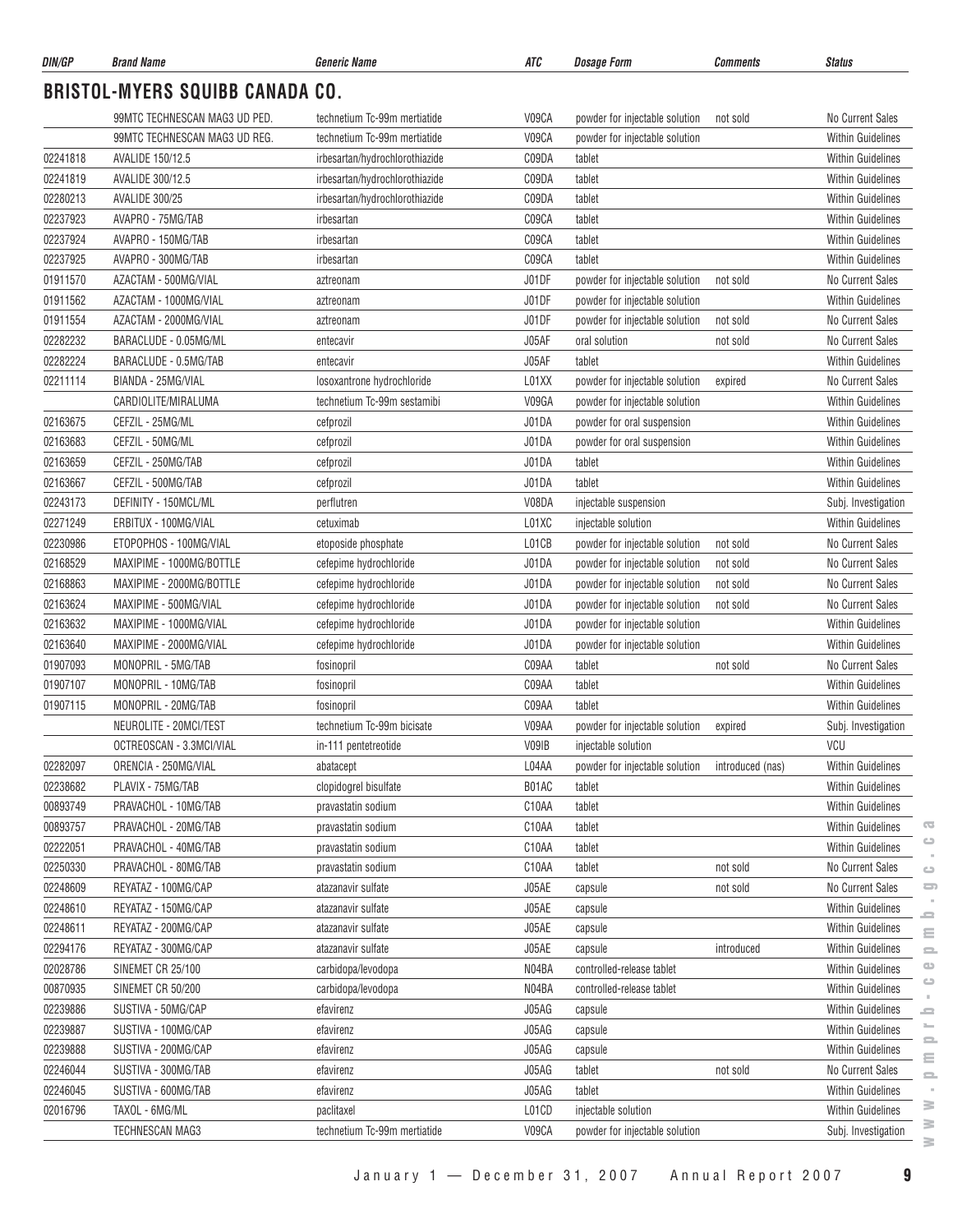## BRISTOL-MYERS SQUIBB CANADA CO.

| DIN/GP | Brand Name | Generic Name | ATC | Dosage Form | Comments | Status |
|---|---|---|---|---|---|---|
| | 99MTC TECHNESCAN MAG3 UD PED. | technetium Tc-99m mertiatide | V09CA | powder for injectable solution | not sold | No Current Sales |
| | 99MTC TECHNESCAN MAG3 UD REG. | technetium Tc-99m mertiatide | V09CA | powder for injectable solution | | Within Guidelines |
| 02241818 | AVALIDE 150/12.5 | irbesartan/hydrochlorothiazide | C09DA | tablet | | Within Guidelines |
| 02241819 | AVALIDE 300/12.5 | irbesartan/hydrochlorothiazide | C09DA | tablet | | Within Guidelines |
| 02280213 | AVALIDE 300/25 | irbesartan/hydrochlorothiazide | C09DA | tablet | | Within Guidelines |
| 02237923 | AVAPRO - 75MG/TAB | irbesartan | C09CA | tablet | | Within Guidelines |
| 02237924 | AVAPRO - 150MG/TAB | irbesartan | C09CA | tablet | | Within Guidelines |
| 02237925 | AVAPRO - 300MG/TAB | irbesartan | C09CA | tablet | | Within Guidelines |
| 01911570 | AZACTAM - 500MG/VIAL | aztreonam | J01DF | powder for injectable solution | not sold | No Current Sales |
| 01911562 | AZACTAM - 1000MG/VIAL | aztreonam | J01DF | powder for injectable solution | | Within Guidelines |
| 01911554 | AZACTAM - 2000MG/VIAL | aztreonam | J01DF | powder for injectable solution | not sold | No Current Sales |
| 02282232 | BARACLUDE - 0.05MG/ML | entecavir | J05AF | oral solution | not sold | No Current Sales |
| 02282224 | BARACLUDE - 0.5MG/TAB | entecavir | J05AF | tablet | | Within Guidelines |
| 02211114 | BIANDA - 25MG/VIAL | losoxantrone hydrochloride | L01XX | powder for injectable solution | expired | No Current Sales |
| | CARDIOLITE/MIRALUMA | technetium Tc-99m sestamibi | V09GA | powder for injectable solution | | Within Guidelines |
| 02163675 | CEFZIL - 25MG/ML | cefprozil | J01DA | powder for oral suspension | | Within Guidelines |
| 02163683 | CEFZIL - 50MG/ML | cefprozil | J01DA | powder for oral suspension | | Within Guidelines |
| 02163659 | CEFZIL - 250MG/TAB | cefprozil | J01DA | tablet | | Within Guidelines |
| 02163667 | CEFZIL - 500MG/TAB | cefprozil | J01DA | tablet | | Within Guidelines |
| 02243173 | DEFINITY - 150MCL/ML | perflutren | V08DA | injectable suspension | | Subj. Investigation |
| 02271249 | ERBITUX - 100MG/VIAL | cetuximab | L01XC | injectable solution | | Within Guidelines |
| 02230986 | ETOPOPHOS - 100MG/VIAL | etoposide phosphate | L01CB | powder for injectable solution | not sold | No Current Sales |
| 02168529 | MAXIPIME - 1000MG/BOTTLE | cefepime hydrochloride | J01DA | powder for injectable solution | not sold | No Current Sales |
| 02168863 | MAXIPIME - 2000MG/BOTTLE | cefepime hydrochloride | J01DA | powder for injectable solution | not sold | No Current Sales |
| 02163624 | MAXIPIME - 500MG/VIAL | cefepime hydrochloride | J01DA | powder for injectable solution | not sold | No Current Sales |
| 02163632 | MAXIPIME - 1000MG/VIAL | cefepime hydrochloride | J01DA | powder for injectable solution | | Within Guidelines |
| 02163640 | MAXIPIME - 2000MG/VIAL | cefepime hydrochloride | J01DA | powder for injectable solution | | Within Guidelines |
| 01907093 | MONOPRIL - 5MG/TAB | fosinopril | C09AA | tablet | not sold | No Current Sales |
| 01907107 | MONOPRIL - 10MG/TAB | fosinopril | C09AA | tablet | | Within Guidelines |
| 01907115 | MONOPRIL - 20MG/TAB | fosinopril | C09AA | tablet | | Within Guidelines |
| | NEUROLITE - 20MCI/TEST | technetium Tc-99m bicisate | V09AA | powder for injectable solution | expired | Subj. Investigation |
| | OCTREOSCAN - 3.3MCI/VIAL | in-111 pentetreotide | V09IB | injectable solution | | VCU |
| 02282097 | ORENCIA - 250MG/VIAL | abatacept | L04AA | powder for injectable solution | introduced (nas) | Within Guidelines |
| 02238682 | PLAVIX - 75MG/TAB | clopidogrel bisulfate | B01AC | tablet | | Within Guidelines |
| 00893749 | PRAVACHOL - 10MG/TAB | pravastatin sodium | C10AA | tablet | | Within Guidelines |
| 00893757 | PRAVACHOL - 20MG/TAB | pravastatin sodium | C10AA | tablet | | Within Guidelines |
| 02222051 | PRAVACHOL - 40MG/TAB | pravastatin sodium | C10AA | tablet | | Within Guidelines |
| 02250330 | PRAVACHOL - 80MG/TAB | pravastatin sodium | C10AA | tablet | not sold | No Current Sales |
| 02248609 | REYATAZ - 100MG/CAP | atazanavir sulfate | J05AE | capsule | not sold | No Current Sales |
| 02248610 | REYATAZ - 150MG/CAP | atazanavir sulfate | J05AE | capsule | | Within Guidelines |
| 02248611 | REYATAZ - 200MG/CAP | atazanavir sulfate | J05AE | capsule | | Within Guidelines |
| 02294176 | REYATAZ - 300MG/CAP | atazanavir sulfate | J05AE | capsule | introduced | Within Guidelines |
| 02028786 | SINEMET CR 25/100 | carbidopa/levodopa | N04BA | controlled-release tablet | | Within Guidelines |
| 00870935 | SINEMET CR 50/200 | carbidopa/levodopa | N04BA | controlled-release tablet | | Within Guidelines |
| 02239886 | SUSTIVA - 50MG/CAP | efavirenz | J05AG | capsule | | Within Guidelines |
| 02239887 | SUSTIVA - 100MG/CAP | efavirenz | J05AG | capsule | | Within Guidelines |
| 02239888 | SUSTIVA - 200MG/CAP | efavirenz | J05AG | capsule | | Within Guidelines |
| 02246044 | SUSTIVA - 300MG/TAB | efavirenz | J05AG | tablet | not sold | No Current Sales |
| 02246045 | SUSTIVA - 600MG/TAB | efavirenz | J05AG | tablet | | Within Guidelines |
| 02016796 | TAXOL - 6MG/ML | paclitaxel | L01CD | injectable solution | | Within Guidelines |
| | TECHNESCAN MAG3 | technetium Tc-99m mertiatide | V09CA | powder for injectable solution | | Subj. Investigation |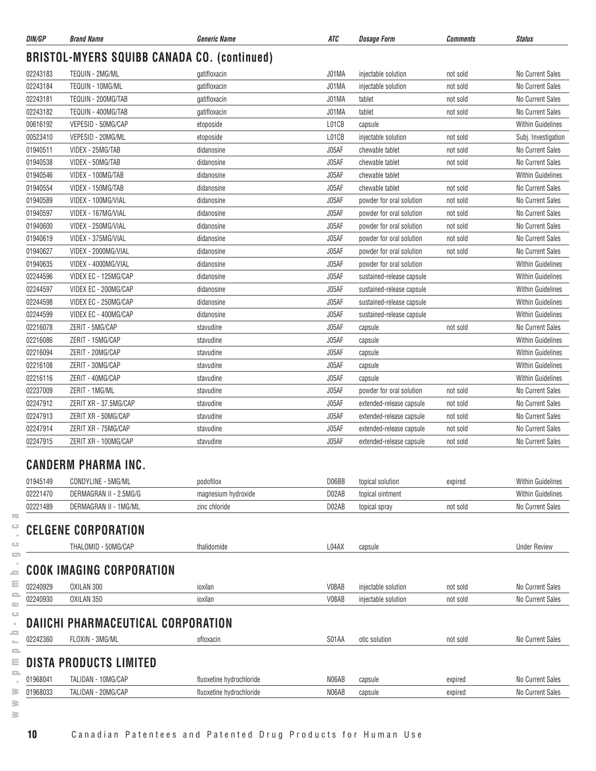| DIN/GP | Brand Name | Generic Name | ATC | Dosage Form | Comments | Status |
|---|---|---|---|---|---|---|

## BRISTOL-MYERS SQUIBB CANADA CO. (continued)

| DIN/GP | Brand Name | Generic Name | ATC | Dosage Form | Comments | Status |
|---|---|---|---|---|---|---|
| 02243183 | TEQUIN - 2MG/ML | gatifloxacin | J01MA | injectable solution | not sold | No Current Sales |
| 02243184 | TEQUIN - 10MG/ML | gatifloxacin | J01MA | injectable solution | not sold | No Current Sales |
| 02243181 | TEQUIN - 200MG/TAB | gatifloxacin | J01MA | tablet | not sold | No Current Sales |
| 02243182 | TEQUIN - 400MG/TAB | gatifloxacin | J01MA | tablet | not sold | No Current Sales |
| 00616192 | VEPESID - 50MG/CAP | etoposide | L01CB | capsule | | Within Guidelines |
| 00523410 | VEPESID - 20MG/ML | etoposide | L01CB | injectable solution | not sold | Subj. Investigation |
| 01940511 | VIDEX - 25MG/TAB | didanosine | J05AF | chewable tablet | not sold | No Current Sales |
| 01940538 | VIDEX - 50MG/TAB | didanosine | J05AF | chewable tablet | not sold | No Current Sales |
| 01940546 | VIDEX - 100MG/TAB | didanosine | J05AF | chewable tablet | | Within Guidelines |
| 01940554 | VIDEX - 150MG/TAB | didanosine | J05AF | chewable tablet | not sold | No Current Sales |
| 01940589 | VIDEX - 100MG/VIAL | didanosine | J05AF | powder for oral solution | not sold | No Current Sales |
| 01940597 | VIDEX - 167MG/VIAL | didanosine | J05AF | powder for oral solution | not sold | No Current Sales |
| 01940600 | VIDEX - 250MG/VIAL | didanosine | J05AF | powder for oral solution | not sold | No Current Sales |
| 01940619 | VIDEX - 375MG/VIAL | didanosine | J05AF | powder for oral solution | not sold | No Current Sales |
| 01940627 | VIDEX - 2000MG/VIAL | didanosine | J05AF | powder for oral solution | not sold | No Current Sales |
| 01940635 | VIDEX - 4000MG/VIAL | didanosine | J05AF | powder for oral solution | | Within Guidelines |
| 02244596 | VIDEX EC - 125MG/CAP | didanosine | J05AF | sustained-release capsule | | Within Guidelines |
| 02244597 | VIDEX EC - 200MG/CAP | didanosine | J05AF | sustained-release capsule | | Within Guidelines |
| 02244598 | VIDEX EC - 250MG/CAP | didanosine | J05AF | sustained-release capsule | | Within Guidelines |
| 02244599 | VIDEX EC - 400MG/CAP | didanosine | J05AF | sustained-release capsule | | Within Guidelines |
| 02216078 | ZERIT - 5MG/CAP | stavudine | J05AF | capsule | not sold | No Current Sales |
| 02216086 | ZERIT - 15MG/CAP | stavudine | J05AF | capsule | | Within Guidelines |
| 02216094 | ZERIT - 20MG/CAP | stavudine | J05AF | capsule | | Within Guidelines |
| 02216108 | ZERIT - 30MG/CAP | stavudine | J05AF | capsule | | Within Guidelines |
| 02216116 | ZERIT - 40MG/CAP | stavudine | J05AF | capsule | | Within Guidelines |
| 02237009 | ZERIT - 1MG/ML | stavudine | J05AF | powder for oral solution | not sold | No Current Sales |
| 02247912 | ZERIT XR - 37.5MG/CAP | stavudine | J05AF | extended-release capsule | not sold | No Current Sales |
| 02247913 | ZERIT XR - 50MG/CAP | stavudine | J05AF | extended-release capsule | not sold | No Current Sales |
| 02247914 | ZERIT XR - 75MG/CAP | stavudine | J05AF | extended-release capsule | not sold | No Current Sales |
| 02247915 | ZERIT XR - 100MG/CAP | stavudine | J05AF | extended-release capsule | not sold | No Current Sales |

## CANDERM PHARMA INC.

| DIN/GP | Brand Name | Generic Name | ATC | Dosage Form | Comments | Status |
|---|---|---|---|---|---|---|
| 01945149 | CONDYLINE - 5MG/ML | podofilox | D06BB | topical solution | expired | Within Guidelines |
| 02221470 | DERMAGRAN II - 2.5MG/G | magnesium hydroxide | D02AB | topical ointment | | Within Guidelines |
| 02221489 | DERMAGRAN II - 1MG/ML | zinc chloride | D02AB | topical spray | not sold | No Current Sales |

## CELGENE CORPORATION

| DIN/GP | Brand Name | Generic Name | ATC | Dosage Form | Comments | Status |
|---|---|---|---|---|---|---|
| | THALOMID - 50MG/CAP | thalidomide | L04AX | capsule | | Under Review |

## COOK IMAGING CORPORATION

| DIN/GP | Brand Name | Generic Name | ATC | Dosage Form | Comments | Status |
|---|---|---|---|---|---|---|
| 02240929 | OXILAN 300 | ioxilan | V08AB | injectable solution | not sold | No Current Sales |
| 02240930 | OXILAN 350 | ioxilan | V08AB | injectable solution | not sold | No Current Sales |

## DAIICHI PHARMACEUTICAL CORPORATION

| DIN/GP | Brand Name | Generic Name | ATC | Dosage Form | Comments | Status |
|---|---|---|---|---|---|---|
| 02242360 | FLOXIN - 3MG/ML | ofloxacin | S01AA | otic solution | not sold | No Current Sales |

## DISTA PRODUCTS LIMITED

| DIN/GP | Brand Name | Generic Name | ATC | Dosage Form | Comments | Status |
|---|---|---|---|---|---|---|
| 01968041 | TALIDAN - 10MG/CAP | fluoxetine hydrochloride | N06AB | capsule | expired | No Current Sales |
| 01968033 | TALIDAN - 20MG/CAP | fluoxetine hydrochloride | N06AB | capsule | expired | No Current Sales |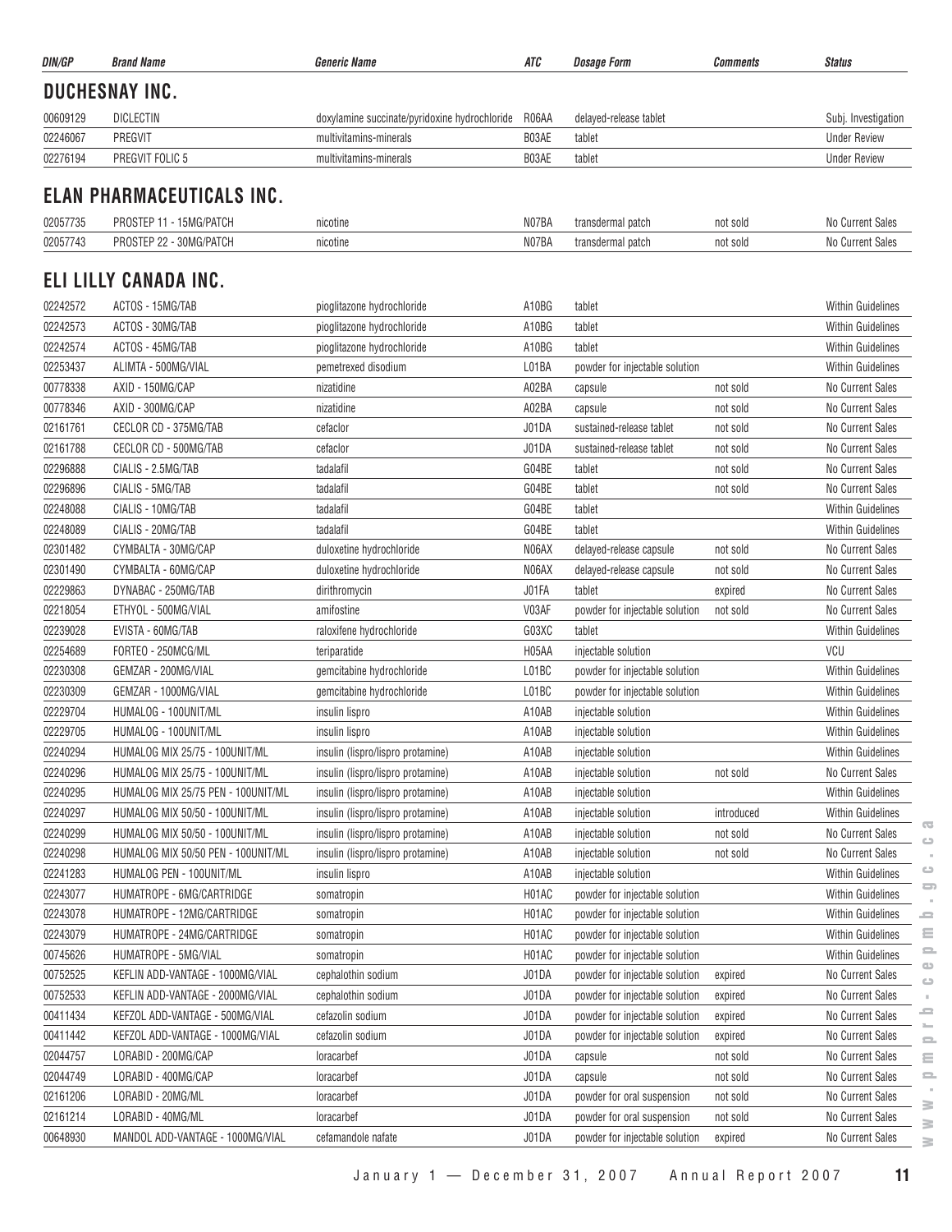| DIN/GP | Brand Name | Generic Name | ATC | Dosage Form | Comments | Status |
|---|---|---|---|---|---|---|

## DUCHESNAY INC.

| DIN/GP | Brand Name | Generic Name | ATC | Dosage Form | Comments | Status |
|---|---|---|---|---|---|---|
| 00609129 | DICLECTIN | doxylamine succinate/pyridoxine hydrochloride | R06AA | delayed-release tablet | | Subj. Investigation |
| 02246067 | PREGVIT | multivitamins-minerals | B03AE | tablet | | Under Review |
| 02276194 | PREGVIT FOLIC 5 | multivitamins-minerals | B03AE | tablet | | Under Review |

## ELAN PHARMACEUTICALS INC.

| DIN/GP | Brand Name | Generic Name | ATC | Dosage Form | Comments | Status |
|---|---|---|---|---|---|---|
| 02057735 | PROSTEP 11 - 15MG/PATCH | nicotine | N07BA | transdermal patch | not sold | No Current Sales |
| 02057743 | PROSTEP 22 - 30MG/PATCH | nicotine | N07BA | transdermal patch | not sold | No Current Sales |

## ELI LILLY CANADA INC.

| DIN/GP | Brand Name | Generic Name | ATC | Dosage Form | Comments | Status |
|---|---|---|---|---|---|---|
| 02242572 | ACTOS - 15MG/TAB | pioglitazone hydrochloride | A10BG | tablet | | Within Guidelines |
| 02242573 | ACTOS - 30MG/TAB | pioglitazone hydrochloride | A10BG | tablet | | Within Guidelines |
| 02242574 | ACTOS - 45MG/TAB | pioglitazone hydrochloride | A10BG | tablet | | Within Guidelines |
| 02253437 | ALIMTA - 500MG/VIAL | pemetrexed disodium | L01BA | powder for injectable solution | | Within Guidelines |
| 00778338 | AXID - 150MG/CAP | nizatidine | A02BA | capsule | not sold | No Current Sales |
| 00778346 | AXID - 300MG/CAP | nizatidine | A02BA | capsule | not sold | No Current Sales |
| 02161761 | CECLOR CD - 375MG/TAB | cefaclor | J01DA | sustained-release tablet | not sold | No Current Sales |
| 02161788 | CECLOR CD - 500MG/TAB | cefaclor | J01DA | sustained-release tablet | not sold | No Current Sales |
| 02296888 | CIALIS - 2.5MG/TAB | tadalafil | G04BE | tablet | not sold | No Current Sales |
| 02296896 | CIALIS - 5MG/TAB | tadalafil | G04BE | tablet | not sold | No Current Sales |
| 02248088 | CIALIS - 10MG/TAB | tadalafil | G04BE | tablet | | Within Guidelines |
| 02248089 | CIALIS - 20MG/TAB | tadalafil | G04BE | tablet | | Within Guidelines |
| 02301482 | CYMBALTA - 30MG/CAP | duloxetine hydrochloride | N06AX | delayed-release capsule | not sold | No Current Sales |
| 02301490 | CYMBALTA - 60MG/CAP | duloxetine hydrochloride | N06AX | delayed-release capsule | not sold | No Current Sales |
| 02229863 | DYNABAC - 250MG/TAB | dirithromycin | J01FA | tablet | expired | No Current Sales |
| 02218054 | ETHYOL - 500MG/VIAL | amifostine | V03AF | powder for injectable solution | not sold | No Current Sales |
| 02239028 | EVISTA - 60MG/TAB | raloxifene hydrochloride | G03XC | tablet | | Within Guidelines |
| 02254689 | FORTEO - 250MCG/ML | teriparatide | H05AA | injectable solution | | VCU |
| 02230308 | GEMZAR - 200MG/VIAL | gemcitabine hydrochloride | L01BC | powder for injectable solution | | Within Guidelines |
| 02230309 | GEMZAR - 1000MG/VIAL | gemcitabine hydrochloride | L01BC | powder for injectable solution | | Within Guidelines |
| 02229704 | HUMALOG - 100UNIT/ML | insulin lispro | A10AB | injectable solution | | Within Guidelines |
| 02229705 | HUMALOG - 100UNIT/ML | insulin lispro | A10AB | injectable solution | | Within Guidelines |
| 02240294 | HUMALOG MIX 25/75 - 100UNIT/ML | insulin (lispro/lispro protamine) | A10AB | injectable solution | | Within Guidelines |
| 02240296 | HUMALOG MIX 25/75 - 100UNIT/ML | insulin (lispro/lispro protamine) | A10AB | injectable solution | not sold | No Current Sales |
| 02240295 | HUMALOG MIX 25/75 PEN - 100UNIT/ML | insulin (lispro/lispro protamine) | A10AB | injectable solution | | Within Guidelines |
| 02240297 | HUMALOG MIX 50/50 - 100UNIT/ML | insulin (lispro/lispro protamine) | A10AB | injectable solution | introduced | Within Guidelines |
| 02240299 | HUMALOG MIX 50/50 - 100UNIT/ML | insulin (lispro/lispro protamine) | A10AB | injectable solution | not sold | No Current Sales |
| 02240298 | HUMALOG MIX 50/50 PEN - 100UNIT/ML | insulin (lispro/lispro protamine) | A10AB | injectable solution | not sold | No Current Sales |
| 02241283 | HUMALOG PEN - 100UNIT/ML | insulin lispro | A10AB | injectable solution | | Within Guidelines |
| 02243077 | HUMATROPE - 6MG/CARTRIDGE | somatropin | H01AC | powder for injectable solution | | Within Guidelines |
| 02243078 | HUMATROPE - 12MG/CARTRIDGE | somatropin | H01AC | powder for injectable solution | | Within Guidelines |
| 02243079 | HUMATROPE - 24MG/CARTRIDGE | somatropin | H01AC | powder for injectable solution | | Within Guidelines |
| 00745626 | HUMATROPE - 5MG/VIAL | somatropin | H01AC | powder for injectable solution | | Within Guidelines |
| 00752525 | KEFLIN ADD-VANTAGE - 1000MG/VIAL | cephalothin sodium | J01DA | powder for injectable solution | expired | No Current Sales |
| 00752533 | KEFLIN ADD-VANTAGE - 2000MG/VIAL | cephalothin sodium | J01DA | powder for injectable solution | expired | No Current Sales |
| 00411434 | KEFZOL ADD-VANTAGE - 500MG/VIAL | cefazolin sodium | J01DA | powder for injectable solution | expired | No Current Sales |
| 00411442 | KEFZOL ADD-VANTAGE - 1000MG/VIAL | cefazolin sodium | J01DA | powder for injectable solution | expired | No Current Sales |
| 02044757 | LORABID - 200MG/CAP | loracarbef | J01DA | capsule | not sold | No Current Sales |
| 02044749 | LORABID - 400MG/CAP | loracarbef | J01DA | capsule | not sold | No Current Sales |
| 02161206 | LORABID - 20MG/ML | loracarbef | J01DA | powder for oral suspension | not sold | No Current Sales |
| 02161214 | LORABID - 40MG/ML | loracarbef | J01DA | powder for oral suspension | not sold | No Current Sales |
| 00648930 | MANDOL ADD-VANTAGE - 1000MG/VIAL | cefamandole nafate | J01DA | powder for injectable solution | expired | No Current Sales |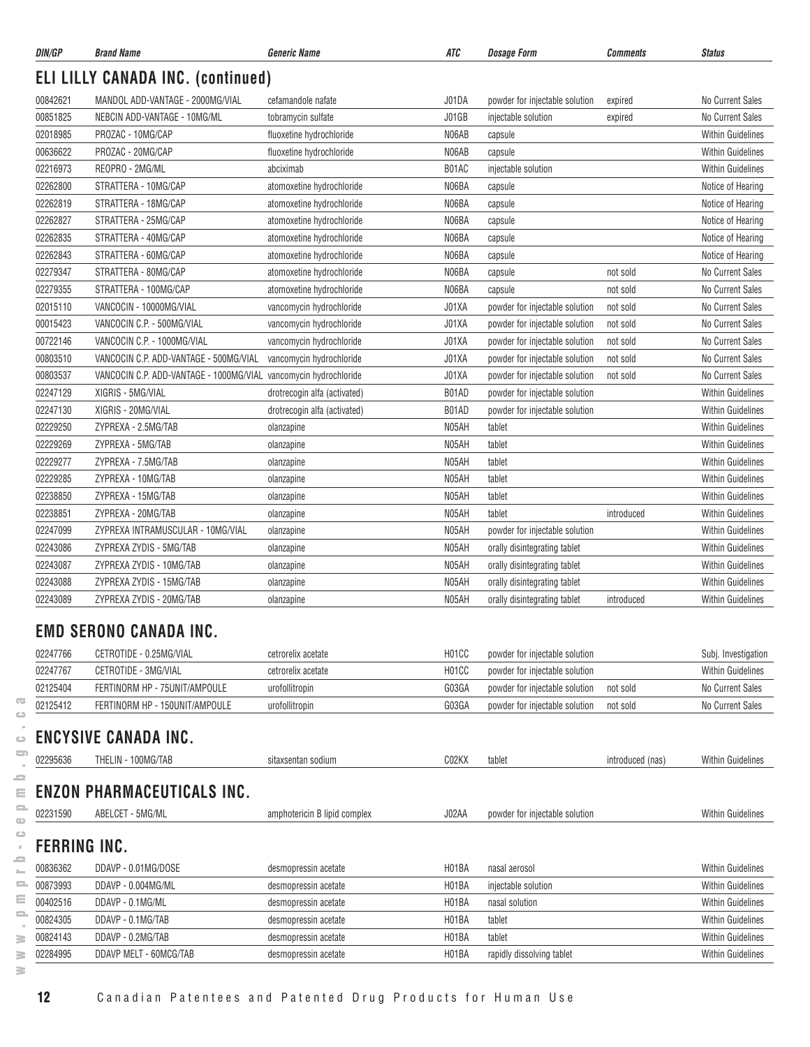| DIN/GP | Brand Name | Generic Name | ATC | Dosage Form | Comments | Status |
|---|---|---|---|---|---|---|

## ELI LILLY CANADA INC. (continued)

| DIN/GP | Brand Name | Generic Name | ATC | Dosage Form | Comments | Status |
|---|---|---|---|---|---|---|
| 00842621 | MANDOL ADD-VANTAGE - 2000MG/VIAL | cefamandole nafate | J01DA | powder for injectable solution | expired | No Current Sales |
| 00851825 | NEBCIN ADD-VANTAGE - 10MG/ML | tobramycin sulfate | J01GB | injectable solution | expired | No Current Sales |
| 02018985 | PROZAC - 10MG/CAP | fluoxetine hydrochloride | N06AB | capsule | | Within Guidelines |
| 00636622 | PROZAC - 20MG/CAP | fluoxetine hydrochloride | N06AB | capsule | | Within Guidelines |
| 02216973 | REOPRO - 2MG/ML | abciximab | B01AC | injectable solution | | Within Guidelines |
| 02262800 | STRATTERA - 10MG/CAP | atomoxetine hydrochloride | N06BA | capsule | | Notice of Hearing |
| 02262819 | STRATTERA - 18MG/CAP | atomoxetine hydrochloride | N06BA | capsule | | Notice of Hearing |
| 02262827 | STRATTERA - 25MG/CAP | atomoxetine hydrochloride | N06BA | capsule | | Notice of Hearing |
| 02262835 | STRATTERA - 40MG/CAP | atomoxetine hydrochloride | N06BA | capsule | | Notice of Hearing |
| 02262843 | STRATTERA - 60MG/CAP | atomoxetine hydrochloride | N06BA | capsule | | Notice of Hearing |
| 02279347 | STRATTERA - 80MG/CAP | atomoxetine hydrochloride | N06BA | capsule | not sold | No Current Sales |
| 02279355 | STRATTERA - 100MG/CAP | atomoxetine hydrochloride | N06BA | capsule | not sold | No Current Sales |
| 02015110 | VANCOCIN - 10000MG/VIAL | vancomycin hydrochloride | J01XA | powder for injectable solution | not sold | No Current Sales |
| 00015423 | VANCOCIN C.P. - 500MG/VIAL | vancomycin hydrochloride | J01XA | powder for injectable solution | not sold | No Current Sales |
| 00722146 | VANCOCIN C.P. - 1000MG/VIAL | vancomycin hydrochloride | J01XA | powder for injectable solution | not sold | No Current Sales |
| 00803510 | VANCOCIN C.P. ADD-VANTAGE - 500MG/VIAL | vancomycin hydrochloride | J01XA | powder for injectable solution | not sold | No Current Sales |
| 00803537 | VANCOCIN C.P. ADD-VANTAGE - 1000MG/VIAL | vancomycin hydrochloride | J01XA | powder for injectable solution | not sold | No Current Sales |
| 02247129 | XIGRIS - 5MG/VIAL | drotrecogin alfa (activated) | B01AD | powder for injectable solution | | Within Guidelines |
| 02247130 | XIGRIS - 20MG/VIAL | drotrecogin alfa (activated) | B01AD | powder for injectable solution | | Within Guidelines |
| 02229250 | ZYPREXA - 2.5MG/TAB | olanzapine | N05AH | tablet | | Within Guidelines |
| 02229269 | ZYPREXA - 5MG/TAB | olanzapine | N05AH | tablet | | Within Guidelines |
| 02229277 | ZYPREXA - 7.5MG/TAB | olanzapine | N05AH | tablet | | Within Guidelines |
| 02229285 | ZYPREXA - 10MG/TAB | olanzapine | N05AH | tablet | | Within Guidelines |
| 02238850 | ZYPREXA - 15MG/TAB | olanzapine | N05AH | tablet | | Within Guidelines |
| 02238851 | ZYPREXA - 20MG/TAB | olanzapine | N05AH | tablet | introduced | Within Guidelines |
| 02247099 | ZYPREXA INTRAMUSCULAR - 10MG/VIAL | olanzapine | N05AH | powder for injectable solution | | Within Guidelines |
| 02243086 | ZYPREXA ZYDIS - 5MG/TAB | olanzapine | N05AH | orally disintegrating tablet | | Within Guidelines |
| 02243087 | ZYPREXA ZYDIS - 10MG/TAB | olanzapine | N05AH | orally disintegrating tablet | | Within Guidelines |
| 02243088 | ZYPREXA ZYDIS - 15MG/TAB | olanzapine | N05AH | orally disintegrating tablet | | Within Guidelines |
| 02243089 | ZYPREXA ZYDIS - 20MG/TAB | olanzapine | N05AH | orally disintegrating tablet | introduced | Within Guidelines |

## EMD SERONO CANADA INC.

| DIN/GP | Brand Name | Generic Name | ATC | Dosage Form | Comments | Status |
|---|---|---|---|---|---|---|
| 02247766 | CETROTIDE - 0.25MG/VIAL | cetrorelix acetate | H01CC | powder for injectable solution | | Subj. Investigation |
| 02247767 | CETROTIDE - 3MG/VIAL | cetrorelix acetate | H01CC | powder for injectable solution | | Within Guidelines |
| 02125404 | FERTINORM HP - 75UNIT/AMPOULE | urofollitropin | G03GA | powder for injectable solution | not sold | No Current Sales |
| 02125412 | FERTINORM HP - 150UNIT/AMPOULE | urofollitropin | G03GA | powder for injectable solution | not sold | No Current Sales |

## ENCYSIVE CANADA INC.

| DIN/GP | Brand Name | Generic Name | ATC | Dosage Form | Comments | Status |
|---|---|---|---|---|---|---|
| 02295636 | THELIN - 100MG/TAB | sitaxsentan sodium | C02KX | tablet | introduced (nas) | Within Guidelines |

## ENZON PHARMACEUTICALS INC.

| DIN/GP | Brand Name | Generic Name | ATC | Dosage Form | Comments | Status |
|---|---|---|---|---|---|---|
| 02231590 | ABELCET - 5MG/ML | amphotericin B lipid complex | J02AA | powder for injectable solution | | Within Guidelines |

## FERRING INC.

| DIN/GP | Brand Name | Generic Name | ATC | Dosage Form | Comments | Status |
|---|---|---|---|---|---|---|
| 00836362 | DDAVP - 0.01MG/DOSE | desmopressin acetate | H01BA | nasal aerosol | | Within Guidelines |
| 00873993 | DDAVP - 0.004MG/ML | desmopressin acetate | H01BA | injectable solution | | Within Guidelines |
| 00402516 | DDAVP - 0.1MG/ML | desmopressin acetate | H01BA | nasal solution | | Within Guidelines |
| 00824305 | DDAVP - 0.1MG/TAB | desmopressin acetate | H01BA | tablet | | Within Guidelines |
| 00824143 | DDAVP - 0.2MG/TAB | desmopressin acetate | H01BA | tablet | | Within Guidelines |
| 02284995 | DDAVP MELT - 60MCG/TAB | desmopressin acetate | H01BA | rapidly dissolving tablet | | Within Guidelines |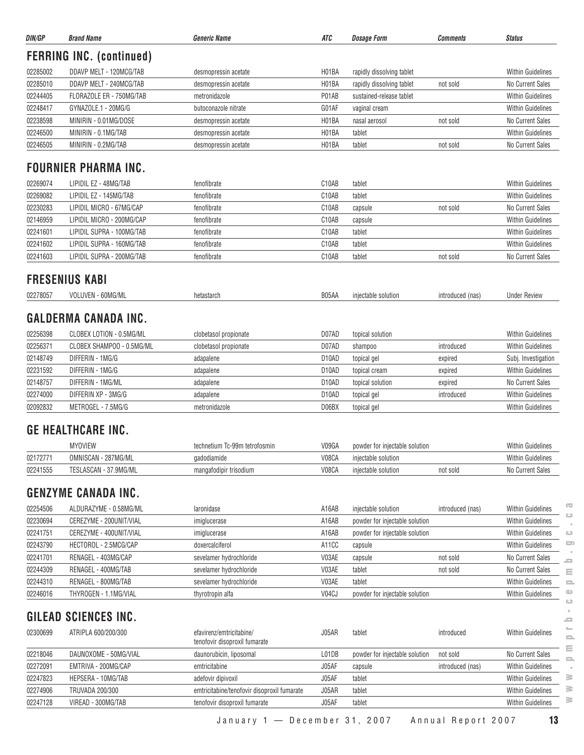| DIN/GP | Brand Name | Generic Name | ATC | Dosage Form | Comments | Status |
|---|---|---|---|---|---|---|

## FERRING INC. (continued)

| DIN/GP | Brand Name | Generic Name | ATC | Dosage Form | Comments | Status |
|---|---|---|---|---|---|---|
| 02285002 | DDAVP MELT - 120MCG/TAB | desmopressin acetate | H01BA | rapidly dissolving tablet | | Within Guidelines |
| 02285010 | DDAVP MELT - 240MCG/TAB | desmopressin acetate | H01BA | rapidly dissolving tablet | not sold | No Current Sales |
| 02244405 | FLORAZOLE ER - 750MG/TAB | metronidazole | P01AB | sustained-release tablet | | Within Guidelines |
| 02248417 | GYNAZOLE.1 - 20MG/G | butoconazole nitrate | G01AF | vaginal cream | | Within Guidelines |
| 02238598 | MINIRIN - 0.01MG/DOSE | desmopressin acetate | H01BA | nasal aerosol | not sold | No Current Sales |
| 02246500 | MINIRIN - 0.1MG/TAB | desmopressin acetate | H01BA | tablet | | Within Guidelines |
| 02246505 | MINIRIN - 0.2MG/TAB | desmopressin acetate | H01BA | tablet | not sold | No Current Sales |

## FOURNIER PHARMA INC.

| DIN/GP | Brand Name | Generic Name | ATC | Dosage Form | Comments | Status |
|---|---|---|---|---|---|---|
| 02269074 | LIPIDIL EZ - 48MG/TAB | fenofibrate | C10AB | tablet | | Within Guidelines |
| 02269082 | LIPIDIL EZ - 145MG/TAB | fenofibrate | C10AB | tablet | | Within Guidelines |
| 02230283 | LIPIDIL MICRO - 67MG/CAP | fenofibrate | C10AB | capsule | not sold | No Current Sales |
| 02146959 | LIPIDIL MICRO - 200MG/CAP | fenofibrate | C10AB | capsule | | Within Guidelines |
| 02241601 | LIPIDIL SUPRA - 100MG/TAB | fenofibrate | C10AB | tablet | | Within Guidelines |
| 02241602 | LIPIDIL SUPRA - 160MG/TAB | fenofibrate | C10AB | tablet | | Within Guidelines |
| 02241603 | LIPIDIL SUPRA - 200MG/TAB | fenofibrate | C10AB | tablet | not sold | No Current Sales |

## FRESENIUS KABI

| DIN/GP | Brand Name | Generic Name | ATC | Dosage Form | Comments | Status |
|---|---|---|---|---|---|---|
| 02278057 | VOLUVEN - 60MG/ML | hetastarch | B05AA | injectable solution | introduced (nas) | Under Review |

## GALDERMA CANADA INC.

| DIN/GP | Brand Name | Generic Name | ATC | Dosage Form | Comments | Status |
|---|---|---|---|---|---|---|
| 02256398 | CLOBEX LOTION - 0.5MG/ML | clobetasol propionate | D07AD | topical solution | | Within Guidelines |
| 02256371 | CLOBEX SHAMPOO - 0.5MG/ML | clobetasol propionate | D07AD | shampoo | introduced | Within Guidelines |
| 02148749 | DIFFERIN - 1MG/G | adapalene | D10AD | topical gel | expired | Subj. Investigation |
| 02231592 | DIFFERIN - 1MG/G | adapalene | D10AD | topical cream | expired | Within Guidelines |
| 02148757 | DIFFERIN - 1MG/ML | adapalene | D10AD | topical solution | expired | No Current Sales |
| 02274000 | DIFFERIN XP - 3MG/G | adapalene | D10AD | topical gel | introduced | Within Guidelines |
| 02092832 | METROGEL - 7.5MG/G | metronidazole | D06BX | topical gel | | Within Guidelines |

## GE HEALTHCARE INC.

| DIN/GP | Brand Name | Generic Name | ATC | Dosage Form | Comments | Status |
|---|---|---|---|---|---|---|
| | MYOVIEW | technetium Tc-99m tetrofosmin | V09GA | powder for injectable solution | | Within Guidelines |
| 02172771 | OMNISCAN - 287MG/ML | gadodiamide | V08CA | injectable solution | | Within Guidelines |
| 02241555 | TESLASCAN - 37.9MG/ML | mangafodipir trisodium | V08CA | injectable solution | not sold | No Current Sales |

## GENZYME CANADA INC.

| DIN/GP | Brand Name | Generic Name | ATC | Dosage Form | Comments | Status |
|---|---|---|---|---|---|---|
| 02254506 | ALDURAZYME - 0.58MG/ML | laronidase | A16AB | injectable solution | introduced (nas) | Within Guidelines |
| 02230694 | CEREZYME - 200UNIT/VIAL | imiglucerase | A16AB | powder for injectable solution | | Within Guidelines |
| 02241751 | CEREZYME - 400UNIT/VIAL | imiglucerase | A16AB | powder for injectable solution | | Within Guidelines |
| 02243790 | HECTOROL - 2.5MCG/CAP | doxercalciferol | A11CC | capsule | | Within Guidelines |
| 02241701 | RENAGEL - 403MG/CAP | sevelamer hydrochloride | V03AE | capsule | not sold | No Current Sales |
| 02244309 | RENAGEL - 400MG/TAB | sevelamer hydrochloride | V03AE | tablet | not sold | No Current Sales |
| 02244310 | RENAGEL - 800MG/TAB | sevelamer hydrochloride | V03AE | tablet | | Within Guidelines |
| 02246016 | THYROGEN - 1.1MG/VIAL | thyrotropin alfa | V04CJ | powder for injectable solution | | Within Guidelines |

## GILEAD SCIENCES INC.

| DIN/GP | Brand Name | Generic Name | ATC | Dosage Form | Comments | Status |
|---|---|---|---|---|---|---|
| 02300699 | ATRIPLA 600/200/300 | efavirenz/emtricitabine/ tenofovir disoproxil fumarate | J05AR | tablet | introduced | Within Guidelines |
| 02218046 | DAUNOXOME - 50MG/VIAL | daunorubicin, liposomal | L01DB | powder for injectable solution | not sold | No Current Sales |
| 02272091 | EMTRIVA - 200MG/CAP | emtricitabine | J05AF | capsule | introduced (nas) | Within Guidelines |
| 02247823 | HEPSERA - 10MG/TAB | adefovir dipivoxil | J05AF | tablet | | Within Guidelines |
| 02274906 | TRUVADA 200/300 | emtricitabine/tenofovir disoproxil fumarate | J05AR | tablet | | Within Guidelines |
| 02247128 | VIREAD - 300MG/TAB | tenofovir disoproxil fumarate | J05AF | tablet | | Within Guidelines |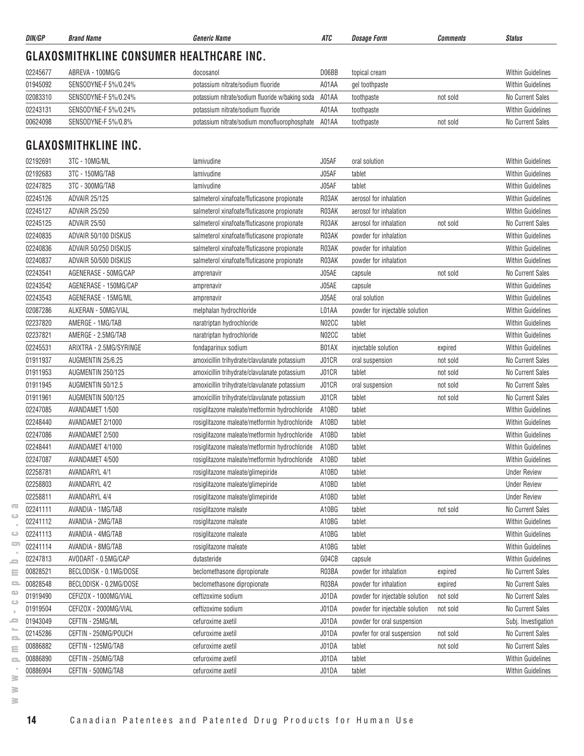| DIN/GP | Brand Name | Generic Name | ATC | Dosage Form | Comments | Status |
|---|---|---|---|---|---|---|

## GLAXOSMITHKLINE CONSUMER HEALTHCARE INC.

| DIN/GP | Brand Name | Generic Name | ATC | Dosage Form | Comments | Status |
|---|---|---|---|---|---|---|
| 02245677 | ABREVA - 100MG/G | docosanol | D06BB | topical cream | | Within Guidelines |
| 01945092 | SENSODYNE-F 5%/0.24% | potassium nitrate/sodium fluoride | A01AA | gel toothpaste | | Within Guidelines |
| 02083310 | SENSODYNE-F 5%/0.24% | potassium nitrate/sodium fluoride w/baking soda | A01AA | toothpaste | not sold | No Current Sales |
| 02243131 | SENSODYNE-F 5%/0.24% | potassium nitrate/sodium fluoride | A01AA | toothpaste | | Within Guidelines |
| 00624098 | SENSODYNE-F 5%/0.8% | potassium nitrate/sodium monofluorophosphate | A01AA | toothpaste | not sold | No Current Sales |

## GLAXOSMITHKLINE INC.

| DIN/GP | Brand Name | Generic Name | ATC | Dosage Form | Comments | Status |
|---|---|---|---|---|---|---|
| 02192691 | 3TC - 10MG/ML | lamivudine | J05AF | oral solution | | Within Guidelines |
| 02192683 | 3TC - 150MG/TAB | lamivudine | J05AF | tablet | | Within Guidelines |
| 02247825 | 3TC - 300MG/TAB | lamivudine | J05AF | tablet | | Within Guidelines |
| 02245126 | ADVAIR 25/125 | salmeterol xinafoate/fluticasone propionate | R03AK | aerosol for inhalation | | Within Guidelines |
| 02245127 | ADVAIR 25/250 | salmeterol xinafoate/fluticasone propionate | R03AK | aerosol for inhalation | | Within Guidelines |
| 02245125 | ADVAIR 25/50 | salmeterol xinafoate/fluticasone propionate | R03AK | aerosol for inhalation | not sold | No Current Sales |
| 02240835 | ADVAIR 50/100 DISKUS | salmeterol xinafoate/fluticasone propionate | R03AK | powder for inhalation | | Within Guidelines |
| 02240836 | ADVAIR 50/250 DISKUS | salmeterol xinafoate/fluticasone propionate | R03AK | powder for inhalation | | Within Guidelines |
| 02240837 | ADVAIR 50/500 DISKUS | salmeterol xinafoate/fluticasone propionate | R03AK | powder for inhalation | | Within Guidelines |
| 02243541 | AGENERASE - 50MG/CAP | amprenavir | J05AE | capsule | not sold | No Current Sales |
| 02243542 | AGENERASE - 150MG/CAP | amprenavir | J05AE | capsule | | Within Guidelines |
| 02243543 | AGENERASE - 15MG/ML | amprenavir | J05AE | oral solution | | Within Guidelines |
| 02087286 | ALKERAN - 50MG/VIAL | melphalan hydrochloride | L01AA | powder for injectable solution | | Within Guidelines |
| 02237820 | AMERGE - 1MG/TAB | naratriptan hydrochloride | N02CC | tablet | | Within Guidelines |
| 02237821 | AMERGE - 2.5MG/TAB | naratriptan hydrochloride | N02CC | tablet | | Within Guidelines |
| 02245531 | ARIXTRA - 2.5MG/SYRINGE | fondaparinux sodium | B01AX | injectable solution | expired | Within Guidelines |
| 01911937 | AUGMENTIN 25/6.25 | amoxicillin trihydrate/clavulanate potassium | J01CR | oral suspension | not sold | No Current Sales |
| 01911953 | AUGMENTIN 250/125 | amoxicillin trihydrate/clavulanate potassium | J01CR | tablet | not sold | No Current Sales |
| 01911945 | AUGMENTIN 50/12.5 | amoxicillin trihydrate/clavulanate potassium | J01CR | oral suspension | not sold | No Current Sales |
| 01911961 | AUGMENTIN 500/125 | amoxicillin trihydrate/clavulanate potassium | J01CR | tablet | not sold | No Current Sales |
| 02247085 | AVANDAMET 1/500 | rosiglitazone maleate/metformin hydrochloride | A10BD | tablet | | Within Guidelines |
| 02248440 | AVANDAMET 2/1000 | rosiglitazone maleate/metformin hydrochloride | A10BD | tablet | | Within Guidelines |
| 02247086 | AVANDAMET 2/500 | rosiglitazone maleate/metformin hydrochloride | A10BD | tablet | | Within Guidelines |
| 02248441 | AVANDAMET 4/1000 | rosiglitazone maleate/metformin hydrochloride | A10BD | tablet | | Within Guidelines |
| 02247087 | AVANDAMET 4/500 | rosiglitazone maleate/metformin hydrochloride | A10BD | tablet | | Within Guidelines |
| 02258781 | AVANDARYL 4/1 | rosiglitazone maleate/glimepiride | A10BD | tablet | | Under Review |
| 02258803 | AVANDARYL 4/2 | rosiglitazone maleate/glimepiride | A10BD | tablet | | Under Review |
| 02258811 | AVANDARYL 4/4 | rosiglitazone maleate/glimepiride | A10BD | tablet | | Under Review |
| 02241111 | AVANDIA - 1MG/TAB | rosiglitazone maleate | A10BG | tablet | not sold | No Current Sales |
| 02241112 | AVANDIA - 2MG/TAB | rosiglitazone maleate | A10BG | tablet | | Within Guidelines |
| 02241113 | AVANDIA - 4MG/TAB | rosiglitazone maleate | A10BG | tablet | | Within Guidelines |
| 02241114 | AVANDIA - 8MG/TAB | rosiglitazone maleate | A10BG | tablet | | Within Guidelines |
| 02247813 | AVODART - 0.5MG/CAP | dutasteride | G04CB | capsule | | Within Guidelines |
| 00828521 | BECLODISK - 0.1MG/DOSE | beclomethasone dipropionate | R03BA | powder for inhalation | expired | No Current Sales |
| 00828548 | BECLODISK - 0.2MG/DOSE | beclomethasone dipropionate | R03BA | powder for inhalation | expired | No Current Sales |
| 01919490 | CEFIZOX - 1000MG/VIAL | ceftizoxime sodium | J01DA | powder for injectable solution | not sold | No Current Sales |
| 01919504 | CEFIZOX - 2000MG/VIAL | ceftizoxime sodium | J01DA | powder for injectable solution | not sold | No Current Sales |
| 01943049 | CEFTIN - 25MG/ML | cefuroxime axetil | J01DA | powder for oral suspension | | Subj. Investigation |
| 02145286 | CEFTIN - 250MG/POUCH | cefuroxime axetil | J01DA | powfer for oral suspension | not sold | No Current Sales |
| 00886882 | CEFTIN - 125MG/TAB | cefuroxime axetil | J01DA | tablet | not sold | No Current Sales |
| 00886890 | CEFTIN - 250MG/TAB | cefuroxime axetil | J01DA | tablet | | Within Guidelines |
| 00886904 | CEFTIN - 500MG/TAB | cefuroxime axetil | J01DA | tablet | | Within Guidelines |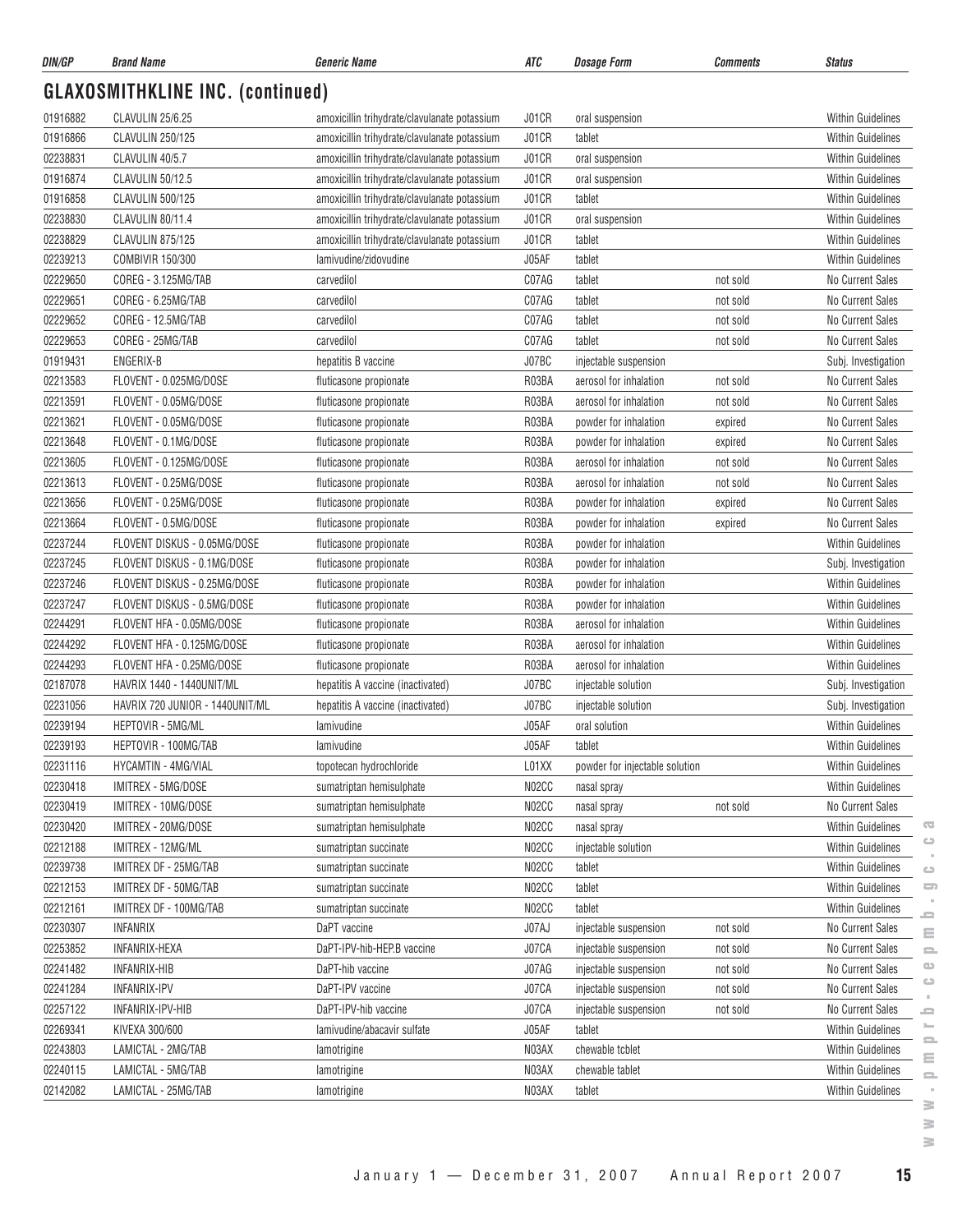## GLAXOSMITHKLINE INC. (continued)

| DIN/GP | Brand Name | Generic Name | ATC | Dosage Form | Comments | Status |
|---|---|---|---|---|---|---|
| 01916882 | CLAVULIN 25/6.25 | amoxicillin trihydrate/clavulanate potassium | J01CR | oral suspension | | Within Guidelines |
| 01916866 | CLAVULIN 250/125 | amoxicillin trihydrate/clavulanate potassium | J01CR | tablet | | Within Guidelines |
| 02238831 | CLAVULIN 40/5.7 | amoxicillin trihydrate/clavulanate potassium | J01CR | oral suspension | | Within Guidelines |
| 01916874 | CLAVULIN 50/12.5 | amoxicillin trihydrate/clavulanate potassium | J01CR | oral suspension | | Within Guidelines |
| 01916858 | CLAVULIN 500/125 | amoxicillin trihydrate/clavulanate potassium | J01CR | tablet | | Within Guidelines |
| 02238830 | CLAVULIN 80/11.4 | amoxicillin trihydrate/clavulanate potassium | J01CR | oral suspension | | Within Guidelines |
| 02238829 | CLAVULIN 875/125 | amoxicillin trihydrate/clavulanate potassium | J01CR | tablet | | Within Guidelines |
| 02239213 | COMBIVIR 150/300 | lamivudine/zidovudine | J05AF | tablet | | Within Guidelines |
| 02229650 | COREG - 3.125MG/TAB | carvedilol | C07AG | tablet | not sold | No Current Sales |
| 02229651 | COREG - 6.25MG/TAB | carvedilol | C07AG | tablet | not sold | No Current Sales |
| 02229652 | COREG - 12.5MG/TAB | carvedilol | C07AG | tablet | not sold | No Current Sales |
| 02229653 | COREG - 25MG/TAB | carvedilol | C07AG | tablet | not sold | No Current Sales |
| 01919431 | ENGERIX-B | hepatitis B vaccine | J07BC | injectable suspension | | Subj. Investigation |
| 02213583 | FLOVENT - 0.025MG/DOSE | fluticasone propionate | R03BA | aerosol for inhalation | not sold | No Current Sales |
| 02213591 | FLOVENT - 0.05MG/DOSE | fluticasone propionate | R03BA | aerosol for inhalation | not sold | No Current Sales |
| 02213621 | FLOVENT - 0.05MG/DOSE | fluticasone propionate | R03BA | powder for inhalation | expired | No Current Sales |
| 02213648 | FLOVENT - 0.1MG/DOSE | fluticasone propionate | R03BA | powder for inhalation | expired | No Current Sales |
| 02213605 | FLOVENT - 0.125MG/DOSE | fluticasone propionate | R03BA | aerosol for inhalation | not sold | No Current Sales |
| 02213613 | FLOVENT - 0.25MG/DOSE | fluticasone propionate | R03BA | aerosol for inhalation | not sold | No Current Sales |
| 02213656 | FLOVENT - 0.25MG/DOSE | fluticasone propionate | R03BA | powder for inhalation | expired | No Current Sales |
| 02213664 | FLOVENT - 0.5MG/DOSE | fluticasone propionate | R03BA | powder for inhalation | expired | No Current Sales |
| 02237244 | FLOVENT DISKUS - 0.05MG/DOSE | fluticasone propionate | R03BA | powder for inhalation | | Within Guidelines |
| 02237245 | FLOVENT DISKUS - 0.1MG/DOSE | fluticasone propionate | R03BA | powder for inhalation | | Subj. Investigation |
| 02237246 | FLOVENT DISKUS - 0.25MG/DOSE | fluticasone propionate | R03BA | powder for inhalation | | Within Guidelines |
| 02237247 | FLOVENT DISKUS - 0.5MG/DOSE | fluticasone propionate | R03BA | powder for inhalation | | Within Guidelines |
| 02244291 | FLOVENT HFA - 0.05MG/DOSE | fluticasone propionate | R03BA | aerosol for inhalation | | Within Guidelines |
| 02244292 | FLOVENT HFA - 0.125MG/DOSE | fluticasone propionate | R03BA | aerosol for inhalation | | Within Guidelines |
| 02244293 | FLOVENT HFA - 0.25MG/DOSE | fluticasone propionate | R03BA | aerosol for inhalation | | Within Guidelines |
| 02187078 | HAVRIX 1440 - 1440UNIT/ML | hepatitis A vaccine (inactivated) | J07BC | injectable solution | | Subj. Investigation |
| 02231056 | HAVRIX 720 JUNIOR - 1440UNIT/ML | hepatitis A vaccine (inactivated) | J07BC | injectable solution | | Subj. Investigation |
| 02239194 | HEPTOVIR - 5MG/ML | lamivudine | J05AF | oral solution | | Within Guidelines |
| 02239193 | HEPTOVIR - 100MG/TAB | lamivudine | J05AF | tablet | | Within Guidelines |
| 02231116 | HYCAMTIN - 4MG/VIAL | topotecan hydrochloride | L01XX | powder for injectable solution | | Within Guidelines |
| 02230418 | IMITREX - 5MG/DOSE | sumatriptan hemisulphate | N02CC | nasal spray | | Within Guidelines |
| 02230419 | IMITREX - 10MG/DOSE | sumatriptan hemisulphate | N02CC | nasal spray | not sold | No Current Sales |
| 02230420 | IMITREX - 20MG/DOSE | sumatriptan hemisulphate | N02CC | nasal spray | | Within Guidelines |
| 02212188 | IMITREX - 12MG/ML | sumatriptan succinate | N02CC | injectable solution | | Within Guidelines |
| 02239738 | IMITREX DF - 25MG/TAB | sumatriptan succinate | N02CC | tablet | | Within Guidelines |
| 02212153 | IMITREX DF - 50MG/TAB | sumatriptan succinate | N02CC | tablet | | Within Guidelines |
| 02212161 | IMITREX DF - 100MG/TAB | sumatriptan succinate | N02CC | tablet | | Within Guidelines |
| 02230307 | INFANRIX | DaPT vaccine | J07AJ | injectable suspension | not sold | No Current Sales |
| 02253852 | INFANRIX-HEXA | DaPT-IPV-hib-HEP.B vaccine | J07CA | injectable suspension | not sold | No Current Sales |
| 02241482 | INFANRIX-HIB | DaPT-hib vaccine | J07AG | injectable suspension | not sold | No Current Sales |
| 02241284 | INFANRIX-IPV | DaPT-IPV vaccine | J07CA | injectable suspension | not sold | No Current Sales |
| 02257122 | INFANRIX-IPV-HIB | DaPT-IPV-hib vaccine | J07CA | injectable suspension | not sold | No Current Sales |
| 02269341 | KIVEXA 300/600 | lamivudine/abacavir sulfate | J05AF | tablet | | Within Guidelines |
| 02243803 | LAMICTAL - 2MG/TAB | lamotrigine | N03AX | chewable tcblet | | Within Guidelines |
| 02240115 | LAMICTAL - 5MG/TAB | lamotrigine | N03AX | chewable tablet | | Within Guidelines |
| 02142082 | LAMICTAL - 25MG/TAB | lamotrigine | N03AX | tablet | | Within Guidelines |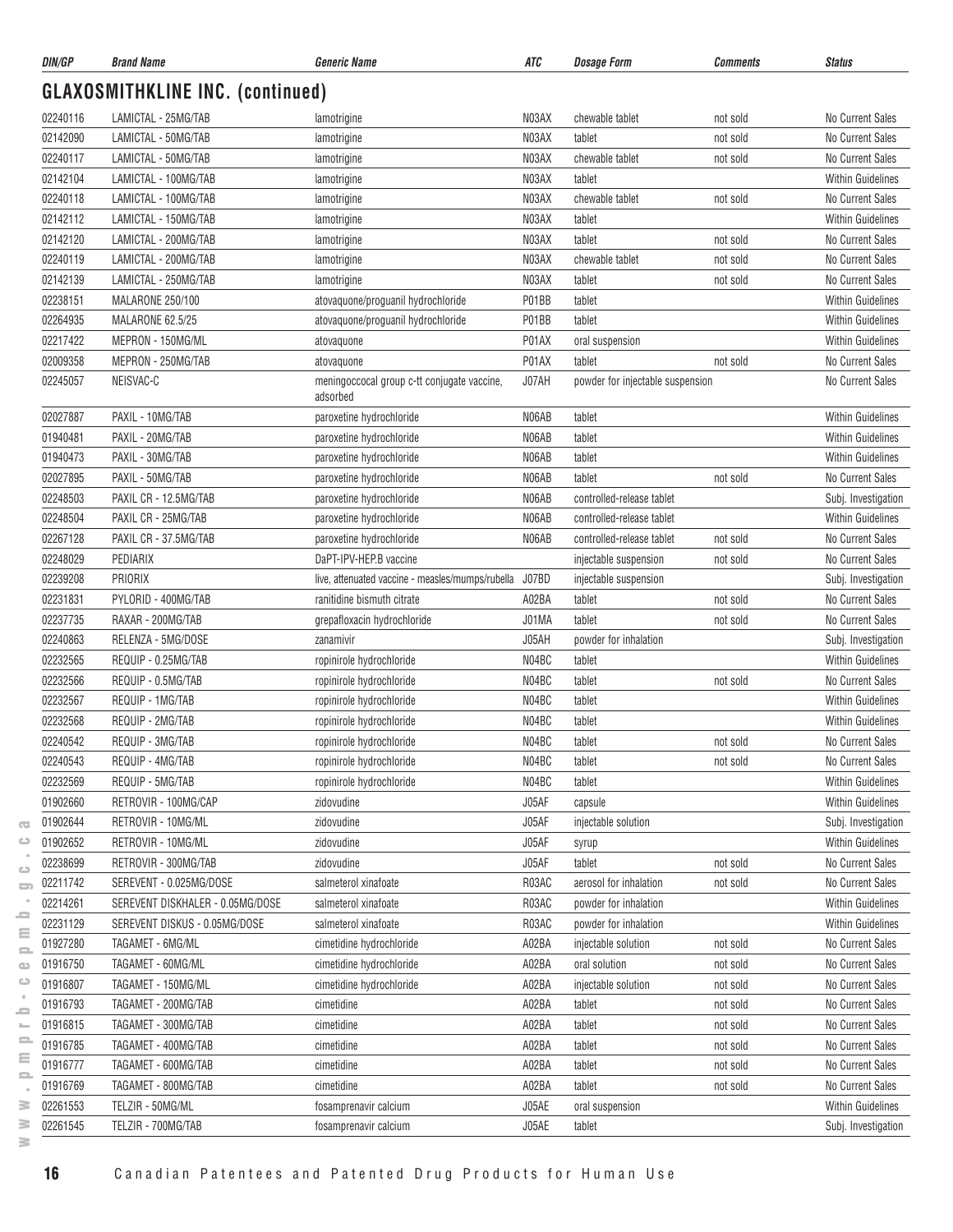| DIN/GP | Brand Name | Generic Name | ATC | Dosage Form | Comments | Status |
|---|---|---|---|---|---|---|

## GLAXOSMITHKLINE INC. (continued)

| DIN/GP | Brand Name | Generic Name | ATC | Dosage Form | Comments | Status |
|---|---|---|---|---|---|---|
| 02240116 | LAMICTAL - 25MG/TAB | lamotrigine | N03AX | chewable tablet | not sold | No Current Sales |
| 02142090 | LAMICTAL - 50MG/TAB | lamotrigine | N03AX | tablet | not sold | No Current Sales |
| 02240117 | LAMICTAL - 50MG/TAB | lamotrigine | N03AX | chewable tablet | not sold | No Current Sales |
| 02142104 | LAMICTAL - 100MG/TAB | lamotrigine | N03AX | tablet | | Within Guidelines |
| 02240118 | LAMICTAL - 100MG/TAB | lamotrigine | N03AX | chewable tablet | not sold | No Current Sales |
| 02142112 | LAMICTAL - 150MG/TAB | lamotrigine | N03AX | tablet | | Within Guidelines |
| 02142120 | LAMICTAL - 200MG/TAB | lamotrigine | N03AX | tablet | not sold | No Current Sales |
| 02240119 | LAMICTAL - 200MG/TAB | lamotrigine | N03AX | chewable tablet | not sold | No Current Sales |
| 02142139 | LAMICTAL - 250MG/TAB | lamotrigine | N03AX | tablet | not sold | No Current Sales |
| 02238151 | MALARONE 250/100 | atovaquone/proguanil hydrochloride | P01BB | tablet | | Within Guidelines |
| 02264935 | MALARONE 62.5/25 | atovaquone/proguanil hydrochloride | P01BB | tablet | | Within Guidelines |
| 02217422 | MEPRON - 150MG/ML | atovaquone | P01AX | oral suspension | | Within Guidelines |
| 02009358 | MEPRON - 250MG/TAB | atovaquone | P01AX | tablet | not sold | No Current Sales |
| 02245057 | NEISVAC-C | meningoccocal group c-tt conjugate vaccine, adsorbed | J07AH | powder for injectable suspension | | No Current Sales |
| 02027887 | PAXIL - 10MG/TAB | paroxetine hydrochloride | N06AB | tablet | | Within Guidelines |
| 01940481 | PAXIL - 20MG/TAB | paroxetine hydrochloride | N06AB | tablet | | Within Guidelines |
| 01940473 | PAXIL - 30MG/TAB | paroxetine hydrochloride | N06AB | tablet | | Within Guidelines |
| 02027895 | PAXIL - 50MG/TAB | paroxetine hydrochloride | N06AB | tablet | not sold | No Current Sales |
| 02248503 | PAXIL CR - 12.5MG/TAB | paroxetine hydrochloride | N06AB | controlled-release tablet | | Subj. Investigation |
| 02248504 | PAXIL CR - 25MG/TAB | paroxetine hydrochloride | N06AB | controlled-release tablet | | Within Guidelines |
| 02267128 | PAXIL CR - 37.5MG/TAB | paroxetine hydrochloride | N06AB | controlled-release tablet | not sold | No Current Sales |
| 02248029 | PEDIARIX | DaPT-IPV-HEP.B vaccine | | injectable suspension | not sold | No Current Sales |
| 02239208 | PRIORIX | live, attenuated vaccine - measles/mumps/rubella | J07BD | injectable suspension | | Subj. Investigation |
| 02231831 | PYLORID - 400MG/TAB | ranitidine bismuth citrate | A02BA | tablet | not sold | No Current Sales |
| 02237735 | RAXAR - 200MG/TAB | grepafloxacin hydrochloride | J01MA | tablet | not sold | No Current Sales |
| 02240863 | RELENZA - 5MG/DOSE | zanamivir | J05AH | powder for inhalation | | Subj. Investigation |
| 02232565 | REQUIP - 0.25MG/TAB | ropinirole hydrochloride | N04BC | tablet | | Within Guidelines |
| 02232566 | REQUIP - 0.5MG/TAB | ropinirole hydrochloride | N04BC | tablet | not sold | No Current Sales |
| 02232567 | REQUIP - 1MG/TAB | ropinirole hydrochloride | N04BC | tablet | | Within Guidelines |
| 02232568 | REQUIP - 2MG/TAB | ropinirole hydrochloride | N04BC | tablet | | Within Guidelines |
| 02240542 | REQUIP - 3MG/TAB | ropinirole hydrochloride | N04BC | tablet | not sold | No Current Sales |
| 02240543 | REQUIP - 4MG/TAB | ropinirole hydrochloride | N04BC | tablet | not sold | No Current Sales |
| 02232569 | REQUIP - 5MG/TAB | ropinirole hydrochloride | N04BC | tablet | | Within Guidelines |
| 01902660 | RETROVIR - 100MG/CAP | zidovudine | J05AF | capsule | | Within Guidelines |
| 01902644 | RETROVIR - 10MG/ML | zidovudine | J05AF | injectable solution | | Subj. Investigation |
| 01902652 | RETROVIR - 10MG/ML | zidovudine | J05AF | syrup | | Within Guidelines |
| 02238699 | RETROVIR - 300MG/TAB | zidovudine | J05AF | tablet | not sold | No Current Sales |
| 02211742 | SEREVENT - 0.025MG/DOSE | salmeterol xinafoate | R03AC | aerosol for inhalation | not sold | No Current Sales |
| 02214261 | SEREVENT DISKHALER - 0.05MG/DOSE | salmeterol xinafoate | R03AC | powder for inhalation | | Within Guidelines |
| 02231129 | SEREVENT DISKUS - 0.05MG/DOSE | salmeterol xinafoate | R03AC | powder for inhalation | | Within Guidelines |
| 01927280 | TAGAMET - 6MG/ML | cimetidine hydrochloride | A02BA | injectable solution | not sold | No Current Sales |
| 01916750 | TAGAMET - 60MG/ML | cimetidine hydrochloride | A02BA | oral solution | not sold | No Current Sales |
| 01916807 | TAGAMET - 150MG/ML | cimetidine hydrochloride | A02BA | injectable solution | not sold | No Current Sales |
| 01916793 | TAGAMET - 200MG/TAB | cimetidine | A02BA | tablet | not sold | No Current Sales |
| 01916815 | TAGAMET - 300MG/TAB | cimetidine | A02BA | tablet | not sold | No Current Sales |
| 01916785 | TAGAMET - 400MG/TAB | cimetidine | A02BA | tablet | not sold | No Current Sales |
| 01916777 | TAGAMET - 600MG/TAB | cimetidine | A02BA | tablet | not sold | No Current Sales |
| 01916769 | TAGAMET - 800MG/TAB | cimetidine | A02BA | tablet | not sold | No Current Sales |
| 02261553 | TELZIR - 50MG/ML | fosamprenavir calcium | J05AE | oral suspension | | Within Guidelines |
| 02261545 | TELZIR - 700MG/TAB | fosamprenavir calcium | J05AE | tablet | | Subj. Investigation |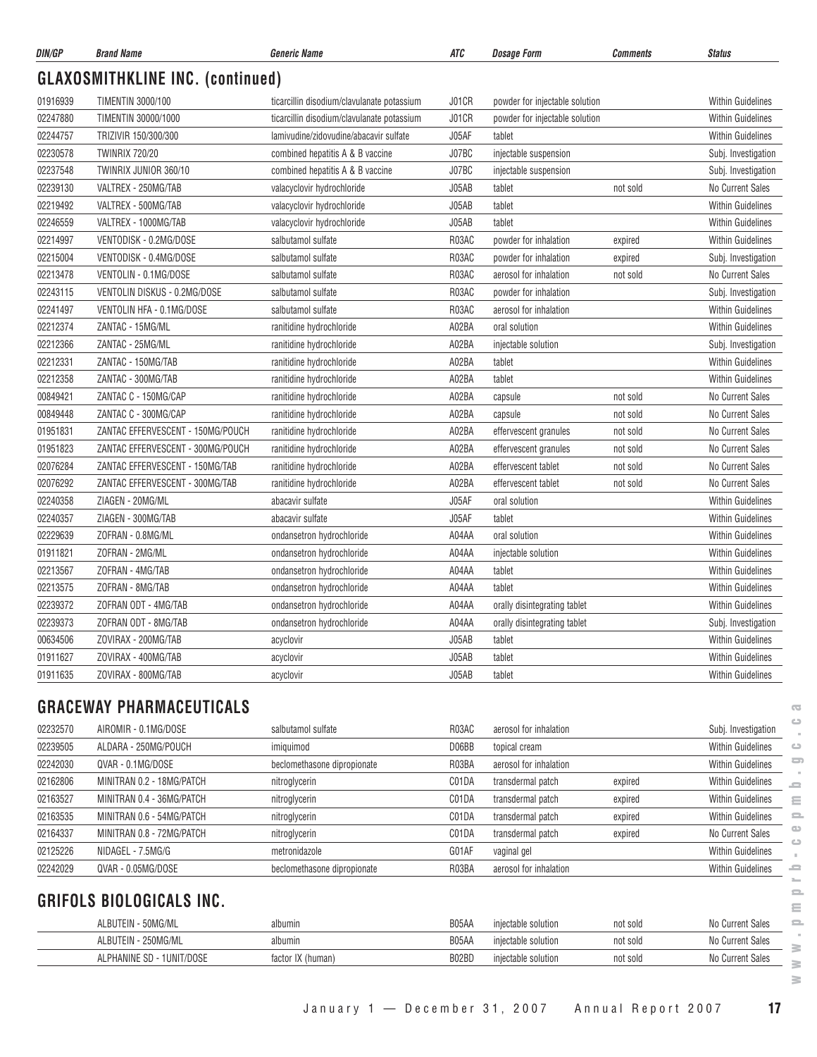| DIN/GP | Brand Name | Generic Name | ATC | Dosage Form | Comments | Status |
|---|---|---|---|---|---|---|

## GLAXOSMITHKLINE INC. (continued)

| DIN/GP | Brand Name | Generic Name | ATC | Dosage Form | Comments | Status |
|---|---|---|---|---|---|---|
| 01916939 | TIMENTIN 3000/100 | ticarcillin disodium/clavulanate potassium | J01CR | powder for injectable solution | | Within Guidelines |
| 02247880 | TIMENTIN 30000/1000 | ticarcillin disodium/clavulanate potassium | J01CR | powder for injectable solution | | Within Guidelines |
| 02244757 | TRIZIVIR 150/300/300 | lamivudine/zidovudine/abacavir sulfate | J05AF | tablet | | Within Guidelines |
| 02230578 | TWINRIX 720/20 | combined hepatitis A & B vaccine | J07BC | injectable suspension | | Subj. Investigation |
| 02237548 | TWINRIX JUNIOR 360/10 | combined hepatitis A & B vaccine | J07BC | injectable suspension | | Subj. Investigation |
| 02239130 | VALTREX - 250MG/TAB | valacyclovir hydrochloride | J05AB | tablet | not sold | No Current Sales |
| 02219492 | VALTREX - 500MG/TAB | valacyclovir hydrochloride | J05AB | tablet | | Within Guidelines |
| 02246559 | VALTREX - 1000MG/TAB | valacyclovir hydrochloride | J05AB | tablet | | Within Guidelines |
| 02214997 | VENTODISK - 0.2MG/DOSE | salbutamol sulfate | R03AC | powder for inhalation | expired | Within Guidelines |
| 02215004 | VENTODISK - 0.4MG/DOSE | salbutamol sulfate | R03AC | powder for inhalation | expired | Subj. Investigation |
| 02213478 | VENTOLIN - 0.1MG/DOSE | salbutamol sulfate | R03AC | aerosol for inhalation | not sold | No Current Sales |
| 02243115 | VENTOLIN DISKUS - 0.2MG/DOSE | salbutamol sulfate | R03AC | powder for inhalation | | Subj. Investigation |
| 02241497 | VENTOLIN HFA - 0.1MG/DOSE | salbutamol sulfate | R03AC | aerosol for inhalation | | Within Guidelines |
| 02212374 | ZANTAC - 15MG/ML | ranitidine hydrochloride | A02BA | oral solution | | Within Guidelines |
| 02212366 | ZANTAC - 25MG/ML | ranitidine hydrochloride | A02BA | injectable solution | | Subj. Investigation |
| 02212331 | ZANTAC - 150MG/TAB | ranitidine hydrochloride | A02BA | tablet | | Within Guidelines |
| 02212358 | ZANTAC - 300MG/TAB | ranitidine hydrochloride | A02BA | tablet | | Within Guidelines |
| 00849421 | ZANTAC C - 150MG/CAP | ranitidine hydrochloride | A02BA | capsule | not sold | No Current Sales |
| 00849448 | ZANTAC C - 300MG/CAP | ranitidine hydrochloride | A02BA | capsule | not sold | No Current Sales |
| 01951831 | ZANTAC EFFERVESCENT - 150MG/POUCH | ranitidine hydrochloride | A02BA | effervescent granules | not sold | No Current Sales |
| 01951823 | ZANTAC EFFERVESCENT - 300MG/POUCH | ranitidine hydrochloride | A02BA | effervescent granules | not sold | No Current Sales |
| 02076284 | ZANTAC EFFERVESCENT - 150MG/TAB | ranitidine hydrochloride | A02BA | effervescent tablet | not sold | No Current Sales |
| 02076292 | ZANTAC EFFERVESCENT - 300MG/TAB | ranitidine hydrochloride | A02BA | effervescent tablet | not sold | No Current Sales |
| 02240358 | ZIAGEN - 20MG/ML | abacavir sulfate | J05AF | oral solution | | Within Guidelines |
| 02240357 | ZIAGEN - 300MG/TAB | abacavir sulfate | J05AF | tablet | | Within Guidelines |
| 02229639 | ZOFRAN - 0.8MG/ML | ondansetron hydrochloride | A04AA | oral solution | | Within Guidelines |
| 01911821 | ZOFRAN - 2MG/ML | ondansetron hydrochloride | A04AA | injectable solution | | Within Guidelines |
| 02213567 | ZOFRAN - 4MG/TAB | ondansetron hydrochloride | A04AA | tablet | | Within Guidelines |
| 02213575 | ZOFRAN - 8MG/TAB | ondansetron hydrochloride | A04AA | tablet | | Within Guidelines |
| 02239372 | ZOFRAN ODT - 4MG/TAB | ondansetron hydrochloride | A04AA | orally disintegrating tablet | | Within Guidelines |
| 02239373 | ZOFRAN ODT - 8MG/TAB | ondansetron hydrochloride | A04AA | orally disintegrating tablet | | Subj. Investigation |
| 00634506 | ZOVIRAX - 200MG/TAB | acyclovir | J05AB | tablet | | Within Guidelines |
| 01911627 | ZOVIRAX - 400MG/TAB | acyclovir | J05AB | tablet | | Within Guidelines |
| 01911635 | ZOVIRAX - 800MG/TAB | acyclovir | J05AB | tablet | | Within Guidelines |

## GRACEWAY PHARMACEUTICALS

| DIN/GP | Brand Name | Generic Name | ATC | Dosage Form | Comments | Status |
|---|---|---|---|---|---|---|
| 02232570 | AIROMIR - 0.1MG/DOSE | salbutamol sulfate | R03AC | aerosol for inhalation | | Subj. Investigation |
| 02239505 | ALDARA - 250MG/POUCH | imiquimod | D06BB | topical cream | | Within Guidelines |
| 02242030 | QVAR - 0.1MG/DOSE | beclomethasone dipropionate | R03BA | aerosol for inhalation | | Within Guidelines |
| 02162806 | MINITRAN 0.2 - 18MG/PATCH | nitroglycerin | C01DA | transdermal patch | expired | Within Guidelines |
| 02163527 | MINITRAN 0.4 - 36MG/PATCH | nitroglycerin | C01DA | transdermal patch | expired | Within Guidelines |
| 02163535 | MINITRAN 0.6 - 54MG/PATCH | nitroglycerin | C01DA | transdermal patch | expired | Within Guidelines |
| 02164337 | MINITRAN 0.8 - 72MG/PATCH | nitroglycerin | C01DA | transdermal patch | expired | No Current Sales |
| 02125226 | NIDAGEL - 7.5MG/G | metronidazole | G01AF | vaginal gel | | Within Guidelines |
| 02242029 | QVAR - 0.05MG/DOSE | beclomethasone dipropionate | R03BA | aerosol for inhalation | | Within Guidelines |

## GRIFOLS BIOLOGICALS INC.

| DIN/GP | Brand Name | Generic Name | ATC | Dosage Form | Comments | Status |
|---|---|---|---|---|---|---|
| | ALBUTEIN - 50MG/ML | albumin | B05AA | injectable solution | not sold | No Current Sales |
| | ALBUTEIN - 250MG/ML | albumin | B05AA | injectable solution | not sold | No Current Sales |
| | ALPHANINE SD - 1UNIT/DOSE | factor IX (human) | B02BD | injectable solution | not sold | No Current Sales |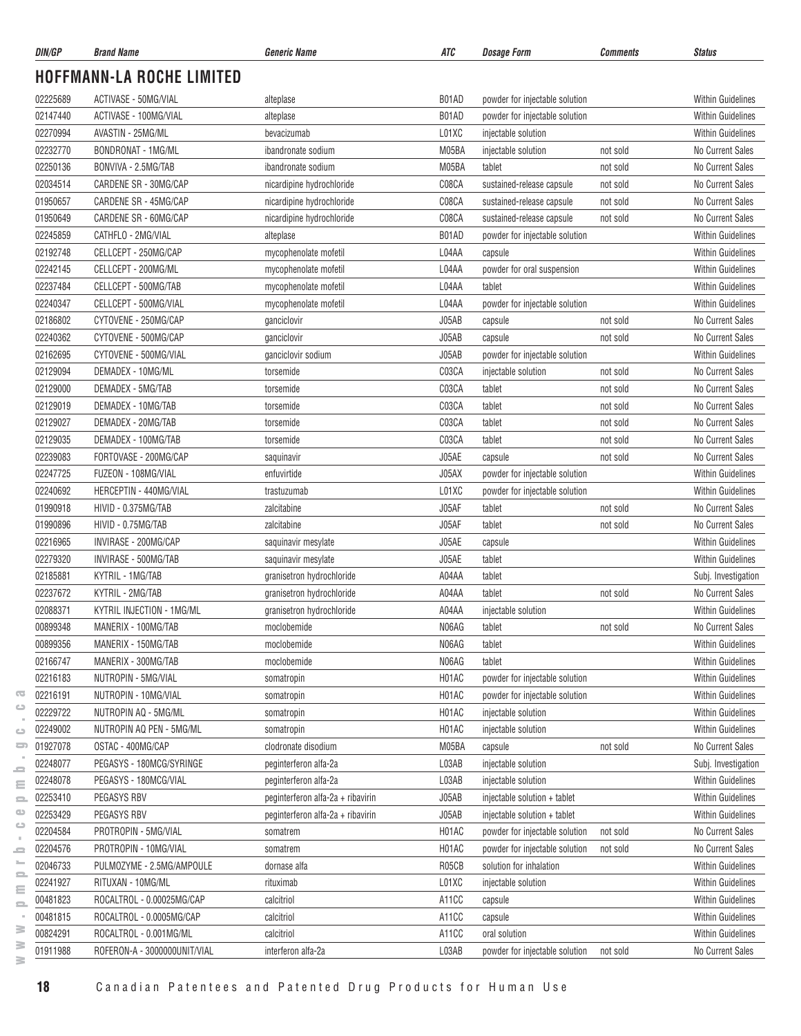## HOFFMANN-LA ROCHE LIMITED

| DIN/GP | Brand Name | Generic Name | ATC | Dosage Form | Comments | Status |
|---|---|---|---|---|---|---|
| 02225689 | ACTIVASE - 50MG/VIAL | alteplase | B01AD | powder for injectable solution | | Within Guidelines |
| 02147440 | ACTIVASE - 100MG/VIAL | alteplase | B01AD | powder for injectable solution | | Within Guidelines |
| 02270994 | AVASTIN - 25MG/ML | bevacizumab | L01XC | injectable solution | | Within Guidelines |
| 02232770 | BONDRONAT - 1MG/ML | ibandronate sodium | M05BA | injectable solution | not sold | No Current Sales |
| 02250136 | BONVIVA - 2.5MG/TAB | ibandronate sodium | M05BA | tablet | not sold | No Current Sales |
| 02034514 | CARDENE SR - 30MG/CAP | nicardipine hydrochloride | C08CA | sustained-release capsule | not sold | No Current Sales |
| 01950657 | CARDENE SR - 45MG/CAP | nicardipine hydrochloride | C08CA | sustained-release capsule | not sold | No Current Sales |
| 01950649 | CARDENE SR - 60MG/CAP | nicardipine hydrochloride | C08CA | sustained-release capsule | not sold | No Current Sales |
| 02245859 | CATHFLO - 2MG/VIAL | alteplase | B01AD | powder for injectable solution | | Within Guidelines |
| 02192748 | CELLCEPT - 250MG/CAP | mycophenolate mofetil | L04AA | capsule | | Within Guidelines |
| 02242145 | CELLCEPT - 200MG/ML | mycophenolate mofetil | L04AA | powder for oral suspension | | Within Guidelines |
| 02237484 | CELLCEPT - 500MG/TAB | mycophenolate mofetil | L04AA | tablet | | Within Guidelines |
| 02240347 | CELLCEPT - 500MG/VIAL | mycophenolate mofetil | L04AA | powder for injectable solution | | Within Guidelines |
| 02186802 | CYTOVENE - 250MG/CAP | ganciclovir | J05AB | capsule | not sold | No Current Sales |
| 02240362 | CYTOVENE - 500MG/CAP | ganciclovir | J05AB | capsule | not sold | No Current Sales |
| 02162695 | CYTOVENE - 500MG/VIAL | ganciclovir sodium | J05AB | powder for injectable solution | | Within Guidelines |
| 02129094 | DEMADEX - 10MG/ML | torsemide | C03CA | injectable solution | not sold | No Current Sales |
| 02129000 | DEMADEX - 5MG/TAB | torsemide | C03CA | tablet | not sold | No Current Sales |
| 02129019 | DEMADEX - 10MG/TAB | torsemide | C03CA | tablet | not sold | No Current Sales |
| 02129027 | DEMADEX - 20MG/TAB | torsemide | C03CA | tablet | not sold | No Current Sales |
| 02129035 | DEMADEX - 100MG/TAB | torsemide | C03CA | tablet | not sold | No Current Sales |
| 02239083 | FORTOVASE - 200MG/CAP | saquinavir | J05AE | capsule | not sold | No Current Sales |
| 02247725 | FUZEON - 108MG/VIAL | enfuvirtide | J05AX | powder for injectable solution | | Within Guidelines |
| 02240692 | HERCEPTIN - 440MG/VIAL | trastuzumab | L01XC | powder for injectable solution | | Within Guidelines |
| 01990918 | HIVID - 0.375MG/TAB | zalcitabine | J05AF | tablet | not sold | No Current Sales |
| 01990896 | HIVID - 0.75MG/TAB | zalcitabine | J05AF | tablet | not sold | No Current Sales |
| 02216965 | INVIRASE - 200MG/CAP | saquinavir mesylate | J05AE | capsule | | Within Guidelines |
| 02279320 | INVIRASE - 500MG/TAB | saquinavir mesylate | J05AE | tablet | | Within Guidelines |
| 02185881 | KYTRIL - 1MG/TAB | granisetron hydrochloride | A04AA | tablet | | Subj. Investigation |
| 02237672 | KYTRIL - 2MG/TAB | granisetron hydrochloride | A04AA | tablet | not sold | No Current Sales |
| 02088371 | KYTRIL INJECTION - 1MG/ML | granisetron hydrochloride | A04AA | injectable solution | | Within Guidelines |
| 00899348 | MANERIX - 100MG/TAB | moclobemide | N06AG | tablet | not sold | No Current Sales |
| 00899356 | MANERIX - 150MG/TAB | moclobemide | N06AG | tablet | | Within Guidelines |
| 02166747 | MANERIX - 300MG/TAB | moclobemide | N06AG | tablet | | Within Guidelines |
| 02216183 | NUTROPIN - 5MG/VIAL | somatropin | H01AC | powder for injectable solution | | Within Guidelines |
| 02216191 | NUTROPIN - 10MG/VIAL | somatropin | H01AC | powder for injectable solution | | Within Guidelines |
| 02229722 | NUTROPIN AQ - 5MG/ML | somatropin | H01AC | injectable solution | | Within Guidelines |
| 02249002 | NUTROPIN AQ PEN - 5MG/ML | somatropin | H01AC | injectable solution | | Within Guidelines |
| 01927078 | OSTAC - 400MG/CAP | clodronate disodium | M05BA | capsule | not sold | No Current Sales |
| 02248077 | PEGASYS - 180MCG/SYRINGE | peginterferon alfa-2a | L03AB | injectable solution | | Subj. Investigation |
| 02248078 | PEGASYS - 180MCG/VIAL | peginterferon alfa-2a | L03AB | injectable solution | | Within Guidelines |
| 02253410 | PEGASYS RBV | peginterferon alfa-2a + ribavirin | J05AB | injectable solution + tablet | | Within Guidelines |
| 02253429 | PEGASYS RBV | peginterferon alfa-2a + ribavirin | J05AB | injectable solution + tablet | | Within Guidelines |
| 02204584 | PROTROPIN - 5MG/VIAL | somatrem | H01AC | powder for injectable solution | not sold | No Current Sales |
| 02204576 | PROTROPIN - 10MG/VIAL | somatrem | H01AC | powder for injectable solution | not sold | No Current Sales |
| 02046733 | PULMOZYME - 2.5MG/AMPOULE | dornase alfa | R05CB | solution for inhalation | | Within Guidelines |
| 02241927 | RITUXAN - 10MG/ML | rituximab | L01XC | injectable solution | | Within Guidelines |
| 00481823 | ROCALTROL - 0.00025MG/CAP | calcitriol | A11CC | capsule | | Within Guidelines |
| 00481815 | ROCALTROL - 0.0005MG/CAP | calcitriol | A11CC | capsule | | Within Guidelines |
| 00824291 | ROCALTROL - 0.001MG/ML | calcitriol | A11CC | oral solution | | Within Guidelines |
| 01911988 | ROFERON-A - 3000000UNIT/VIAL | interferon alfa-2a | L03AB | powder for injectable solution | not sold | No Current Sales |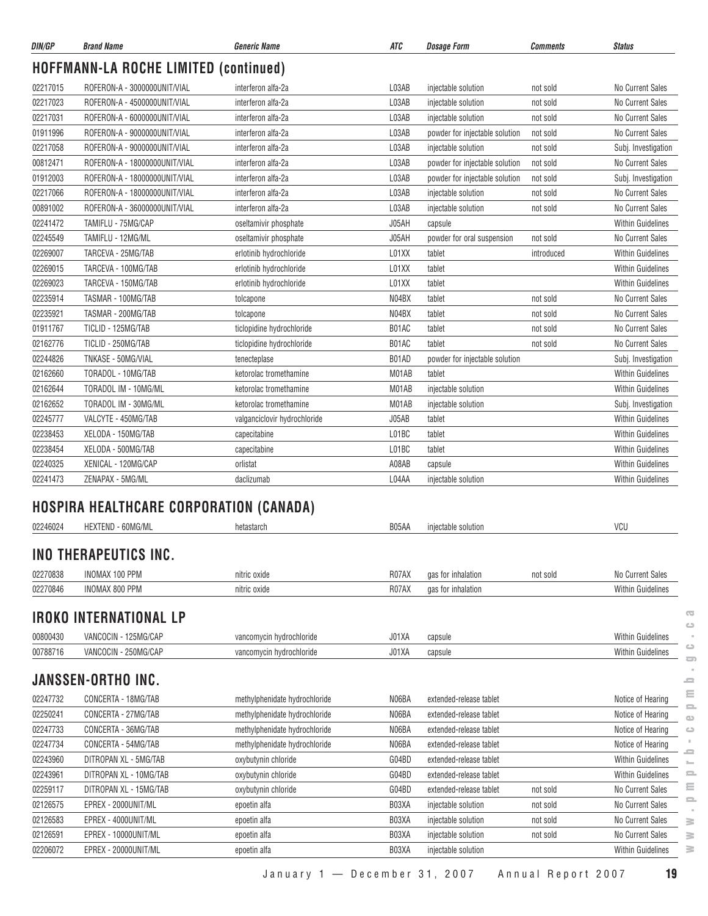| DIN/GP | Brand Name | Generic Name | ATC | Dosage Form | Comments | Status |
|---|---|---|---|---|---|---|

## HOFFMANN-LA ROCHE LIMITED (continued)

| DIN/GP | Brand Name | Generic Name | ATC | Dosage Form | Comments | Status |
|---|---|---|---|---|---|---|
| 02217015 | ROFERON-A - 3000000UNIT/VIAL | interferon alfa-2a | L03AB | injectable solution | not sold | No Current Sales |
| 02217023 | ROFERON-A - 4500000UNIT/VIAL | interferon alfa-2a | L03AB | injectable solution | not sold | No Current Sales |
| 02217031 | ROFERON-A - 6000000UNIT/VIAL | interferon alfa-2a | L03AB | injectable solution | not sold | No Current Sales |
| 01911996 | ROFERON-A - 9000000UNIT/VIAL | interferon alfa-2a | L03AB | powder for injectable solution | not sold | No Current Sales |
| 02217058 | ROFERON-A - 9000000UNIT/VIAL | interferon alfa-2a | L03AB | injectable solution | not sold | Subj. Investigation |
| 00812471 | ROFERON-A - 18000000UNIT/VIAL | interferon alfa-2a | L03AB | powder for injectable solution | not sold | No Current Sales |
| 01912003 | ROFERON-A - 18000000UNIT/VIAL | interferon alfa-2a | L03AB | powder for injectable solution | not sold | Subj. Investigation |
| 02217066 | ROFERON-A - 18000000UNIT/VIAL | interferon alfa-2a | L03AB | injectable solution | not sold | No Current Sales |
| 00891002 | ROFERON-A - 36000000UNIT/VIAL | interferon alfa-2a | L03AB | injectable solution | not sold | No Current Sales |
| 02241472 | TAMIFLU - 75MG/CAP | oseltamivir phosphate | J05AH | capsule | | Within Guidelines |
| 02245549 | TAMIFLU - 12MG/ML | oseltamivir phosphate | J05AH | powder for oral suspension | not sold | No Current Sales |
| 02269007 | TARCEVA - 25MG/TAB | erlotinib hydrochloride | L01XX | tablet | introduced | Within Guidelines |
| 02269015 | TARCEVA - 100MG/TAB | erlotinib hydrochloride | L01XX | tablet | | Within Guidelines |
| 02269023 | TARCEVA - 150MG/TAB | erlotinib hydrochloride | L01XX | tablet | | Within Guidelines |
| 02235914 | TASMAR - 100MG/TAB | tolcapone | N04BX | tablet | not sold | No Current Sales |
| 02235921 | TASMAR - 200MG/TAB | tolcapone | N04BX | tablet | not sold | No Current Sales |
| 01911767 | TICLID - 125MG/TAB | ticlopidine hydrochloride | B01AC | tablet | not sold | No Current Sales |
| 02162776 | TICLID - 250MG/TAB | ticlopidine hydrochloride | B01AC | tablet | not sold | No Current Sales |
| 02244826 | TNKASE - 50MG/VIAL | tenecteplase | B01AD | powder for injectable solution | | Subj. Investigation |
| 02162660 | TORADOL - 10MG/TAB | ketorolac tromethamine | M01AB | tablet | | Within Guidelines |
| 02162644 | TORADOL IM - 10MG/ML | ketorolac tromethamine | M01AB | injectable solution | | Within Guidelines |
| 02162652 | TORADOL IM - 30MG/ML | ketorolac tromethamine | M01AB | injectable solution | | Subj. Investigation |
| 02245777 | VALCYTE - 450MG/TAB | valganciclovir hydrochloride | J05AB | tablet | | Within Guidelines |
| 02238453 | XELODA - 150MG/TAB | capecitabine | L01BC | tablet | | Within Guidelines |
| 02238454 | XELODA - 500MG/TAB | capecitabine | L01BC | tablet | | Within Guidelines |
| 02240325 | XENICAL - 120MG/CAP | orlistat | A08AB | capsule | | Within Guidelines |
| 02241473 | ZENAPAX - 5MG/ML | daclizumab | L04AA | injectable solution | | Within Guidelines |

## HOSPIRA HEALTHCARE CORPORATION (CANADA)

| DIN/GP | Brand Name | Generic Name | ATC | Dosage Form | Comments | Status |
|---|---|---|---|---|---|---|
| 02246024 | HEXTEND - 60MG/ML | hetastarch | B05AA | injectable solution | | VCU |

## INO THERAPEUTICS INC.

| DIN/GP | Brand Name | Generic Name | ATC | Dosage Form | Comments | Status |
|---|---|---|---|---|---|---|
| 02270838 | INOMAX 100 PPM | nitric oxide | R07AX | gas for inhalation | not sold | No Current Sales |
| 02270846 | INOMAX 800 PPM | nitric oxide | R07AX | gas for inhalation | | Within Guidelines |

## IROKO INTERNATIONAL LP

| DIN/GP | Brand Name | Generic Name | ATC | Dosage Form | Comments | Status |
|---|---|---|---|---|---|---|
| 00800430 | VANCOCIN - 125MG/CAP | vancomycin hydrochloride | J01XA | capsule | | Within Guidelines |
| 00788716 | VANCOCIN - 250MG/CAP | vancomycin hydrochloride | J01XA | capsule | | Within Guidelines |

## JANSSEN-ORTHO INC.

| DIN/GP | Brand Name | Generic Name | ATC | Dosage Form | Comments | Status |
|---|---|---|---|---|---|---|
| 02247732 | CONCERTA - 18MG/TAB | methylphenidate hydrochloride | N06BA | extended-release tablet | | Notice of Hearing |
| 02250241 | CONCERTA - 27MG/TAB | methylphenidate hydrochloride | N06BA | extended-release tablet | | Notice of Hearing |
| 02247733 | CONCERTA - 36MG/TAB | methylphenidate hydrochloride | N06BA | extended-release tablet | | Notice of Hearing |
| 02247734 | CONCERTA - 54MG/TAB | methylphenidate hydrochloride | N06BA | extended-release tablet | | Notice of Hearing |
| 02243960 | DITROPAN XL - 5MG/TAB | oxybutynin chloride | G04BD | extended-release tablet | | Within Guidelines |
| 02243961 | DITROPAN XL - 10MG/TAB | oxybutynin chloride | G04BD | extended-release tablet | | Within Guidelines |
| 02259117 | DITROPAN XL - 15MG/TAB | oxybutynin chloride | G04BD | extended-release tablet | not sold | No Current Sales |
| 02126575 | EPREX - 2000UNIT/ML | epoetin alfa | B03XA | injectable solution | not sold | No Current Sales |
| 02126583 | EPREX - 4000UNIT/ML | epoetin alfa | B03XA | injectable solution | not sold | No Current Sales |
| 02126591 | EPREX - 10000UNIT/ML | epoetin alfa | B03XA | injectable solution | not sold | No Current Sales |
| 02206072 | EPREX - 20000UNIT/ML | epoetin alfa | B03XA | injectable solution | | Within Guidelines |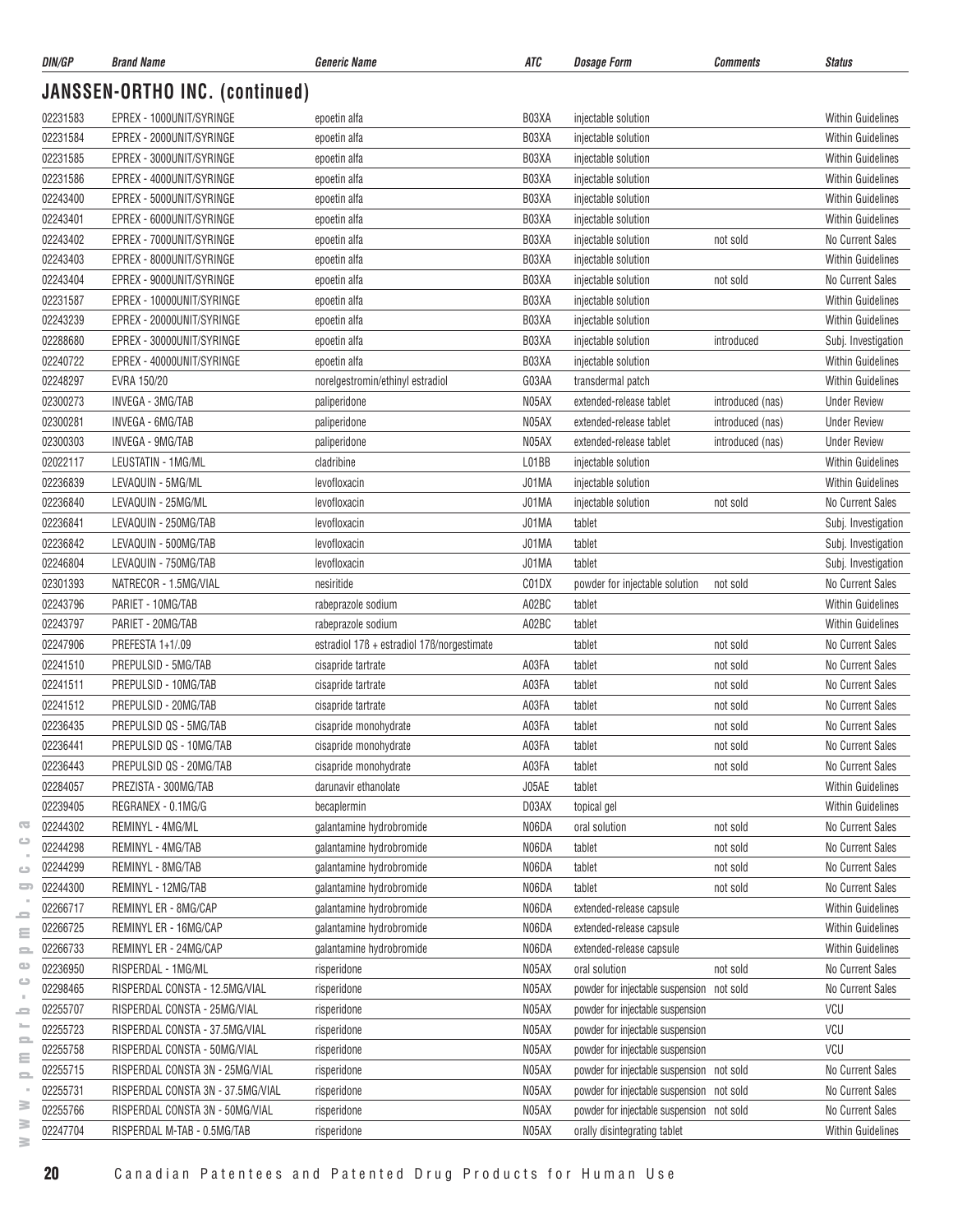## JANSSEN-ORTHO INC. (continued)

| DIN/GP | Brand Name | Generic Name | ATC | Dosage Form | Comments | Status |
|---|---|---|---|---|---|---|
| 02231583 | EPREX - 1000UNIT/SYRINGE | epoetin alfa | B03XA | injectable solution | | Within Guidelines |
| 02231584 | EPREX - 2000UNIT/SYRINGE | epoetin alfa | B03XA | injectable solution | | Within Guidelines |
| 02231585 | EPREX - 3000UNIT/SYRINGE | epoetin alfa | B03XA | injectable solution | | Within Guidelines |
| 02231586 | EPREX - 4000UNIT/SYRINGE | epoetin alfa | B03XA | injectable solution | | Within Guidelines |
| 02243400 | EPREX - 5000UNIT/SYRINGE | epoetin alfa | B03XA | injectable solution | | Within Guidelines |
| 02243401 | EPREX - 6000UNIT/SYRINGE | epoetin alfa | B03XA | injectable solution | | Within Guidelines |
| 02243402 | EPREX - 7000UNIT/SYRINGE | epoetin alfa | B03XA | injectable solution | not sold | No Current Sales |
| 02243403 | EPREX - 8000UNIT/SYRINGE | epoetin alfa | B03XA | injectable solution | | Within Guidelines |
| 02243404 | EPREX - 9000UNIT/SYRINGE | epoetin alfa | B03XA | injectable solution | not sold | No Current Sales |
| 02231587 | EPREX - 10000UNIT/SYRINGE | epoetin alfa | B03XA | injectable solution | | Within Guidelines |
| 02243239 | EPREX - 20000UNIT/SYRINGE | epoetin alfa | B03XA | injectable solution | | Within Guidelines |
| 02288680 | EPREX - 30000UNIT/SYRINGE | epoetin alfa | B03XA | injectable solution | introduced | Subj. Investigation |
| 02240722 | EPREX - 40000UNIT/SYRINGE | epoetin alfa | B03XA | injectable solution | | Within Guidelines |
| 02248297 | EVRA 150/20 | norelgestromin/ethinyl estradiol | G03AA | transdermal patch | | Within Guidelines |
| 02300273 | INVEGA - 3MG/TAB | paliperidone | N05AX | extended-release tablet | introduced (nas) | Under Review |
| 02300281 | INVEGA - 6MG/TAB | paliperidone | N05AX | extended-release tablet | introduced (nas) | Under Review |
| 02300303 | INVEGA - 9MG/TAB | paliperidone | N05AX | extended-release tablet | introduced (nas) | Under Review |
| 02022117 | LEUSTATIN - 1MG/ML | cladribine | L01BB | injectable solution | | Within Guidelines |
| 02236839 | LEVAQUIN - 5MG/ML | levofloxacin | J01MA | injectable solution | | Within Guidelines |
| 02236840 | LEVAQUIN - 25MG/ML | levofloxacin | J01MA | injectable solution | not sold | No Current Sales |
| 02236841 | LEVAQUIN - 250MG/TAB | levofloxacin | J01MA | tablet | | Subj. Investigation |
| 02236842 | LEVAQUIN - 500MG/TAB | levofloxacin | J01MA | tablet | | Subj. Investigation |
| 02246804 | LEVAQUIN - 750MG/TAB | levofloxacin | J01MA | tablet | | Subj. Investigation |
| 02301393 | NATRECOR - 1.5MG/VIAL | nesiritide | C01DX | powder for injectable solution | not sold | No Current Sales |
| 02243796 | PARIET - 10MG/TAB | rabeprazole sodium | A02BC | tablet | | Within Guidelines |
| 02243797 | PARIET - 20MG/TAB | rabeprazole sodium | A02BC | tablet | | Within Guidelines |
| 02247906 | PREFESTA 1+1/.09 | estradiol 17ß + estradiol 17ß/norgestimate | | tablet | not sold | No Current Sales |
| 02241510 | PREPULSID - 5MG/TAB | cisapride tartrate | A03FA | tablet | not sold | No Current Sales |
| 02241511 | PREPULSID - 10MG/TAB | cisapride tartrate | A03FA | tablet | not sold | No Current Sales |
| 02241512 | PREPULSID - 20MG/TAB | cisapride tartrate | A03FA | tablet | not sold | No Current Sales |
| 02236435 | PREPULSID QS - 5MG/TAB | cisapride monohydrate | A03FA | tablet | not sold | No Current Sales |
| 02236441 | PREPULSID QS - 10MG/TAB | cisapride monohydrate | A03FA | tablet | not sold | No Current Sales |
| 02236443 | PREPULSID QS - 20MG/TAB | cisapride monohydrate | A03FA | tablet | not sold | No Current Sales |
| 02284057 | PREZISTA - 300MG/TAB | darunavir ethanolate | J05AE | tablet | | Within Guidelines |
| 02239405 | REGRANEX - 0.1MG/G | becaplermin | D03AX | topical gel | | Within Guidelines |
| 02244302 | REMINYL - 4MG/ML | galantamine hydrobromide | N06DA | oral solution | not sold | No Current Sales |
| 02244298 | REMINYL - 4MG/TAB | galantamine hydrobromide | N06DA | tablet | not sold | No Current Sales |
| 02244299 | REMINYL - 8MG/TAB | galantamine hydrobromide | N06DA | tablet | not sold | No Current Sales |
| 02244300 | REMINYL - 12MG/TAB | galantamine hydrobromide | N06DA | tablet | not sold | No Current Sales |
| 02266717 | REMINYL ER - 8MG/CAP | galantamine hydrobromide | N06DA | extended-release capsule | | Within Guidelines |
| 02266725 | REMINYL ER - 16MG/CAP | galantamine hydrobromide | N06DA | extended-release capsule | | Within Guidelines |
| 02266733 | REMINYL ER - 24MG/CAP | galantamine hydrobromide | N06DA | extended-release capsule | | Within Guidelines |
| 02236950 | RISPERDAL - 1MG/ML | risperidone | N05AX | oral solution | not sold | No Current Sales |
| 02298465 | RISPERDAL CONSTA - 12.5MG/VIAL | risperidone | N05AX | powder for injectable suspension | not sold | No Current Sales |
| 02255707 | RISPERDAL CONSTA - 25MG/VIAL | risperidone | N05AX | powder for injectable suspension | | VCU |
| 02255723 | RISPERDAL CONSTA - 37.5MG/VIAL | risperidone | N05AX | powder for injectable suspension | | VCU |
| 02255758 | RISPERDAL CONSTA - 50MG/VIAL | risperidone | N05AX | powder for injectable suspension | | VCU |
| 02255715 | RISPERDAL CONSTA 3N - 25MG/VIAL | risperidone | N05AX | powder for injectable suspension | not sold | No Current Sales |
| 02255731 | RISPERDAL CONSTA 3N - 37.5MG/VIAL | risperidone | N05AX | powder for injectable suspension | not sold | No Current Sales |
| 02255766 | RISPERDAL CONSTA 3N - 50MG/VIAL | risperidone | N05AX | powder for injectable suspension | not sold | No Current Sales |
| 02247704 | RISPERDAL M-TAB - 0.5MG/TAB | risperidone | N05AX | orally disintegrating tablet | | Within Guidelines |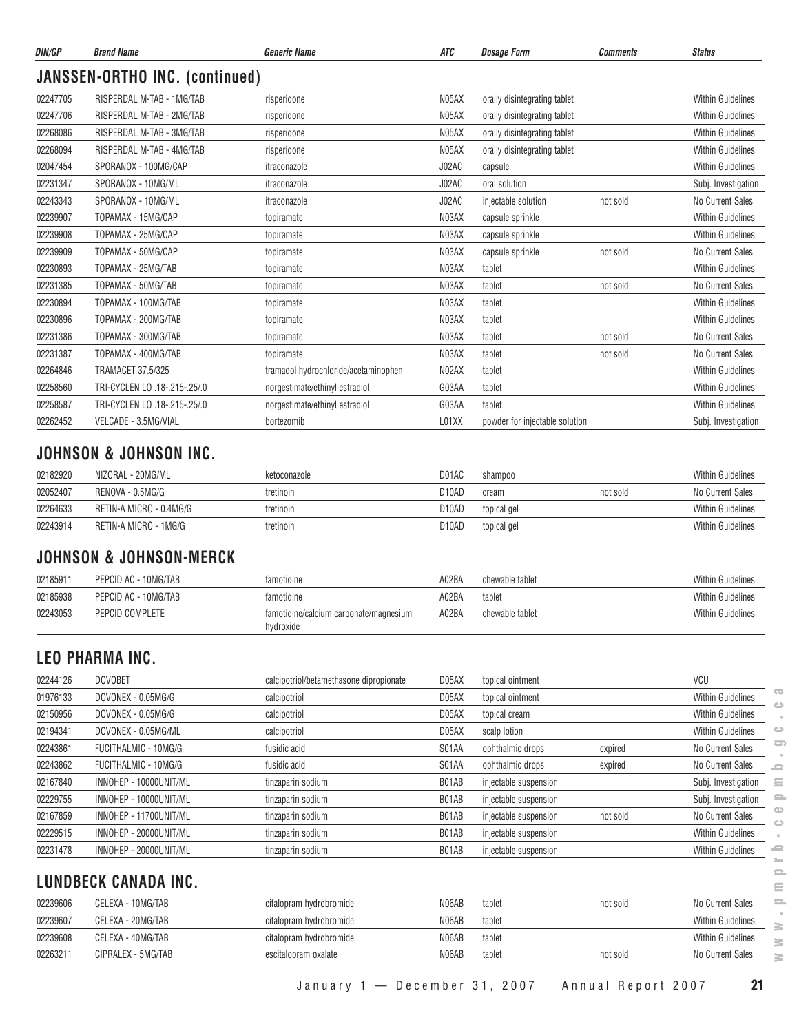| DIN/GP | Brand Name | Generic Name | ATC | Dosage Form | Comments | Status |
|---|---|---|---|---|---|---|

## JANSSEN-ORTHO INC. (continued)

| DIN/GP | Brand Name | Generic Name | ATC | Dosage Form | Comments | Status |
|---|---|---|---|---|---|---|
| 02247705 | RISPERDAL M-TAB - 1MG/TAB | risperidone | N05AX | orally disintegrating tablet | | Within Guidelines |
| 02247706 | RISPERDAL M-TAB - 2MG/TAB | risperidone | N05AX | orally disintegrating tablet | | Within Guidelines |
| 02268086 | RISPERDAL M-TAB - 3MG/TAB | risperidone | N05AX | orally disintegrating tablet | | Within Guidelines |
| 02268094 | RISPERDAL M-TAB - 4MG/TAB | risperidone | N05AX | orally disintegrating tablet | | Within Guidelines |
| 02047454 | SPORANOX - 100MG/CAP | itraconazole | J02AC | capsule | | Within Guidelines |
| 02231347 | SPORANOX - 10MG/ML | itraconazole | J02AC | oral solution | | Subj. Investigation |
| 02243343 | SPORANOX - 10MG/ML | itraconazole | J02AC | injectable solution | not sold | No Current Sales |
| 02239907 | TOPAMAX - 15MG/CAP | topiramate | N03AX | capsule sprinkle | | Within Guidelines |
| 02239908 | TOPAMAX - 25MG/CAP | topiramate | N03AX | capsule sprinkle | | Within Guidelines |
| 02239909 | TOPAMAX - 50MG/CAP | topiramate | N03AX | capsule sprinkle | not sold | No Current Sales |
| 02230893 | TOPAMAX - 25MG/TAB | topiramate | N03AX | tablet | | Within Guidelines |
| 02231385 | TOPAMAX - 50MG/TAB | topiramate | N03AX | tablet | not sold | No Current Sales |
| 02230894 | TOPAMAX - 100MG/TAB | topiramate | N03AX | tablet | | Within Guidelines |
| 02230896 | TOPAMAX - 200MG/TAB | topiramate | N03AX | tablet | | Within Guidelines |
| 02231386 | TOPAMAX - 300MG/TAB | topiramate | N03AX | tablet | not sold | No Current Sales |
| 02231387 | TOPAMAX - 400MG/TAB | topiramate | N03AX | tablet | not sold | No Current Sales |
| 02264846 | TRAMACET 37.5/325 | tramadol hydrochloride/acetaminophen | N02AX | tablet | | Within Guidelines |
| 02258560 | TRI-CYCLEN LO .18-.215-.25/.0 | norgestimate/ethinyl estradiol | G03AA | tablet | | Within Guidelines |
| 02258587 | TRI-CYCLEN LO .18-.215-.25/.0 | norgestimate/ethinyl estradiol | G03AA | tablet | | Within Guidelines |
| 02262452 | VELCADE - 3.5MG/VIAL | bortezomib | L01XX | powder for injectable solution | | Subj. Investigation |

## JOHNSON & JOHNSON INC.

| DIN/GP | Brand Name | Generic Name | ATC | Dosage Form | Comments | Status |
|---|---|---|---|---|---|---|
| 02182920 | NIZORAL - 20MG/ML | ketoconazole | D01AC | shampoo | | Within Guidelines |
| 02052407 | RENOVA - 0.5MG/G | tretinoin | D10AD | cream | not sold | No Current Sales |
| 02264633 | RETIN-A MICRO - 0.4MG/G | tretinoin | D10AD | topical gel | | Within Guidelines |
| 02243914 | RETIN-A MICRO - 1MG/G | tretinoin | D10AD | topical gel | | Within Guidelines |

## JOHNSON & JOHNSON-MERCK

| DIN/GP | Brand Name | Generic Name | ATC | Dosage Form | Comments | Status |
|---|---|---|---|---|---|---|
| 02185911 | PEPCID AC - 10MG/TAB | famotidine | A02BA | chewable tablet | | Within Guidelines |
| 02185938 | PEPCID AC - 10MG/TAB | famotidine | A02BA | tablet | | Within Guidelines |
| 02243053 | PEPCID COMPLETE | famotidine/calcium carbonate/magnesium hydroxide | A02BA | chewable tablet | | Within Guidelines |

## LEO PHARMA INC.

| DIN/GP | Brand Name | Generic Name | ATC | Dosage Form | Comments | Status |
|---|---|---|---|---|---|---|
| 02244126 | DOVOBET | calcipotriol/betamethasone dipropionate | D05AX | topical ointment | | VCU |
| 01976133 | DOVONEX - 0.05MG/G | calcipotriol | D05AX | topical ointment | | Within Guidelines |
| 02150956 | DOVONEX - 0.05MG/G | calcipotriol | D05AX | topical cream | | Within Guidelines |
| 02194341 | DOVONEX - 0.05MG/ML | calcipotriol | D05AX | scalp lotion | | Within Guidelines |
| 02243861 | FUCITHALMIC - 10MG/G | fusidic acid | S01AA | ophthalmic drops | expired | No Current Sales |
| 02243862 | FUCITHALMIC - 10MG/G | fusidic acid | S01AA | ophthalmic drops | expired | No Current Sales |
| 02167840 | INNOHEP - 10000UNIT/ML | tinzaparin sodium | B01AB | injectable suspension | | Subj. Investigation |
| 02229755 | INNOHEP - 10000UNIT/ML | tinzaparin sodium | B01AB | injectable suspension | | Subj. Investigation |
| 02167859 | INNOHEP - 11700UNIT/ML | tinzaparin sodium | B01AB | injectable suspension | not sold | No Current Sales |
| 02229515 | INNOHEP - 20000UNIT/ML | tinzaparin sodium | B01AB | injectable suspension | | Within Guidelines |
| 02231478 | INNOHEP - 20000UNIT/ML | tinzaparin sodium | B01AB | injectable suspension | | Within Guidelines |

## LUNDBECK CANADA INC.

| DIN/GP | Brand Name | Generic Name | ATC | Dosage Form | Comments | Status |
|---|---|---|---|---|---|---|
| 02239606 | CELEXA - 10MG/TAB | citalopram hydrobromide | N06AB | tablet | not sold | No Current Sales |
| 02239607 | CELEXA - 20MG/TAB | citalopram hydrobromide | N06AB | tablet | | Within Guidelines |
| 02239608 | CELEXA - 40MG/TAB | citalopram hydrobromide | N06AB | tablet | | Within Guidelines |
| 02263211 | CIPRALEX - 5MG/TAB | escitalopram oxalate | N06AB | tablet | not sold | No Current Sales |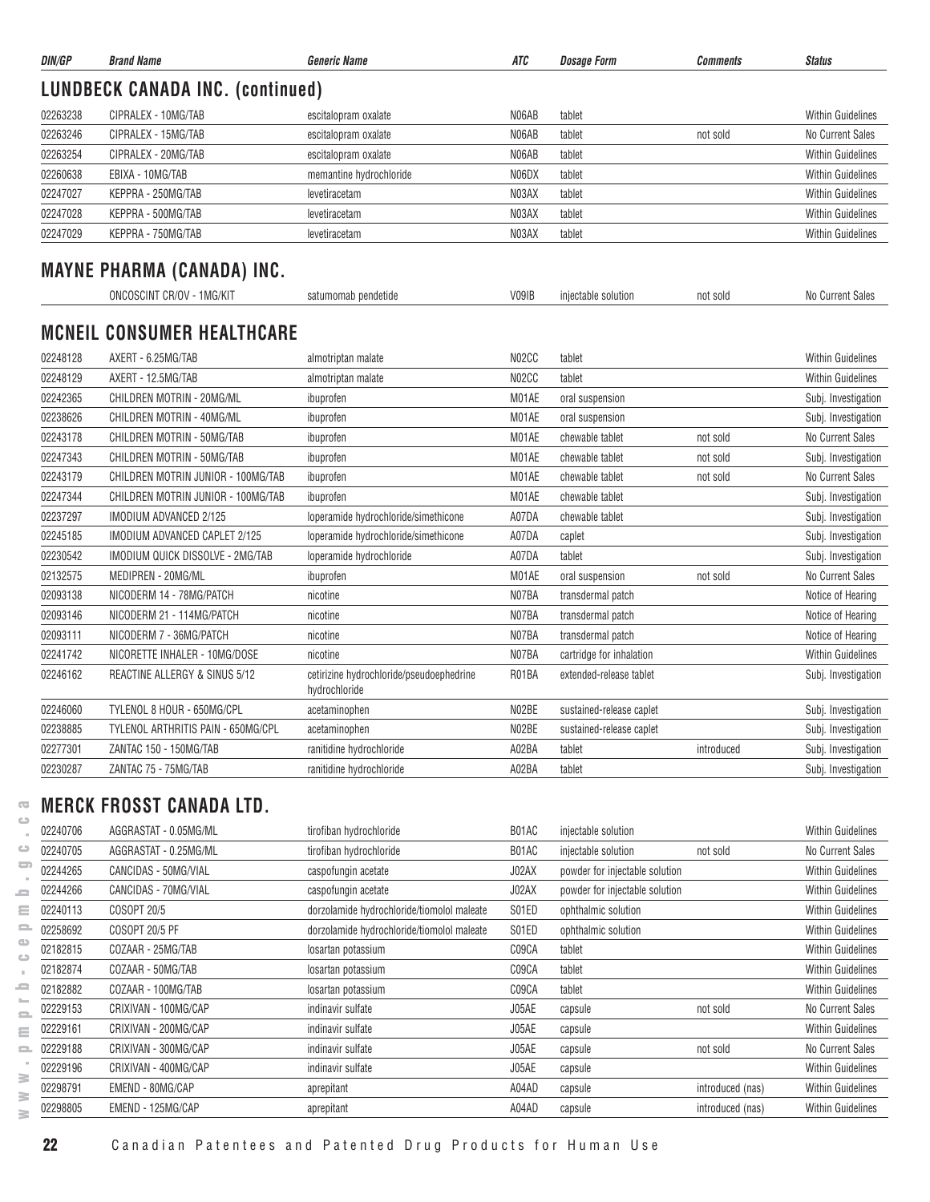| DIN/GP | Brand Name | Generic Name | ATC | Dosage Form | Comments | Status |
|---|---|---|---|---|---|---|

## LUNDBECK CANADA INC. (continued)

| DIN/GP | Brand Name | Generic Name | ATC | Dosage Form | Comments | Status |
|---|---|---|---|---|---|---|
| 02263238 | CIPRALEX - 10MG/TAB | escitalopram oxalate | N06AB | tablet | | Within Guidelines |
| 02263246 | CIPRALEX - 15MG/TAB | escitalopram oxalate | N06AB | tablet | not sold | No Current Sales |
| 02263254 | CIPRALEX - 20MG/TAB | escitalopram oxalate | N06AB | tablet | | Within Guidelines |
| 02260638 | EBIXA - 10MG/TAB | memantine hydrochloride | N06DX | tablet | | Within Guidelines |
| 02247027 | KEPPRA - 250MG/TAB | levetiracetam | N03AX | tablet | | Within Guidelines |
| 02247028 | KEPPRA - 500MG/TAB | levetiracetam | N03AX | tablet | | Within Guidelines |
| 02247029 | KEPPRA - 750MG/TAB | levetiracetam | N03AX | tablet | | Within Guidelines |

## MAYNE PHARMA (CANADA) INC.

| DIN/GP | Brand Name | Generic Name | ATC | Dosage Form | Comments | Status |
|---|---|---|---|---|---|---|
| | ONCOSCINT CR/OV - 1MG/KIT | satumomab pendetide | V09IB | injectable solution | not sold | No Current Sales |

## MCNEIL CONSUMER HEALTHCARE

| DIN/GP | Brand Name | Generic Name | ATC | Dosage Form | Comments | Status |
|---|---|---|---|---|---|---|
| 02248128 | AXERT - 6.25MG/TAB | almotriptan malate | N02CC | tablet | | Within Guidelines |
| 02248129 | AXERT - 12.5MG/TAB | almotriptan malate | N02CC | tablet | | Within Guidelines |
| 02242365 | CHILDREN MOTRIN - 20MG/ML | ibuprofen | M01AE | oral suspension | | Subj. Investigation |
| 02238626 | CHILDREN MOTRIN - 40MG/ML | ibuprofen | M01AE | oral suspension | | Subj. Investigation |
| 02243178 | CHILDREN MOTRIN - 50MG/TAB | ibuprofen | M01AE | chewable tablet | not sold | No Current Sales |
| 02247343 | CHILDREN MOTRIN - 50MG/TAB | ibuprofen | M01AE | chewable tablet | not sold | Subj. Investigation |
| 02243179 | CHILDREN MOTRIN JUNIOR - 100MG/TAB | ibuprofen | M01AE | chewable tablet | not sold | No Current Sales |
| 02247344 | CHILDREN MOTRIN JUNIOR - 100MG/TAB | ibuprofen | M01AE | chewable tablet | | Subj. Investigation |
| 02237297 | IMODIUM ADVANCED 2/125 | loperamide hydrochloride/simethicone | A07DA | chewable tablet | | Subj. Investigation |
| 02245185 | IMODIUM ADVANCED CAPLET 2/125 | loperamide hydrochloride/simethicone | A07DA | caplet | | Subj. Investigation |
| 02230542 | IMODIUM QUICK DISSOLVE - 2MG/TAB | loperamide hydrochloride | A07DA | tablet | | Subj. Investigation |
| 02132575 | MEDIPREN - 20MG/ML | ibuprofen | M01AE | oral suspension | not sold | No Current Sales |
| 02093138 | NICODERM 14 - 78MG/PATCH | nicotine | N07BA | transdermal patch | | Notice of Hearing |
| 02093146 | NICODERM 21 - 114MG/PATCH | nicotine | N07BA | transdermal patch | | Notice of Hearing |
| 02093111 | NICODERM 7 - 36MG/PATCH | nicotine | N07BA | transdermal patch | | Notice of Hearing |
| 02241742 | NICORETTE INHALER - 10MG/DOSE | nicotine | N07BA | cartridge for inhalation | | Within Guidelines |
| 02246162 | REACTINE ALLERGY & SINUS 5/12 | cetirizine hydrochloride/pseudoephedrine hydrochloride | R01BA | extended-release tablet | | Subj. Investigation |
| 02246060 | TYLENOL 8 HOUR - 650MG/CPL | acetaminophen | N02BE | sustained-release caplet | | Subj. Investigation |
| 02238885 | TYLENOL ARTHRITIS PAIN - 650MG/CPL | acetaminophen | N02BE | sustained-release caplet | | Subj. Investigation |
| 02277301 | ZANTAC 150 - 150MG/TAB | ranitidine hydrochloride | A02BA | tablet | introduced | Subj. Investigation |
| 02230287 | ZANTAC 75 - 75MG/TAB | ranitidine hydrochloride | A02BA | tablet | | Subj. Investigation |

## MERCK FROSST CANADA LTD.

| DIN/GP | Brand Name | Generic Name | ATC | Dosage Form | Comments | Status |
|---|---|---|---|---|---|---|
| 02240706 | AGGRASTAT - 0.05MG/ML | tirofiban hydrochloride | B01AC | injectable solution | | Within Guidelines |
| 02240705 | AGGRASTAT - 0.25MG/ML | tirofiban hydrochloride | B01AC | injectable solution | not sold | No Current Sales |
| 02244265 | CANCIDAS - 50MG/VIAL | caspofungin acetate | J02AX | powder for injectable solution | | Within Guidelines |
| 02244266 | CANCIDAS - 70MG/VIAL | caspofungin acetate | J02AX | powder for injectable solution | | Within Guidelines |
| 02240113 | COSOPT 20/5 | dorzolamide hydrochloride/tiomolol maleate | S01ED | ophthalmic solution | | Within Guidelines |
| 02258692 | COSOPT 20/5 PF | dorzolamide hydrochloride/tiomolol maleate | S01ED | ophthalmic solution | | Within Guidelines |
| 02182815 | COZAAR - 25MG/TAB | losartan potassium | C09CA | tablet | | Within Guidelines |
| 02182874 | COZAAR - 50MG/TAB | losartan potassium | C09CA | tablet | | Within Guidelines |
| 02182882 | COZAAR - 100MG/TAB | losartan potassium | C09CA | tablet | | Within Guidelines |
| 02229153 | CRIXIVAN - 100MG/CAP | indinavir sulfate | J05AE | capsule | not sold | No Current Sales |
| 02229161 | CRIXIVAN - 200MG/CAP | indinavir sulfate | J05AE | capsule | | Within Guidelines |
| 02229188 | CRIXIVAN - 300MG/CAP | indinavir sulfate | J05AE | capsule | not sold | No Current Sales |
| 02229196 | CRIXIVAN - 400MG/CAP | indinavir sulfate | J05AE | capsule | | Within Guidelines |
| 02298791 | EMEND - 80MG/CAP | aprepitant | A04AD | capsule | introduced (nas) | Within Guidelines |
| 02298805 | EMEND - 125MG/CAP | aprepitant | A04AD | capsule | introduced (nas) | Within Guidelines |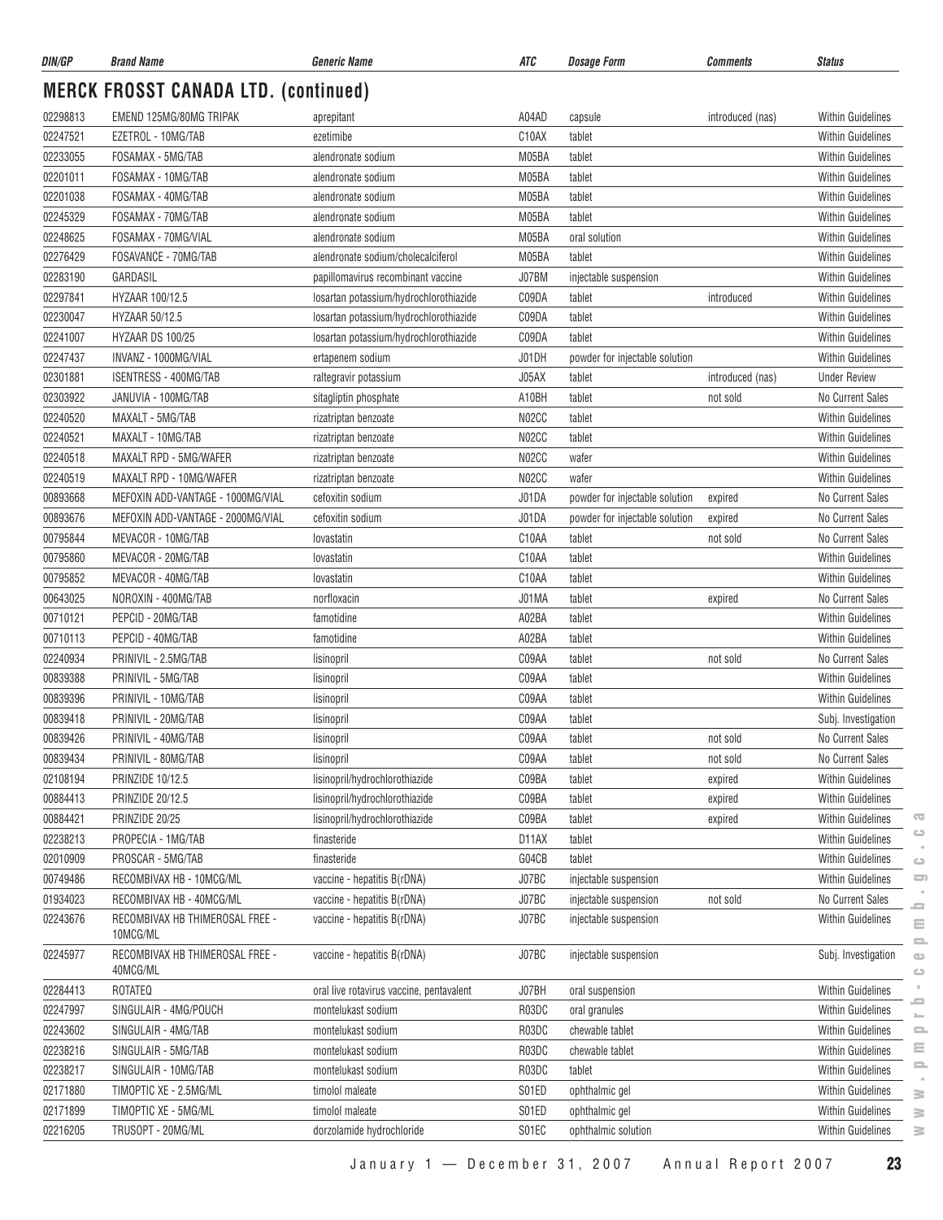## MERCK FROSST CANADA LTD. (continued)

| DIN/GP | Brand Name | Generic Name | ATC | Dosage Form | Comments | Status |
|---|---|---|---|---|---|---|
| 02298813 | EMEND 125MG/80MG TRIPAK | aprepitant | A04AD | capsule | introduced (nas) | Within Guidelines |
| 02247521 | EZETROL - 10MG/TAB | ezetimibe | C10AX | tablet | | Within Guidelines |
| 02233055 | FOSAMAX - 5MG/TAB | alendronate sodium | M05BA | tablet | | Within Guidelines |
| 02201011 | FOSAMAX - 10MG/TAB | alendronate sodium | M05BA | tablet | | Within Guidelines |
| 02201038 | FOSAMAX - 40MG/TAB | alendronate sodium | M05BA | tablet | | Within Guidelines |
| 02245329 | FOSAMAX - 70MG/TAB | alendronate sodium | M05BA | tablet | | Within Guidelines |
| 02248625 | FOSAMAX - 70MG/VIAL | alendronate sodium | M05BA | oral solution | | Within Guidelines |
| 02276429 | FOSAVANCE - 70MG/TAB | alendronate sodium/cholecalciferol | M05BA | tablet | | Within Guidelines |
| 02283190 | GARDASIL | papillomavirus recombinant vaccine | J07BM | injectable suspension | | Within Guidelines |
| 02297841 | HYZAAR 100/12.5 | losartan potassium/hydrochlorothiazide | C09DA | tablet | introduced | Within Guidelines |
| 02230047 | HYZAAR 50/12.5 | losartan potassium/hydrochlorothiazide | C09DA | tablet | | Within Guidelines |
| 02241007 | HYZAAR DS 100/25 | losartan potassium/hydrochlorothiazide | C09DA | tablet | | Within Guidelines |
| 02247437 | INVANZ - 1000MG/VIAL | ertapenem sodium | J01DH | powder for injectable solution | | Within Guidelines |
| 02301881 | ISENTRESS - 400MG/TAB | raltegravir potassium | J05AX | tablet | introduced (nas) | Under Review |
| 02303922 | JANUVIA - 100MG/TAB | sitagliptin phosphate | A10BH | tablet | not sold | No Current Sales |
| 02240520 | MAXALT - 5MG/TAB | rizatriptan benzoate | N02CC | tablet | | Within Guidelines |
| 02240521 | MAXALT - 10MG/TAB | rizatriptan benzoate | N02CC | tablet | | Within Guidelines |
| 02240518 | MAXALT RPD - 5MG/WAFER | rizatriptan benzoate | N02CC | wafer | | Within Guidelines |
| 02240519 | MAXALT RPD - 10MG/WAFER | rizatriptan benzoate | N02CC | wafer | | Within Guidelines |
| 00893668 | MEFOXIN ADD-VANTAGE - 1000MG/VIAL | cefoxitin sodium | J01DA | powder for injectable solution | expired | No Current Sales |
| 00893676 | MEFOXIN ADD-VANTAGE - 2000MG/VIAL | cefoxitin sodium | J01DA | powder for injectable solution | expired | No Current Sales |
| 00795844 | MEVACOR - 10MG/TAB | lovastatin | C10AA | tablet | not sold | No Current Sales |
| 00795860 | MEVACOR - 20MG/TAB | lovastatin | C10AA | tablet | | Within Guidelines |
| 00795852 | MEVACOR - 40MG/TAB | lovastatin | C10AA | tablet | | Within Guidelines |
| 00643025 | NOROXIN - 400MG/TAB | norfloxacin | J01MA | tablet | expired | No Current Sales |
| 00710121 | PEPCID - 20MG/TAB | famotidine | A02BA | tablet | | Within Guidelines |
| 00710113 | PEPCID - 40MG/TAB | famotidine | A02BA | tablet | | Within Guidelines |
| 02240934 | PRINIVIL - 2.5MG/TAB | lisinopril | C09AA | tablet | not sold | No Current Sales |
| 00839388 | PRINIVIL - 5MG/TAB | lisinopril | C09AA | tablet | | Within Guidelines |
| 00839396 | PRINIVIL - 10MG/TAB | lisinopril | C09AA | tablet | | Within Guidelines |
| 00839418 | PRINIVIL - 20MG/TAB | lisinopril | C09AA | tablet | | Subj. Investigation |
| 00839426 | PRINIVIL - 40MG/TAB | lisinopril | C09AA | tablet | not sold | No Current Sales |
| 00839434 | PRINIVIL - 80MG/TAB | lisinopril | C09AA | tablet | not sold | No Current Sales |
| 02108194 | PRINZIDE 10/12.5 | lisinopril/hydrochlorothiazide | C09BA | tablet | expired | Within Guidelines |
| 00884413 | PRINZIDE 20/12.5 | lisinopril/hydrochlorothiazide | C09BA | tablet | expired | Within Guidelines |
| 00884421 | PRINZIDE 20/25 | lisinopril/hydrochlorothiazide | C09BA | tablet | expired | Within Guidelines |
| 02238213 | PROPECIA - 1MG/TAB | finasteride | D11AX | tablet | | Within Guidelines |
| 02010909 | PROSCAR - 5MG/TAB | finasteride | G04CB | tablet | | Within Guidelines |
| 00749486 | RECOMBIVAX HB - 10MCG/ML | vaccine - hepatitis B(rDNA) | J07BC | injectable suspension | | Within Guidelines |
| 01934023 | RECOMBIVAX HB - 40MCG/ML | vaccine - hepatitis B(rDNA) | J07BC | injectable suspension | not sold | No Current Sales |
| 02243676 | RECOMBIVAX HB THIMEROSAL FREE - 10MCG/ML | vaccine - hepatitis B(rDNA) | J07BC | injectable suspension | | Within Guidelines |
| 02245977 | RECOMBIVAX HB THIMEROSAL FREE - 40MCG/ML | vaccine - hepatitis B(rDNA) | J07BC | injectable suspension | | Subj. Investigation |
| 02284413 | ROTATEQ | oral live rotavirus vaccine, pentavalent | J07BH | oral suspension | | Within Guidelines |
| 02247997 | SINGULAIR - 4MG/POUCH | montelukast sodium | R03DC | oral granules | | Within Guidelines |
| 02243602 | SINGULAIR - 4MG/TAB | montelukast sodium | R03DC | chewable tablet | | Within Guidelines |
| 02238216 | SINGULAIR - 5MG/TAB | montelukast sodium | R03DC | chewable tablet | | Within Guidelines |
| 02238217 | SINGULAIR - 10MG/TAB | montelukast sodium | R03DC | tablet | | Within Guidelines |
| 02171880 | TIMOPTIC XE - 2.5MG/ML | timolol maleate | S01ED | ophthalmic gel | | Within Guidelines |
| 02171899 | TIMOPTIC XE - 5MG/ML | timolol maleate | S01ED | ophthalmic gel | | Within Guidelines |
| 02216205 | TRUSOPT - 20MG/ML | dorzolamide hydrochloride | S01EC | ophthalmic solution | | Within Guidelines |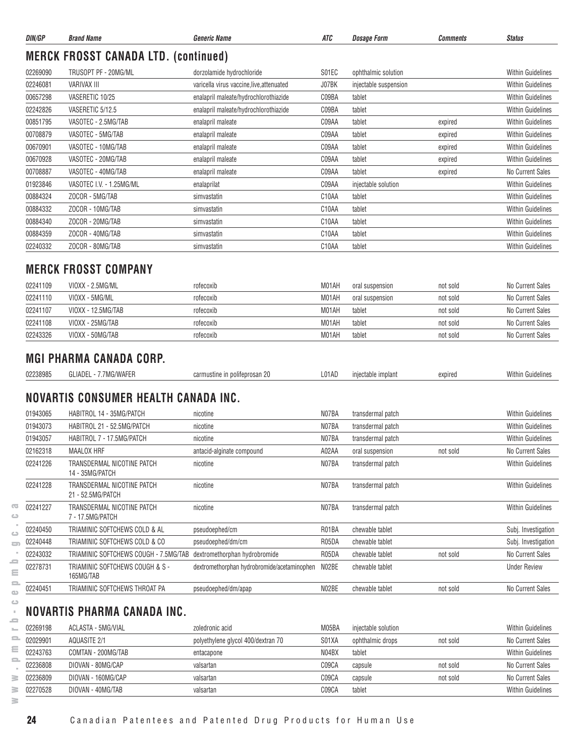| DIN/GP | Brand Name | Generic Name | ATC | Dosage Form | Comments | Status |
|---|---|---|---|---|---|---|

## MERCK FROSST CANADA LTD. (continued)

| DIN/GP | Brand Name | Generic Name | ATC | Dosage Form | Comments | Status |
|---|---|---|---|---|---|---|
| 02269090 | TRUSOPT PF - 20MG/ML | dorzolamide hydrochloride | S01EC | ophthalmic solution | | Within Guidelines |
| 02246081 | VARIVAX III | varicella virus vaccine,live,attenuated | J07BK | injectable suspension | | Within Guidelines |
| 00657298 | VASERETIC 10/25 | enalapril maleate/hydrochlorothiazide | C09BA | tablet | | Within Guidelines |
| 02242826 | VASERETIC 5/12.5 | enalapril maleate/hydrochlorothiazide | C09BA | tablet | | Within Guidelines |
| 00851795 | VASOTEC - 2.5MG/TAB | enalapril maleate | C09AA | tablet | expired | Within Guidelines |
| 00708879 | VASOTEC - 5MG/TAB | enalapril maleate | C09AA | tablet | expired | Within Guidelines |
| 00670901 | VASOTEC - 10MG/TAB | enalapril maleate | C09AA | tablet | expired | Within Guidelines |
| 00670928 | VASOTEC - 20MG/TAB | enalapril maleate | C09AA | tablet | expired | Within Guidelines |
| 00708887 | VASOTEC - 40MG/TAB | enalapril maleate | C09AA | tablet | expired | No Current Sales |
| 01923846 | VASOTEC I.V. - 1.25MG/ML | enalaprilat | C09AA | injectable solution | | Within Guidelines |
| 00884324 | ZOCOR - 5MG/TAB | simvastatin | C10AA | tablet | | Within Guidelines |
| 00884332 | ZOCOR - 10MG/TAB | simvastatin | C10AA | tablet | | Within Guidelines |
| 00884340 | ZOCOR - 20MG/TAB | simvastatin | C10AA | tablet | | Within Guidelines |
| 00884359 | ZOCOR - 40MG/TAB | simvastatin | C10AA | tablet | | Within Guidelines |
| 02240332 | ZOCOR - 80MG/TAB | simvastatin | C10AA | tablet | | Within Guidelines |

## MERCK FROSST COMPANY

| DIN/GP | Brand Name | Generic Name | ATC | Dosage Form | Comments | Status |
|---|---|---|---|---|---|---|
| 02241109 | VIOXX - 2.5MG/ML | rofecoxib | M01AH | oral suspension | not sold | No Current Sales |
| 02241110 | VIOXX - 5MG/ML | rofecoxib | M01AH | oral suspension | not sold | No Current Sales |
| 02241107 | VIOXX - 12.5MG/TAB | rofecoxib | M01AH | tablet | not sold | No Current Sales |
| 02241108 | VIOXX - 25MG/TAB | rofecoxib | M01AH | tablet | not sold | No Current Sales |
| 02243326 | VIOXX - 50MG/TAB | rofecoxib | M01AH | tablet | not sold | No Current Sales |

## MGI PHARMA CANADA CORP.

| DIN/GP | Brand Name | Generic Name | ATC | Dosage Form | Comments | Status |
|---|---|---|---|---|---|---|
| 02238985 | GLIADEL - 7.7MG/WAFER | carmustine in polifeprosan 20 | L01AD | injectable implant | expired | Within Guidelines |

## NOVARTIS CONSUMER HEALTH CANADA INC.

| DIN/GP | Brand Name | Generic Name | ATC | Dosage Form | Comments | Status |
|---|---|---|---|---|---|---|
| 01943065 | HABITROL 14 - 35MG/PATCH | nicotine | N07BA | transdermal patch | | Within Guidelines |
| 01943073 | HABITROL 21 - 52.5MG/PATCH | nicotine | N07BA | transdermal patch | | Within Guidelines |
| 01943057 | HABITROL 7 - 17.5MG/PATCH | nicotine | N07BA | transdermal patch | | Within Guidelines |
| 02162318 | MAALOX HRF | antacid-alginate compound | A02AA | oral suspension | not sold | No Current Sales |
| 02241226 | TRANSDERMAL NICOTINE PATCH 14 - 35MG/PATCH | nicotine | N07BA | transdermal patch | | Within Guidelines |
| 02241228 | TRANSDERMAL NICOTINE PATCH 21 - 52.5MG/PATCH | nicotine | N07BA | transdermal patch | | Within Guidelines |
| 02241227 | TRANSDERMAL NICOTINE PATCH 7 - 17.5MG/PATCH | nicotine | N07BA | transdermal patch | | Within Guidelines |
| 02240450 | TRIAMINIC SOFTCHEWS COLD & AL | pseudoephed/cm | R01BA | chewable tablet | | Subj. Investigation |
| 02240448 | TRIAMINIC SOFTCHEWS COLD & CO | pseudoephed/dm/cm | R05DA | chewable tablet | | Subj. Investigation |
| 02243032 | TRIAMINIC SOFTCHEWS COUGH - 7.5MG/TAB | dextromethorphan hydrobromide | R05DA | chewable tablet | not sold | No Current Sales |
| 02278731 | TRIAMINIC SOFTCHEWS COUGH & S - 165MG/TAB | dextromethorphan hydrobromide/acetaminophen | N02BE | chewable tablet | | Under Review |
| 02240451 | TRIAMINIC SOFTCHEWS THROAT PA | pseudoephed/dm/apap | N02BE | chewable tablet | not sold | No Current Sales |

## NOVARTIS PHARMA CANADA INC.

| DIN/GP | Brand Name | Generic Name | ATC | Dosage Form | Comments | Status |
|---|---|---|---|---|---|---|
| 02269198 | ACLASTA - 5MG/VIAL | zoledronic acid | M05BA | injectable solution | | Within Guidelines |
| 02029901 | AQUASITE 2/1 | polyethylene glycol 400/dextran 70 | S01XA | ophthalmic drops | not sold | No Current Sales |
| 02243763 | COMTAN - 200MG/TAB | entacapone | N04BX | tablet | | Within Guidelines |
| 02236808 | DIOVAN - 80MG/CAP | valsartan | C09CA | capsule | not sold | No Current Sales |
| 02236809 | DIOVAN - 160MG/CAP | valsartan | C09CA | capsule | not sold | No Current Sales |
| 02270528 | DIOVAN - 40MG/TAB | valsartan | C09CA | tablet | | Within Guidelines |

Canadian Patentees and Patented Drug Products for Human Use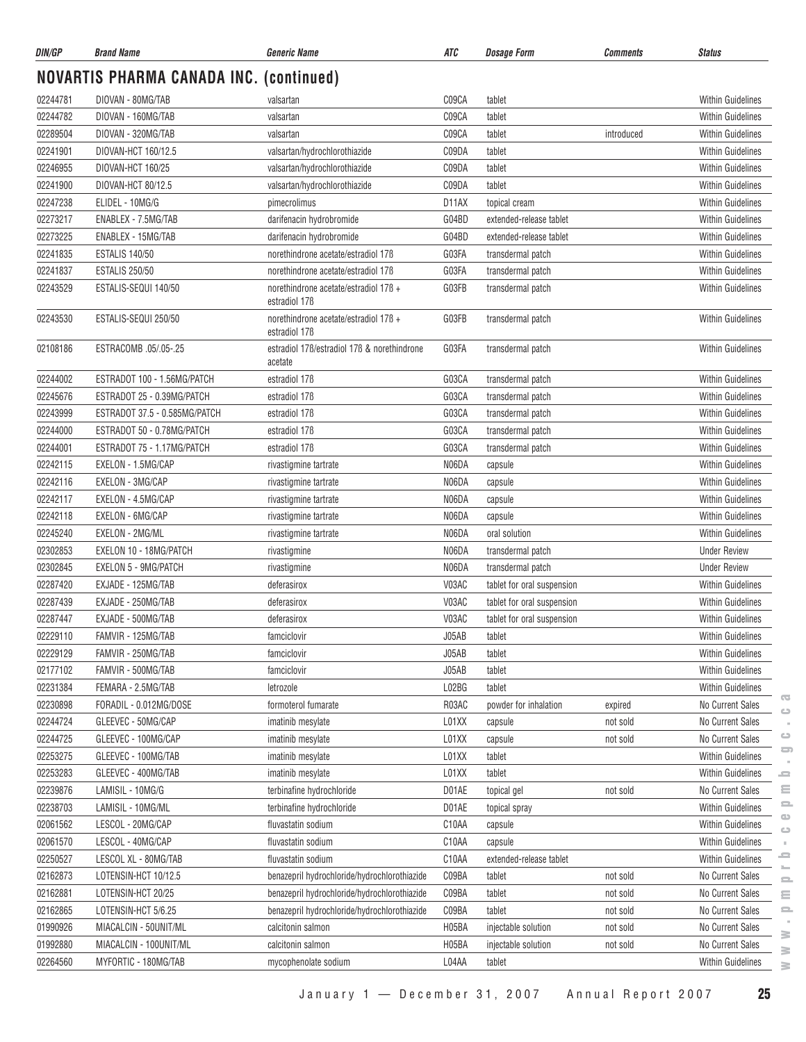## NOVARTIS PHARMA CANADA INC. (continued)

| DIN/GP | Brand Name | Generic Name | ATC | Dosage Form | Comments | Status |
|---|---|---|---|---|---|---|
| 02244781 | DIOVAN - 80MG/TAB | valsartan | C09CA | tablet | | Within Guidelines |
| 02244782 | DIOVAN - 160MG/TAB | valsartan | C09CA | tablet | | Within Guidelines |
| 02289504 | DIOVAN - 320MG/TAB | valsartan | C09CA | tablet | introduced | Within Guidelines |
| 02241901 | DIOVAN-HCT 160/12.5 | valsartan/hydrochlorothiazide | C09DA | tablet | | Within Guidelines |
| 02246955 | DIOVAN-HCT 160/25 | valsartan/hydrochlorothiazide | C09DA | tablet | | Within Guidelines |
| 02241900 | DIOVAN-HCT 80/12.5 | valsartan/hydrochlorothiazide | C09DA | tablet | | Within Guidelines |
| 02247238 | ELIDEL - 10MG/G | pimecrolimus | D11AX | topical cream | | Within Guidelines |
| 02273217 | ENABLEX - 7.5MG/TAB | darifenacin hydrobromide | G04BD | extended-release tablet | | Within Guidelines |
| 02273225 | ENABLEX - 15MG/TAB | darifenacin hydrobromide | G04BD | extended-release tablet | | Within Guidelines |
| 02241835 | ESTALIS 140/50 | norethindrone acetate/estradiol 17ß | G03FA | transdermal patch | | Within Guidelines |
| 02241837 | ESTALIS 250/50 | norethindrone acetate/estradiol 17ß | G03FA | transdermal patch | | Within Guidelines |
| 02243529 | ESTALIS-SEQUI 140/50 | norethindrone acetate/estradiol 17ß + estradiol 17ß | G03FB | transdermal patch | | Within Guidelines |
| 02243530 | ESTALIS-SEQUI 250/50 | norethindrone acetate/estradiol 17ß + estradiol 17ß | G03FB | transdermal patch | | Within Guidelines |
| 02108186 | ESTRACOMB .05/.05-.25 | estradiol 17ß/estradiol 17ß & norethindrone acetate | G03FA | transdermal patch | | Within Guidelines |
| 02244002 | ESTRADOT 100 - 1.56MG/PATCH | estradiol 17ß | G03CA | transdermal patch | | Within Guidelines |
| 02245676 | ESTRADOT 25 - 0.39MG/PATCH | estradiol 17ß | G03CA | transdermal patch | | Within Guidelines |
| 02243999 | ESTRADOT 37.5 - 0.585MG/PATCH | estradiol 17ß | G03CA | transdermal patch | | Within Guidelines |
| 02244000 | ESTRADOT 50 - 0.78MG/PATCH | estradiol 17ß | G03CA | transdermal patch | | Within Guidelines |
| 02244001 | ESTRADOT 75 - 1.17MG/PATCH | estradiol 17ß | G03CA | transdermal patch | | Within Guidelines |
| 02242115 | EXELON - 1.5MG/CAP | rivastigmine tartrate | N06DA | capsule | | Within Guidelines |
| 02242116 | EXELON - 3MG/CAP | rivastigmine tartrate | N06DA | capsule | | Within Guidelines |
| 02242117 | EXELON - 4.5MG/CAP | rivastigmine tartrate | N06DA | capsule | | Within Guidelines |
| 02242118 | EXELON - 6MG/CAP | rivastigmine tartrate | N06DA | capsule | | Within Guidelines |
| 02245240 | EXELON - 2MG/ML | rivastigmine tartrate | N06DA | oral solution | | Within Guidelines |
| 02302853 | EXELON 10 - 18MG/PATCH | rivastigmine | N06DA | transdermal patch | | Under Review |
| 02302845 | EXELON 5 - 9MG/PATCH | rivastigmine | N06DA | transdermal patch | | Under Review |
| 02287420 | EXJADE - 125MG/TAB | deferasirox | V03AC | tablet for oral suspension | | Within Guidelines |
| 02287439 | EXJADE - 250MG/TAB | deferasirox | V03AC | tablet for oral suspension | | Within Guidelines |
| 02287447 | EXJADE - 500MG/TAB | deferasirox | V03AC | tablet for oral suspension | | Within Guidelines |
| 02229110 | FAMVIR - 125MG/TAB | famciclovir | J05AB | tablet | | Within Guidelines |
| 02229129 | FAMVIR - 250MG/TAB | famciclovir | J05AB | tablet | | Within Guidelines |
| 02177102 | FAMVIR - 500MG/TAB | famciclovir | J05AB | tablet | | Within Guidelines |
| 02231384 | FEMARA - 2.5MG/TAB | letrozole | L02BG | tablet | | Within Guidelines |
| 02230898 | FORADIL - 0.012MG/DOSE | formoterol fumarate | R03AC | powder for inhalation | expired | No Current Sales |
| 02244724 | GLEEVEC - 50MG/CAP | imatinib mesylate | L01XX | capsule | not sold | No Current Sales |
| 02244725 | GLEEVEC - 100MG/CAP | imatinib mesylate | L01XX | capsule | not sold | No Current Sales |
| 02253275 | GLEEVEC - 100MG/TAB | imatinib mesylate | L01XX | tablet | | Within Guidelines |
| 02253283 | GLEEVEC - 400MG/TAB | imatinib mesylate | L01XX | tablet | | Within Guidelines |
| 02239876 | LAMISIL - 10MG/G | terbinafine hydrochloride | D01AE | topical gel | not sold | No Current Sales |
| 02238703 | LAMISIL - 10MG/ML | terbinafine hydrochloride | D01AE | topical spray | | Within Guidelines |
| 02061562 | LESCOL - 20MG/CAP | fluvastatin sodium | C10AA | capsule | | Within Guidelines |
| 02061570 | LESCOL - 40MG/CAP | fluvastatin sodium | C10AA | capsule | | Within Guidelines |
| 02250527 | LESCOL XL - 80MG/TAB | fluvastatin sodium | C10AA | extended-release tablet | | Within Guidelines |
| 02162873 | LOTENSIN-HCT 10/12.5 | benazepril hydrochloride/hydrochlorothiazide | C09BA | tablet | not sold | No Current Sales |
| 02162881 | LOTENSIN-HCT 20/25 | benazepril hydrochloride/hydrochlorothiazide | C09BA | tablet | not sold | No Current Sales |
| 02162865 | LOTENSIN-HCT 5/6.25 | benazepril hydrochloride/hydrochlorothiazide | C09BA | tablet | not sold | No Current Sales |
| 01990926 | MIACALCIN - 50UNIT/ML | calcitonin salmon | H05BA | injectable solution | not sold | No Current Sales |
| 01992880 | MIACALCIN - 100UNIT/ML | calcitonin salmon | H05BA | injectable solution | not sold | No Current Sales |
| 02264560 | MYFORTIC - 180MG/TAB | mycophenolate sodium | L04AA | tablet | | Within Guidelines |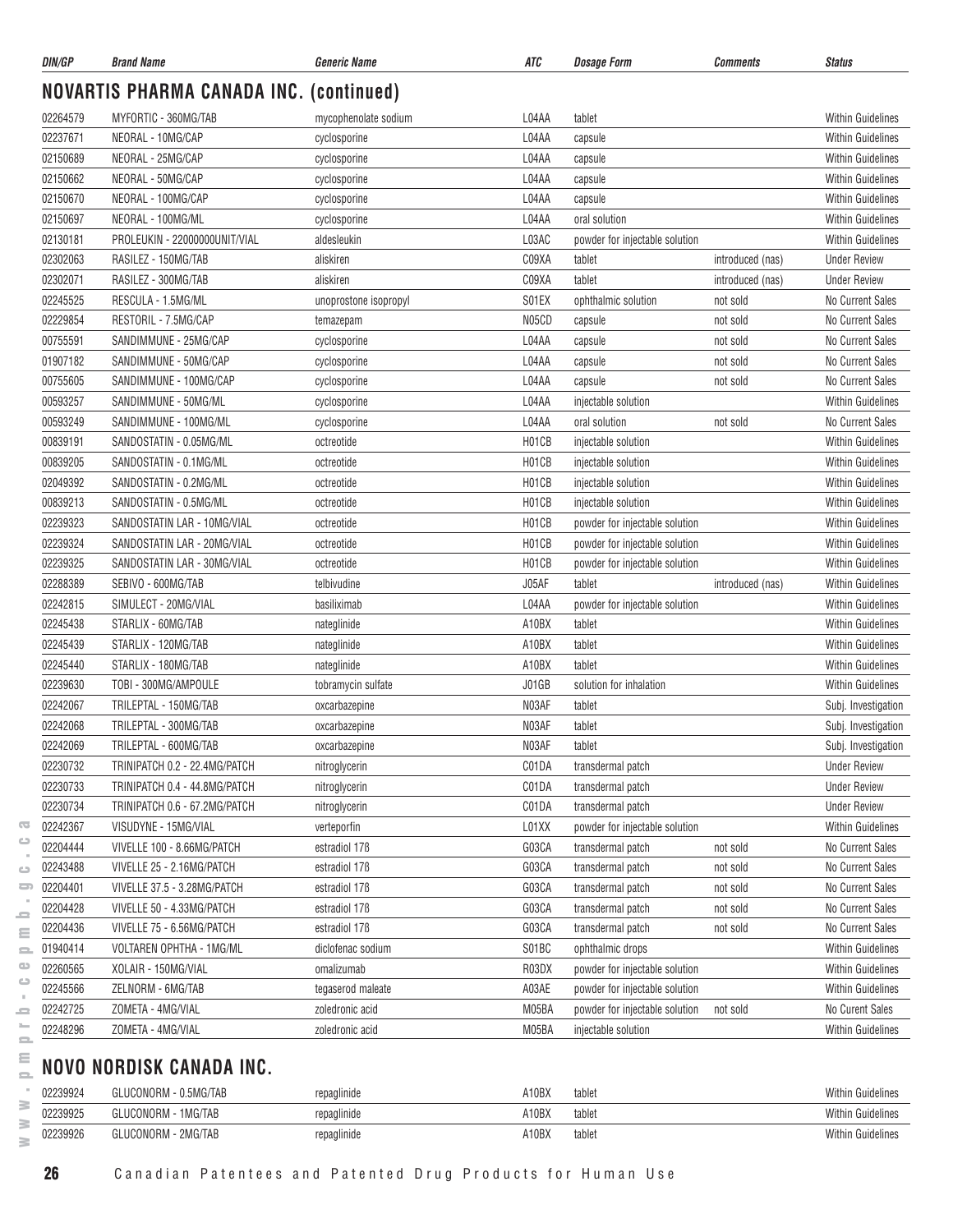| DIN/GP | Brand Name | Generic Name | ATC | Dosage Form | Comments | Status |
|---|---|---|---|---|---|---|

## NOVARTIS PHARMA CANADA INC. (continued)

| DIN/GP | Brand Name | Generic Name | ATC | Dosage Form | Comments | Status |
|---|---|---|---|---|---|---|
| 02264579 | MYFORTIC - 360MG/TAB | mycophenolate sodium | L04AA | tablet | | Within Guidelines |
| 02237671 | NEORAL - 10MG/CAP | cyclosporine | L04AA | capsule | | Within Guidelines |
| 02150689 | NEORAL - 25MG/CAP | cyclosporine | L04AA | capsule | | Within Guidelines |
| 02150662 | NEORAL - 50MG/CAP | cyclosporine | L04AA | capsule | | Within Guidelines |
| 02150670 | NEORAL - 100MG/CAP | cyclosporine | L04AA | capsule | | Within Guidelines |
| 02150697 | NEORAL - 100MG/ML | cyclosporine | L04AA | oral solution | | Within Guidelines |
| 02130181 | PROLEUKIN - 22000000UNIT/VIAL | aldesleukin | L03AC | powder for injectable solution | | Within Guidelines |
| 02302063 | RASILEZ - 150MG/TAB | aliskiren | C09XA | tablet | introduced (nas) | Under Review |
| 02302071 | RASILEZ - 300MG/TAB | aliskiren | C09XA | tablet | introduced (nas) | Under Review |
| 02245525 | RESCULA - 1.5MG/ML | unoprostone isopropyl | S01EX | ophthalmic solution | not sold | No Current Sales |
| 02229854 | RESTORIL - 7.5MG/CAP | temazepam | N05CD | capsule | not sold | No Current Sales |
| 00755591 | SANDIMMUNE - 25MG/CAP | cyclosporine | L04AA | capsule | not sold | No Current Sales |
| 01907182 | SANDIMMUNE - 50MG/CAP | cyclosporine | L04AA | capsule | not sold | No Current Sales |
| 00755605 | SANDIMMUNE - 100MG/CAP | cyclosporine | L04AA | capsule | not sold | No Current Sales |
| 00593257 | SANDIMMUNE - 50MG/ML | cyclosporine | L04AA | injectable solution | | Within Guidelines |
| 00593249 | SANDIMMUNE - 100MG/ML | cyclosporine | L04AA | oral solution | not sold | No Current Sales |
| 00839191 | SANDOSTATIN - 0.05MG/ML | octreotide | H01CB | injectable solution | | Within Guidelines |
| 00839205 | SANDOSTATIN - 0.1MG/ML | octreotide | H01CB | injectable solution | | Within Guidelines |
| 02049392 | SANDOSTATIN - 0.2MG/ML | octreotide | H01CB | injectable solution | | Within Guidelines |
| 00839213 | SANDOSTATIN - 0.5MG/ML | octreotide | H01CB | injectable solution | | Within Guidelines |
| 02239323 | SANDOSTATIN LAR - 10MG/VIAL | octreotide | H01CB | powder for injectable solution | | Within Guidelines |
| 02239324 | SANDOSTATIN LAR - 20MG/VIAL | octreotide | H01CB | powder for injectable solution | | Within Guidelines |
| 02239325 | SANDOSTATIN LAR - 30MG/VIAL | octreotide | H01CB | powder for injectable solution | | Within Guidelines |
| 02288389 | SEBIVO - 600MG/TAB | telbivudine | J05AF | tablet | introduced (nas) | Within Guidelines |
| 02242815 | SIMULECT - 20MG/VIAL | basiliximab | L04AA | powder for injectable solution | | Within Guidelines |
| 02245438 | STARLIX - 60MG/TAB | nateglinide | A10BX | tablet | | Within Guidelines |
| 02245439 | STARLIX - 120MG/TAB | nateglinide | A10BX | tablet | | Within Guidelines |
| 02245440 | STARLIX - 180MG/TAB | nateglinide | A10BX | tablet | | Within Guidelines |
| 02239630 | TOBI - 300MG/AMPOULE | tobramycin sulfate | J01GB | solution for inhalation | | Within Guidelines |
| 02242067 | TRILEPTAL - 150MG/TAB | oxcarbazepine | N03AF | tablet | | Subj. Investigation |
| 02242068 | TRILEPTAL - 300MG/TAB | oxcarbazepine | N03AF | tablet | | Subj. Investigation |
| 02242069 | TRILEPTAL - 600MG/TAB | oxcarbazepine | N03AF | tablet | | Subj. Investigation |
| 02230732 | TRINIPATCH 0.2 - 22.4MG/PATCH | nitroglycerin | C01DA | transdermal patch | | Under Review |
| 02230733 | TRINIPATCH 0.4 - 44.8MG/PATCH | nitroglycerin | C01DA | transdermal patch | | Under Review |
| 02230734 | TRINIPATCH 0.6 - 67.2MG/PATCH | nitroglycerin | C01DA | transdermal patch | | Under Review |
| 02242367 | VISUDYNE - 15MG/VIAL | verteporfin | L01XX | powder for injectable solution | | Within Guidelines |
| 02204444 | VIVELLE 100 - 8.66MG/PATCH | estradiol 17ß | G03CA | transdermal patch | not sold | No Current Sales |
| 02243488 | VIVELLE 25 - 2.16MG/PATCH | estradiol 17ß | G03CA | transdermal patch | not sold | No Current Sales |
| 02204401 | VIVELLE 37.5 - 3.28MG/PATCH | estradiol 17ß | G03CA | transdermal patch | not sold | No Current Sales |
| 02204428 | VIVELLE 50 - 4.33MG/PATCH | estradiol 17ß | G03CA | transdermal patch | not sold | No Current Sales |
| 02204436 | VIVELLE 75 - 6.56MG/PATCH | estradiol 17ß | G03CA | transdermal patch | not sold | No Current Sales |
| 01940414 | VOLTAREN OPHTHA - 1MG/ML | diclofenac sodium | S01BC | ophthalmic drops | | Within Guidelines |
| 02260565 | XOLAIR - 150MG/VIAL | omalizumab | R03DX | powder for injectable solution | | Within Guidelines |
| 02245566 | ZELNORM - 6MG/TAB | tegaserod maleate | A03AE | powder for injectable solution | | Within Guidelines |
| 02242725 | ZOMETA - 4MG/VIAL | zoledronic acid | M05BA | powder for injectable solution | not sold | No Curent Sales |
| 02248296 | ZOMETA - 4MG/VIAL | zoledronic acid | M05BA | injectable solution | | Within Guidelines |

## NOVO NORDISK CANADA INC.

| DIN/GP | Brand Name | Generic Name | ATC | Dosage Form | Comments | Status |
|---|---|---|---|---|---|---|
| 02239924 | GLUCONORM - 0.5MG/TAB | repaglinide | A10BX | tablet | | Within Guidelines |
| 02239925 | GLUCONORM - 1MG/TAB | repaglinide | A10BX | tablet | | Within Guidelines |
| 02239926 | GLUCONORM - 2MG/TAB | repaglinide | A10BX | tablet | | Within Guidelines |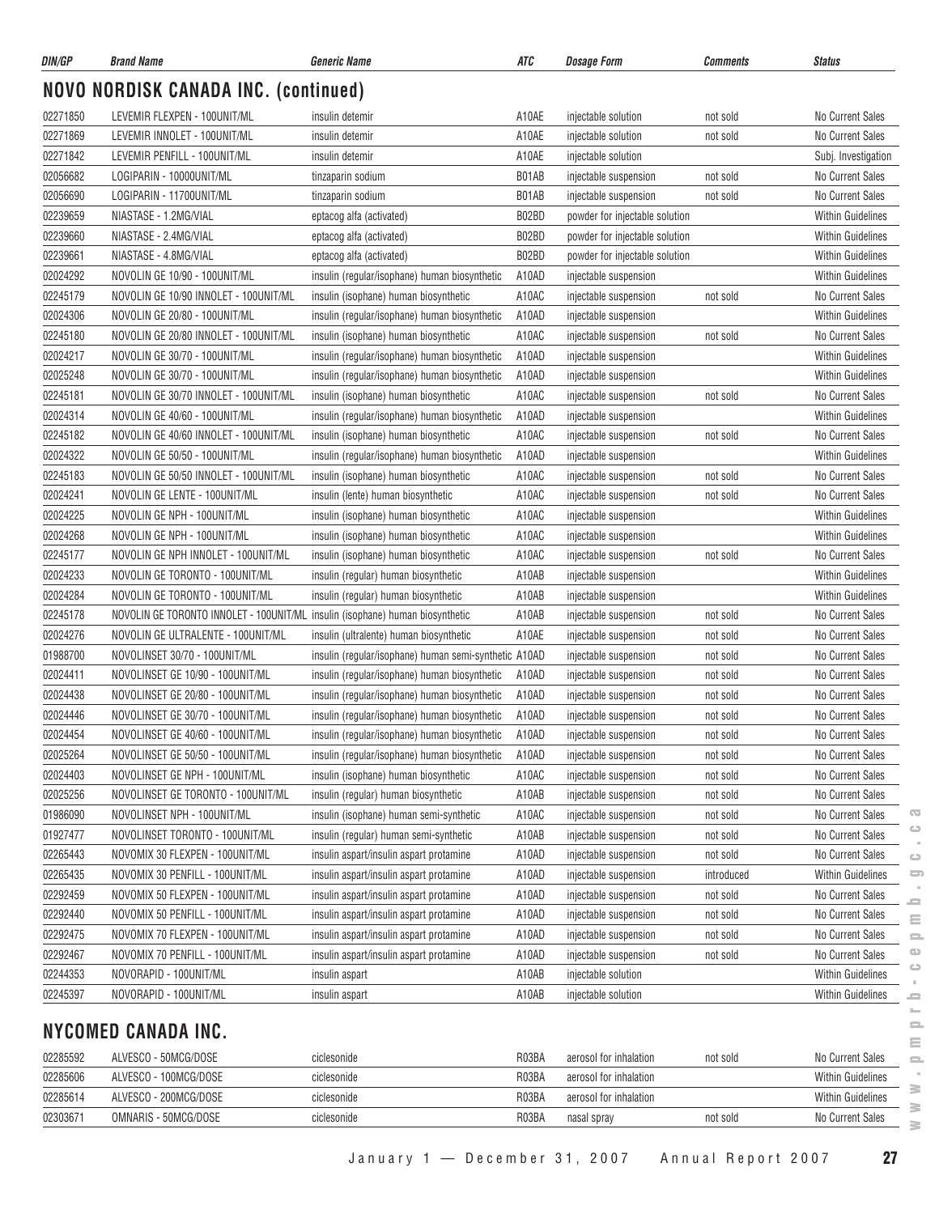| DIN/GP | Brand Name | Generic Name | ATC | Dosage Form | Comments | Status |
|---|---|---|---|---|---|---|

## NOVO NORDISK CANADA INC. (continued)

| DIN/GP | Brand Name | Generic Name | ATC | Dosage Form | Comments | Status |
|---|---|---|---|---|---|---|
| 02271850 | LEVEMIR FLEXPEN - 100UNIT/ML | insulin detemir | A10AE | injectable solution | not sold | No Current Sales |
| 02271869 | LEVEMIR INNOLET - 100UNIT/ML | insulin detemir | A10AE | injectable solution | not sold | No Current Sales |
| 02271842 | LEVEMIR PENFILL - 100UNIT/ML | insulin detemir | A10AE | injectable solution | | Subj. Investigation |
| 02056682 | LOGIPARIN - 10000UNIT/ML | tinzaparin sodium | B01AB | injectable suspension | not sold | No Current Sales |
| 02056690 | LOGIPARIN - 11700UNIT/ML | tinzaparin sodium | B01AB | injectable suspension | not sold | No Current Sales |
| 02239659 | NIASTASE - 1.2MG/VIAL | eptacog alfa (activated) | B02BD | powder for injectable solution | | Within Guidelines |
| 02239660 | NIASTASE - 2.4MG/VIAL | eptacog alfa (activated) | B02BD | powder for injectable solution | | Within Guidelines |
| 02239661 | NIASTASE - 4.8MG/VIAL | eptacog alfa (activated) | B02BD | powder for injectable solution | | Within Guidelines |
| 02024292 | NOVOLIN GE 10/90 - 100UNIT/ML | insulin (regular/isophane) human biosynthetic | A10AD | injectable suspension | | Within Guidelines |
| 02245179 | NOVOLIN GE 10/90 INNOLET - 100UNIT/ML | insulin (isophane) human biosynthetic | A10AC | injectable suspension | not sold | No Current Sales |
| 02024306 | NOVOLIN GE 20/80 - 100UNIT/ML | insulin (regular/isophane) human biosynthetic | A10AD | injectable suspension | | Within Guidelines |
| 02245180 | NOVOLIN GE 20/80 INNOLET - 100UNIT/ML | insulin (isophane) human biosynthetic | A10AC | injectable suspension | not sold | No Current Sales |
| 02024217 | NOVOLIN GE 30/70 - 100UNIT/ML | insulin (regular/isophane) human biosynthetic | A10AD | injectable suspension | | Within Guidelines |
| 02025248 | NOVOLIN GE 30/70 - 100UNIT/ML | insulin (regular/isophane) human biosynthetic | A10AD | injectable suspension | | Within Guidelines |
| 02245181 | NOVOLIN GE 30/70 INNOLET - 100UNIT/ML | insulin (isophane) human biosynthetic | A10AC | injectable suspension | not sold | No Current Sales |
| 02024314 | NOVOLIN GE 40/60 - 100UNIT/ML | insulin (regular/isophane) human biosynthetic | A10AD | injectable suspension | | Within Guidelines |
| 02245182 | NOVOLIN GE 40/60 INNOLET - 100UNIT/ML | insulin (isophane) human biosynthetic | A10AC | injectable suspension | not sold | No Current Sales |
| 02024322 | NOVOLIN GE 50/50 - 100UNIT/ML | insulin (regular/isophane) human biosynthetic | A10AD | injectable suspension | | Within Guidelines |
| 02245183 | NOVOLIN GE 50/50 INNOLET - 100UNIT/ML | insulin (isophane) human biosynthetic | A10AC | injectable suspension | not sold | No Current Sales |
| 02024241 | NOVOLIN GE LENTE - 100UNIT/ML | insulin (lente) human biosynthetic | A10AC | injectable suspension | not sold | No Current Sales |
| 02024225 | NOVOLIN GE NPH - 100UNIT/ML | insulin (isophane) human biosynthetic | A10AC | injectable suspension | | Within Guidelines |
| 02024268 | NOVOLIN GE NPH - 100UNIT/ML | insulin (isophane) human biosynthetic | A10AC | injectable suspension | | Within Guidelines |
| 02245177 | NOVOLIN GE NPH INNOLET - 100UNIT/ML | insulin (isophane) human biosynthetic | A10AC | injectable suspension | not sold | No Current Sales |
| 02024233 | NOVOLIN GE TORONTO - 100UNIT/ML | insulin (regular) human biosynthetic | A10AB | injectable suspension | | Within Guidelines |
| 02024284 | NOVOLIN GE TORONTO - 100UNIT/ML | insulin (regular) human biosynthetic | A10AB | injectable suspension | | Within Guidelines |
| 02245178 | NOVOLIN GE TORONTO INNOLET - 100UNIT/ML | insulin (isophane) human biosynthetic | A10AB | injectable suspension | not sold | No Current Sales |
| 02024276 | NOVOLIN GE ULTRALENTE - 100UNIT/ML | insulin (ultralente) human biosynthetic | A10AE | injectable suspension | not sold | No Current Sales |
| 01988700 | NOVOLINSET 30/70 - 100UNIT/ML | insulin (regular/isophane) human semi-synthetic | A10AD | injectable suspension | not sold | No Current Sales |
| 02024411 | NOVOLINSET GE 10/90 - 100UNIT/ML | insulin (regular/isophane) human biosynthetic | A10AD | injectable suspension | not sold | No Current Sales |
| 02024438 | NOVOLINSET GE 20/80 - 100UNIT/ML | insulin (regular/isophane) human biosynthetic | A10AD | injectable suspension | not sold | No Current Sales |
| 02024446 | NOVOLINSET GE 30/70 - 100UNIT/ML | insulin (regular/isophane) human biosynthetic | A10AD | injectable suspension | not sold | No Current Sales |
| 02024454 | NOVOLINSET GE 40/60 - 100UNIT/ML | insulin (regular/isophane) human biosynthetic | A10AD | injectable suspension | not sold | No Current Sales |
| 02025264 | NOVOLINSET GE 50/50 - 100UNIT/ML | insulin (regular/isophane) human biosynthetic | A10AD | injectable suspension | not sold | No Current Sales |
| 02024403 | NOVOLINSET GE NPH - 100UNIT/ML | insulin (isophane) human biosynthetic | A10AC | injectable suspension | not sold | No Current Sales |
| 02025256 | NOVOLINSET GE TORONTO - 100UNIT/ML | insulin (regular) human biosynthetic | A10AB | injectable suspension | not sold | No Current Sales |
| 01986090 | NOVOLINSET NPH - 100UNIT/ML | insulin (isophane) human semi-synthetic | A10AC | injectable suspension | not sold | No Current Sales |
| 01927477 | NOVOLINSET TORONTO - 100UNIT/ML | insulin (regular) human semi-synthetic | A10AB | injectable suspension | not sold | No Current Sales |
| 02265443 | NOVOMIX 30 FLEXPEN - 100UNIT/ML | insulin aspart/insulin aspart protamine | A10AD | injectable suspension | not sold | No Current Sales |
| 02265435 | NOVOMIX 30 PENFILL - 100UNIT/ML | insulin aspart/insulin aspart protamine | A10AD | injectable suspension | introduced | Within Guidelines |
| 02292459 | NOVOMIX 50 FLEXPEN - 100UNIT/ML | insulin aspart/insulin aspart protamine | A10AD | injectable suspension | not sold | No Current Sales |
| 02292440 | NOVOMIX 50 PENFILL - 100UNIT/ML | insulin aspart/insulin aspart protamine | A10AD | injectable suspension | not sold | No Current Sales |
| 02292475 | NOVOMIX 70 FLEXPEN - 100UNIT/ML | insulin aspart/insulin aspart protamine | A10AD | injectable suspension | not sold | No Current Sales |
| 02292467 | NOVOMIX 70 PENFILL - 100UNIT/ML | insulin aspart/insulin aspart protamine | A10AD | injectable suspension | not sold | No Current Sales |
| 02244353 | NOVORAPID - 100UNIT/ML | insulin aspart | A10AB | injectable solution | | Within Guidelines |
| 02245397 | NOVORAPID - 100UNIT/ML | insulin aspart | A10AB | injectable solution | | Within Guidelines |

## NYCOMED CANADA INC.

| DIN/GP | Brand Name | Generic Name | ATC | Dosage Form | Comments | Status |
|---|---|---|---|---|---|---|
| 02285592 | ALVESCO - 50MCG/DOSE | ciclesonide | R03BA | aerosol for inhalation | not sold | No Current Sales |
| 02285606 | ALVESCO - 100MCG/DOSE | ciclesonide | R03BA | aerosol for inhalation | | Within Guidelines |
| 02285614 | ALVESCO - 200MCG/DOSE | ciclesonide | R03BA | aerosol for inhalation | | Within Guidelines |
| 02303671 | OMNARIS - 50MCG/DOSE | ciclesonide | R03BA | nasal spray | not sold | No Current Sales |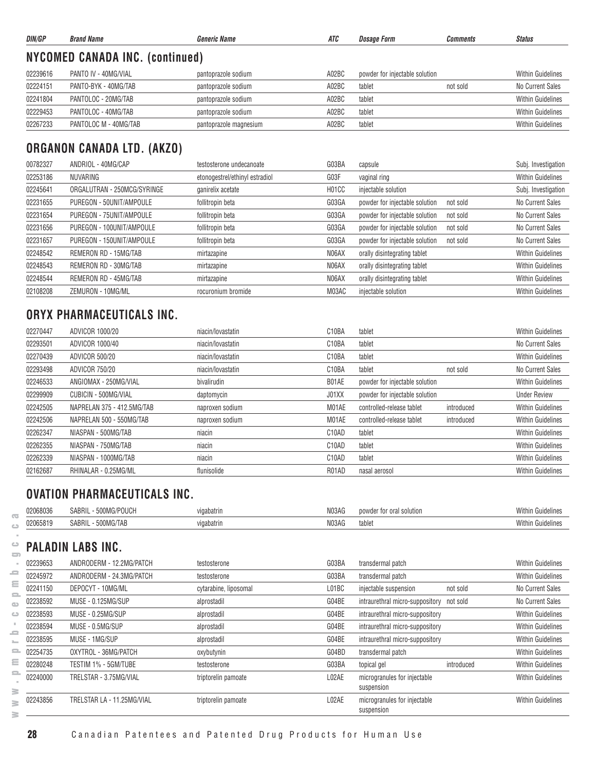| DIN/GP | Brand Name | Generic Name | ATC | Dosage Form | Comments | Status |
|---|---|---|---|---|---|---|

## NYCOMED CANADA INC. (continued)

| DIN/GP | Brand Name | Generic Name | ATC | Dosage Form | Comments | Status |
|---|---|---|---|---|---|---|
| 02239616 | PANTO IV - 40MG/VIAL | pantoprazole sodium | A02BC | powder for injectable solution | | Within Guidelines |
| 02224151 | PANTO-BYK - 40MG/TAB | pantoprazole sodium | A02BC | tablet | not sold | No Current Sales |
| 02241804 | PANTOLOC - 20MG/TAB | pantoprazole sodium | A02BC | tablet | | Within Guidelines |
| 02229453 | PANTOLOC - 40MG/TAB | pantoprazole sodium | A02BC | tablet | | Within Guidelines |
| 02267233 | PANTOLOC M - 40MG/TAB | pantoprazole magnesium | A02BC | tablet | | Within Guidelines |

## ORGANON CANADA LTD. (AKZO)

| DIN/GP | Brand Name | Generic Name | ATC | Dosage Form | Comments | Status |
|---|---|---|---|---|---|---|
| 00782327 | ANDRIOL - 40MG/CAP | testosterone undecanoate | G03BA | capsule | | Subj. Investigation |
| 02253186 | NUVARING | etonogestrel/ethinyl estradiol | G03F | vaginal ring | | Within Guidelines |
| 02245641 | ORGALUTRAN - 250MCG/SYRINGE | ganirelix acetate | H01CC | injectable solution | | Subj. Investigation |
| 02231655 | PUREGON - 50UNIT/AMPOULE | follitropin beta | G03GA | powder for injectable solution | not sold | No Current Sales |
| 02231654 | PUREGON - 75UNIT/AMPOULE | follitropin beta | G03GA | powder for injectable solution | not sold | No Current Sales |
| 02231656 | PUREGON - 100UNIT/AMPOULE | follitropin beta | G03GA | powder for injectable solution | not sold | No Current Sales |
| 02231657 | PUREGON - 150UNIT/AMPOULE | follitropin beta | G03GA | powder for injectable solution | not sold | No Current Sales |
| 02248542 | REMERON RD - 15MG/TAB | mirtazapine | N06AX | orally disintegrating tablet | | Within Guidelines |
| 02248543 | REMERON RD - 30MG/TAB | mirtazapine | N06AX | orally disintegrating tablet | | Within Guidelines |
| 02248544 | REMERON RD - 45MG/TAB | mirtazapine | N06AX | orally disintegrating tablet | | Within Guidelines |
| 02108208 | ZEMURON - 10MG/ML | rocuronium bromide | M03AC | injectable solution | | Within Guidelines |

## ORYX PHARMACEUTICALS INC.

| DIN/GP | Brand Name | Generic Name | ATC | Dosage Form | Comments | Status |
|---|---|---|---|---|---|---|
| 02270447 | ADVICOR 1000/20 | niacin/lovastatin | C10BA | tablet | | Within Guidelines |
| 02293501 | ADVICOR 1000/40 | niacin/lovastatin | C10BA | tablet | | No Current Sales |
| 02270439 | ADVICOR 500/20 | niacin/lovastatin | C10BA | tablet | | Within Guidelines |
| 02293498 | ADVICOR 750/20 | niacin/lovastatin | C10BA | tablet | not sold | No Current Sales |
| 02246533 | ANGIOMAX - 250MG/VIAL | bivalirudin | B01AE | powder for injectable solution | | Within Guidelines |
| 02299909 | CUBICIN - 500MG/VIAL | daptomycin | J01XX | powder for injectable solution | | Under Review |
| 02242505 | NAPRELAN 375 - 412.5MG/TAB | naproxen sodium | M01AE | controlled-release tablet | introduced | Within Guidelines |
| 02242506 | NAPRELAN 500 - 550MG/TAB | naproxen sodium | M01AE | controlled-release tablet | introduced | Within Guidelines |
| 02262347 | NIASPAN - 500MG/TAB | niacin | C10AD | tablet | | Within Guidelines |
| 02262355 | NIASPAN - 750MG/TAB | niacin | C10AD | tablet | | Within Guidelines |
| 02262339 | NIASPAN - 1000MG/TAB | niacin | C10AD | tablet | | Within Guidelines |
| 02162687 | RHINALAR - 0.25MG/ML | flunisolide | R01AD | nasal aerosol | | Within Guidelines |

## OVATION PHARMACEUTICALS INC.

| DIN/GP | Brand Name | Generic Name | ATC | Dosage Form | Comments | Status |
|---|---|---|---|---|---|---|
| 02068036 | SABRIL - 500MG/POUCH | vigabatrin | N03AG | powder for oral solution | | Within Guidelines |
| 02065819 | SABRIL - 500MG/TAB | vigabatrin | N03AG | tablet | | Within Guidelines |

## PALADIN LABS INC.

| DIN/GP | Brand Name | Generic Name | ATC | Dosage Form | Comments | Status |
|---|---|---|---|---|---|---|
| 02239653 | ANDRODERM - 12.2MG/PATCH | testosterone | G03BA | transdermal patch | | Within Guidelines |
| 02245972 | ANDRODERM - 24.3MG/PATCH | testosterone | G03BA | transdermal patch | | Within Guidelines |
| 02241150 | DEPOCYT - 10MG/ML | cytarabine, liposomal | L01BC | injectable suspension | not sold | No Current Sales |
| 02238592 | MUSE - 0.125MG/SUP | alprostadil | G04BE | intraurethral micro-suppository | not sold | No Current Sales |
| 02238593 | MUSE - 0.25MG/SUP | alprostadil | G04BE | intraurethral micro-suppository | | Within Guidelines |
| 02238594 | MUSE - 0.5MG/SUP | alprostadil | G04BE | intraurethral micro-suppository | | Within Guidelines |
| 02238595 | MUSE - 1MG/SUP | alprostadil | G04BE | intraurethral micro-suppository | | Within Guidelines |
| 02254735 | OXYTROL - 36MG/PATCH | oxybutynin | G04BD | transdermal patch | | Within Guidelines |
| 02280248 | TESTIM 1% - 5GM/TUBE | testosterone | G03BA | topical gel | introduced | Within Guidelines |
| 02240000 | TRELSTAR - 3.75MG/VIAL | triptorelin pamoate | L02AE | microgranules for injectable suspension | | Within Guidelines |
| 02243856 | TRELSTAR LA - 11.25MG/VIAL | triptorelin pamoate | L02AE | microgranules for injectable suspension | | Within Guidelines |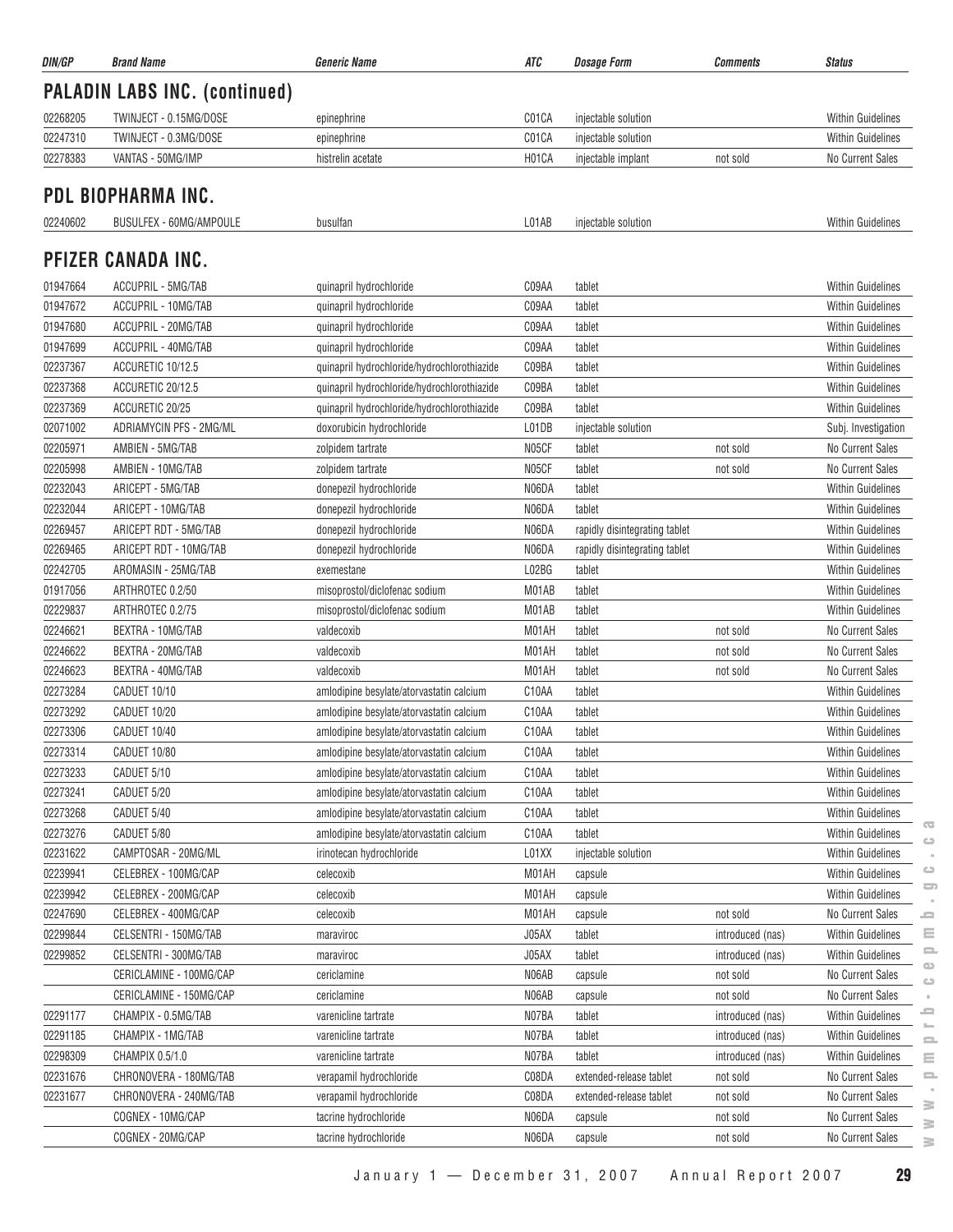| DIN/GP | Brand Name | Generic Name | ATC | Dosage Form | Comments | Status |
|---|---|---|---|---|---|---|

## PALADIN LABS INC. (continued)

| DIN/GP | Brand Name | Generic Name | ATC | Dosage Form | Comments | Status |
|---|---|---|---|---|---|---|
| 02268205 | TWINJECT - 0.15MG/DOSE | epinephrine | C01CA | injectable solution | | Within Guidelines |
| 02247310 | TWINJECT - 0.3MG/DOSE | epinephrine | C01CA | injectable solution | | Within Guidelines |
| 02278383 | VANTAS - 50MG/IMP | histrelin acetate | H01CA | injectable implant | not sold | No Current Sales |

## PDL BIOPHARMA INC.

| DIN/GP | Brand Name | Generic Name | ATC | Dosage Form | Comments | Status |
|---|---|---|---|---|---|---|
| 02240602 | BUSULFEX - 60MG/AMPOULE | busulfan | L01AB | injectable solution | | Within Guidelines |

## PFIZER CANADA INC.

| DIN/GP | Brand Name | Generic Name | ATC | Dosage Form | Comments | Status |
|---|---|---|---|---|---|---|
| 01947664 | ACCUPRIL - 5MG/TAB | quinapril hydrochloride | C09AA | tablet | | Within Guidelines |
| 01947672 | ACCUPRIL - 10MG/TAB | quinapril hydrochloride | C09AA | tablet | | Within Guidelines |
| 01947680 | ACCUPRIL - 20MG/TAB | quinapril hydrochloride | C09AA | tablet | | Within Guidelines |
| 01947699 | ACCUPRIL - 40MG/TAB | quinapril hydrochloride | C09AA | tablet | | Within Guidelines |
| 02237367 | ACCURETIC 10/12.5 | quinapril hydrochloride/hydrochlorothiazide | C09BA | tablet | | Within Guidelines |
| 02237368 | ACCURETIC 20/12.5 | quinapril hydrochloride/hydrochlorothiazide | C09BA | tablet | | Within Guidelines |
| 02237369 | ACCURETIC 20/25 | quinapril hydrochloride/hydrochlorothiazide | C09BA | tablet | | Within Guidelines |
| 02071002 | ADRIAMYCIN PFS - 2MG/ML | doxorubicin hydrochloride | L01DB | injectable solution | | Subj. Investigation |
| 02205971 | AMBIEN - 5MG/TAB | zolpidem tartrate | N05CF | tablet | not sold | No Current Sales |
| 02205998 | AMBIEN - 10MG/TAB | zolpidem tartrate | N05CF | tablet | not sold | No Current Sales |
| 02232043 | ARICEPT - 5MG/TAB | donepezil hydrochloride | N06DA | tablet | | Within Guidelines |
| 02232044 | ARICEPT - 10MG/TAB | donepezil hydrochloride | N06DA | tablet | | Within Guidelines |
| 02269457 | ARICEPT RDT - 5MG/TAB | donepezil hydrochloride | N06DA | rapidly disintegrating tablet | | Within Guidelines |
| 02269465 | ARICEPT RDT - 10MG/TAB | donepezil hydrochloride | N06DA | rapidly disintegrating tablet | | Within Guidelines |
| 02242705 | AROMASIN - 25MG/TAB | exemestane | L02BG | tablet | | Within Guidelines |
| 01917056 | ARTHROTEC 0.2/50 | misoprostol/diclofenac sodium | M01AB | tablet | | Within Guidelines |
| 02229837 | ARTHROTEC 0.2/75 | misoprostol/diclofenac sodium | M01AB | tablet | | Within Guidelines |
| 02246621 | BEXTRA - 10MG/TAB | valdecoxib | M01AH | tablet | not sold | No Current Sales |
| 02246622 | BEXTRA - 20MG/TAB | valdecoxib | M01AH | tablet | not sold | No Current Sales |
| 02246623 | BEXTRA - 40MG/TAB | valdecoxib | M01AH | tablet | not sold | No Current Sales |
| 02273284 | CADUET 10/10 | amlodipine besylate/atorvastatin calcium | C10AA | tablet | | Within Guidelines |
| 02273292 | CADUET 10/20 | amlodipine besylate/atorvastatin calcium | C10AA | tablet | | Within Guidelines |
| 02273306 | CADUET 10/40 | amlodipine besylate/atorvastatin calcium | C10AA | tablet | | Within Guidelines |
| 02273314 | CADUET 10/80 | amlodipine besylate/atorvastatin calcium | C10AA | tablet | | Within Guidelines |
| 02273233 | CADUET 5/10 | amlodipine besylate/atorvastatin calcium | C10AA | tablet | | Within Guidelines |
| 02273241 | CADUET 5/20 | amlodipine besylate/atorvastatin calcium | C10AA | tablet | | Within Guidelines |
| 02273268 | CADUET 5/40 | amlodipine besylate/atorvastatin calcium | C10AA | tablet | | Within Guidelines |
| 02273276 | CADUET 5/80 | amlodipine besylate/atorvastatin calcium | C10AA | tablet | | Within Guidelines |
| 02231622 | CAMPTOSAR - 20MG/ML | irinotecan hydrochloride | L01XX | injectable solution | | Within Guidelines |
| 02239941 | CELEBREX - 100MG/CAP | celecoxib | M01AH | capsule | | Within Guidelines |
| 02239942 | CELEBREX - 200MG/CAP | celecoxib | M01AH | capsule | | Within Guidelines |
| 02247690 | CELEBREX - 400MG/CAP | celecoxib | M01AH | capsule | not sold | No Current Sales |
| 02299844 | CELSENTRI - 150MG/TAB | maraviroc | J05AX | tablet | introduced (nas) | Within Guidelines |
| 02299852 | CELSENTRI - 300MG/TAB | maraviroc | J05AX | tablet | introduced (nas) | Within Guidelines |
| | CERICLAMINE - 100MG/CAP | cericlamine | N06AB | capsule | not sold | No Current Sales |
| | CERICLAMINE - 150MG/CAP | cericlamine | N06AB | capsule | not sold | No Current Sales |
| 02291177 | CHAMPIX - 0.5MG/TAB | varenicline tartrate | N07BA | tablet | introduced (nas) | Within Guidelines |
| 02291185 | CHAMPIX - 1MG/TAB | varenicline tartrate | N07BA | tablet | introduced (nas) | Within Guidelines |
| 02298309 | CHAMPIX 0.5/1.0 | varenicline tartrate | N07BA | tablet | introduced (nas) | Within Guidelines |
| 02231676 | CHRONOVERA - 180MG/TAB | verapamil hydrochloride | C08DA | extended-release tablet | not sold | No Current Sales |
| 02231677 | CHRONOVERA - 240MG/TAB | verapamil hydrochloride | C08DA | extended-release tablet | not sold | No Current Sales |
| | COGNEX - 10MG/CAP | tacrine hydrochloride | N06DA | capsule | not sold | No Current Sales |
| | COGNEX - 20MG/CAP | tacrine hydrochloride | N06DA | capsule | not sold | No Current Sales |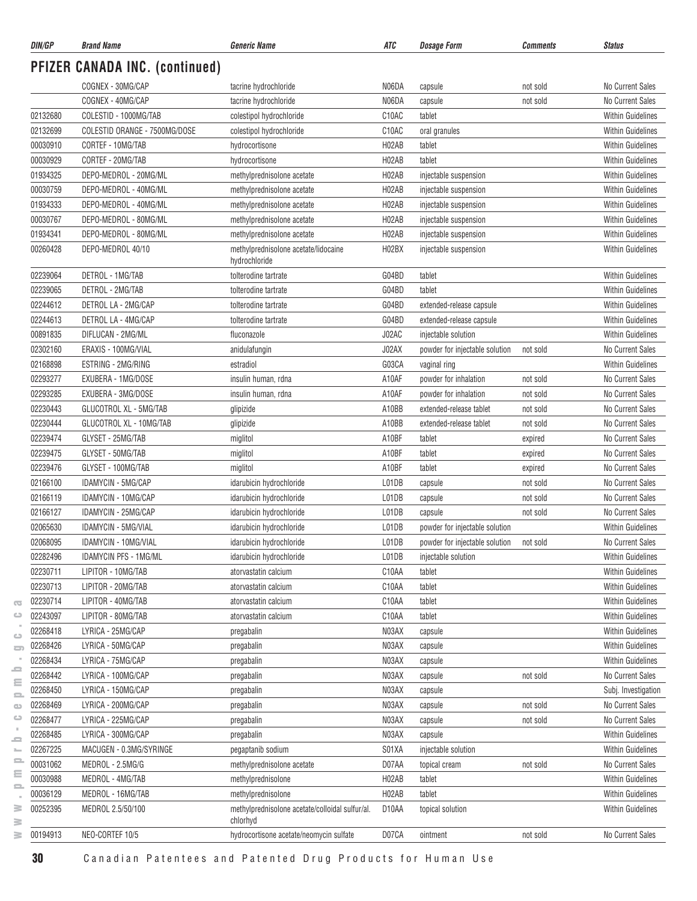| DIN/GP | Brand Name | Generic Name | ATC | Dosage Form | Comments | Status |
|---|---|---|---|---|---|---|

## PFIZER CANADA INC. (continued)

| DIN/GP | Brand Name | Generic Name | ATC | Dosage Form | Comments | Status |
|---|---|---|---|---|---|---|
| | COGNEX - 30MG/CAP | tacrine hydrochloride | N06DA | capsule | not sold | No Current Sales |
| | COGNEX - 40MG/CAP | tacrine hydrochloride | N06DA | capsule | not sold | No Current Sales |
| 02132680 | COLESTID - 1000MG/TAB | colestipol hydrochloride | C10AC | tablet | | Within Guidelines |
| 02132699 | COLESTID ORANGE - 7500MG/DOSE | colestipol hydrochloride | C10AC | oral granules | | Within Guidelines |
| 00030910 | CORTEF - 10MG/TAB | hydrocortisone | H02AB | tablet | | Within Guidelines |
| 00030929 | CORTEF - 20MG/TAB | hydrocortisone | H02AB | tablet | | Within Guidelines |
| 01934325 | DEPO-MEDROL - 20MG/ML | methylprednisolone acetate | H02AB | injectable suspension | | Within Guidelines |
| 00030759 | DEPO-MEDROL - 40MG/ML | methylprednisolone acetate | H02AB | injectable suspension | | Within Guidelines |
| 01934333 | DEPO-MEDROL - 40MG/ML | methylprednisolone acetate | H02AB | injectable suspension | | Within Guidelines |
| 00030767 | DEPO-MEDROL - 80MG/ML | methylprednisolone acetate | H02AB | injectable suspension | | Within Guidelines |
| 01934341 | DEPO-MEDROL - 80MG/ML | methylprednisolone acetate | H02AB | injectable suspension | | Within Guidelines |
| 00260428 | DEPO-MEDROL 40/10 | methylprednisolone acetate/lidocaine hydrochloride | H02BX | injectable suspension | | Within Guidelines |
| 02239064 | DETROL - 1MG/TAB | tolterodine tartrate | G04BD | tablet | | Within Guidelines |
| 02239065 | DETROL - 2MG/TAB | tolterodine tartrate | G04BD | tablet | | Within Guidelines |
| 02244612 | DETROL LA - 2MG/CAP | tolterodine tartrate | G04BD | extended-release capsule | | Within Guidelines |
| 02244613 | DETROL LA - 4MG/CAP | tolterodine tartrate | G04BD | extended-release capsule | | Within Guidelines |
| 00891835 | DIFLUCAN - 2MG/ML | fluconazole | J02AC | injectable solution | | Within Guidelines |
| 02302160 | ERAXIS - 100MG/VIAL | anidulafungin | J02AX | powder for injectable solution | not sold | No Current Sales |
| 02168898 | ESTRING - 2MG/RING | estradiol | G03CA | vaginal ring | | Within Guidelines |
| 02293277 | EXUBERA - 1MG/DOSE | insulin human, rdna | A10AF | powder for inhalation | not sold | No Current Sales |
| 02293285 | EXUBERA - 3MG/DOSE | insulin human, rdna | A10AF | powder for inhalation | not sold | No Current Sales |
| 02230443 | GLUCOTROL XL - 5MG/TAB | glipizide | A10BB | extended-release tablet | not sold | No Current Sales |
| 02230444 | GLUCOTROL XL - 10MG/TAB | glipizide | A10BB | extended-release tablet | not sold | No Current Sales |
| 02239474 | GLYSET - 25MG/TAB | miglitol | A10BF | tablet | expired | No Current Sales |
| 02239475 | GLYSET - 50MG/TAB | miglitol | A10BF | tablet | expired | No Current Sales |
| 02239476 | GLYSET - 100MG/TAB | miglitol | A10BF | tablet | expired | No Current Sales |
| 02166100 | IDAMYCIN - 5MG/CAP | idarubicin hydrochloride | L01DB | capsule | not sold | No Current Sales |
| 02166119 | IDAMYCIN - 10MG/CAP | idarubicin hydrochloride | L01DB | capsule | not sold | No Current Sales |
| 02166127 | IDAMYCIN - 25MG/CAP | idarubicin hydrochloride | L01DB | capsule | not sold | No Current Sales |
| 02065630 | IDAMYCIN - 5MG/VIAL | idarubicin hydrochloride | L01DB | powder for injectable solution | | Within Guidelines |
| 02068095 | IDAMYCIN - 10MG/VIAL | idarubicin hydrochloride | L01DB | powder for injectable solution | not sold | No Current Sales |
| 02282496 | IDAMYCIN PFS - 1MG/ML | idarubicin hydrochloride | L01DB | injectable solution | | Within Guidelines |
| 02230711 | LIPITOR - 10MG/TAB | atorvastatin calcium | C10AA | tablet | | Within Guidelines |
| 02230713 | LIPITOR - 20MG/TAB | atorvastatin calcium | C10AA | tablet | | Within Guidelines |
| 02230714 | LIPITOR - 40MG/TAB | atorvastatin calcium | C10AA | tablet | | Within Guidelines |
| 02243097 | LIPITOR - 80MG/TAB | atorvastatin calcium | C10AA | tablet | | Within Guidelines |
| 02268418 | LYRICA - 25MG/CAP | pregabalin | N03AX | capsule | | Within Guidelines |
| 02268426 | LYRICA - 50MG/CAP | pregabalin | N03AX | capsule | | Within Guidelines |
| 02268434 | LYRICA - 75MG/CAP | pregabalin | N03AX | capsule | | Within Guidelines |
| 02268442 | LYRICA - 100MG/CAP | pregabalin | N03AX | capsule | not sold | No Current Sales |
| 02268450 | LYRICA - 150MG/CAP | pregabalin | N03AX | capsule | | Subj. Investigation |
| 02268469 | LYRICA - 200MG/CAP | pregabalin | N03AX | capsule | not sold | No Current Sales |
| 02268477 | LYRICA - 225MG/CAP | pregabalin | N03AX | capsule | not sold | No Current Sales |
| 02268485 | LYRICA - 300MG/CAP | pregabalin | N03AX | capsule | | Within Guidelines |
| 02267225 | MACUGEN - 0.3MG/SYRINGE | pegaptanib sodium | S01XA | injectable solution | | Within Guidelines |
| 00031062 | MEDROL - 2.5MG/G | methylprednisolone acetate | D07AA | topical cream | not sold | No Current Sales |
| 00030988 | MEDROL - 4MG/TAB | methylprednisolone | H02AB | tablet | | Within Guidelines |
| 00036129 | MEDROL - 16MG/TAB | methylprednisolone | H02AB | tablet | | Within Guidelines |
| 00252395 | MEDROL 2.5/50/100 | methylprednisolone acetate/colloidal sulfur/al. chlorhyd | D10AA | topical solution | | Within Guidelines |
| 00194913 | NEO-CORTEF 10/5 | hydrocortisone acetate/neomycin sulfate | D07CA | ointment | not sold | No Current Sales |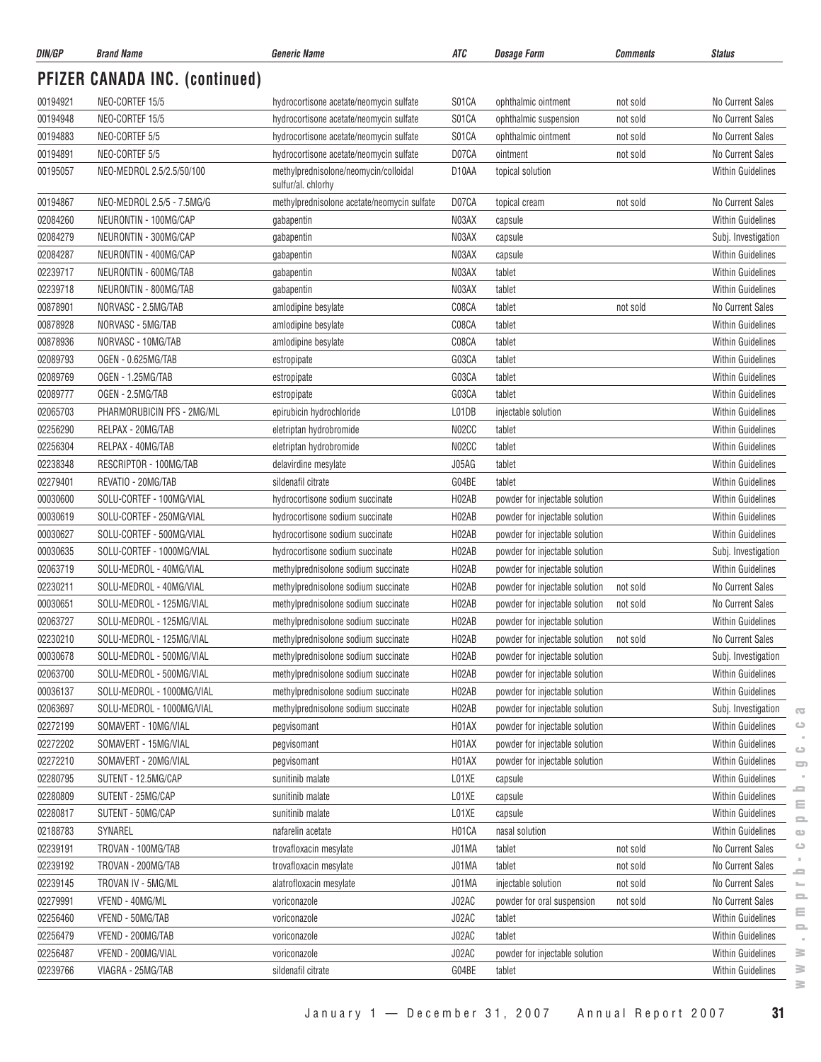## PFIZER CANADA INC. (continued)

| DIN/GP | Brand Name | Generic Name | ATC | Dosage Form | Comments | Status |
|---|---|---|---|---|---|---|
| 00194921 | NEO-CORTEF 15/5 | hydrocortisone acetate/neomycin sulfate | S01CA | ophthalmic ointment | not sold | No Current Sales |
| 00194948 | NEO-CORTEF 15/5 | hydrocortisone acetate/neomycin sulfate | S01CA | ophthalmic suspension | not sold | No Current Sales |
| 00194883 | NEO-CORTEF 5/5 | hydrocortisone acetate/neomycin sulfate | S01CA | ophthalmic ointment | not sold | No Current Sales |
| 00194891 | NEO-CORTEF 5/5 | hydrocortisone acetate/neomycin sulfate | D07CA | ointment | not sold | No Current Sales |
| 00195057 | NEO-MEDROL 2.5/2.5/50/100 | methylprednisolone/neomycin/colloidal sulfur/al. chlorhy | D10AA | topical solution | | Within Guidelines |
| 00194867 | NEO-MEDROL 2.5/5 - 7.5MG/G | methylprednisolone acetate/neomycin sulfate | D07CA | topical cream | not sold | No Current Sales |
| 02084260 | NEURONTIN - 100MG/CAP | gabapentin | N03AX | capsule | | Within Guidelines |
| 02084279 | NEURONTIN - 300MG/CAP | gabapentin | N03AX | capsule | | Subj. Investigation |
| 02084287 | NEURONTIN - 400MG/CAP | gabapentin | N03AX | capsule | | Within Guidelines |
| 02239717 | NEURONTIN - 600MG/TAB | gabapentin | N03AX | tablet | | Within Guidelines |
| 02239718 | NEURONTIN - 800MG/TAB | gabapentin | N03AX | tablet | | Within Guidelines |
| 00878901 | NORVASC - 2.5MG/TAB | amlodipine besylate | C08CA | tablet | not sold | No Current Sales |
| 00878928 | NORVASC - 5MG/TAB | amlodipine besylate | C08CA | tablet | | Within Guidelines |
| 00878936 | NORVASC - 10MG/TAB | amlodipine besylate | C08CA | tablet | | Within Guidelines |
| 02089793 | OGEN - 0.625MG/TAB | estropipate | G03CA | tablet | | Within Guidelines |
| 02089769 | OGEN - 1.25MG/TAB | estropipate | G03CA | tablet | | Within Guidelines |
| 02089777 | OGEN - 2.5MG/TAB | estropipate | G03CA | tablet | | Within Guidelines |
| 02065703 | PHARMORUBICIN PFS - 2MG/ML | epirubicin hydrochloride | L01DB | injectable solution | | Within Guidelines |
| 02256290 | RELPAX - 20MG/TAB | eletriptan hydrobromide | N02CC | tablet | | Within Guidelines |
| 02256304 | RELPAX - 40MG/TAB | eletriptan hydrobromide | N02CC | tablet | | Within Guidelines |
| 02238348 | RESCRIPTOR - 100MG/TAB | delavirdine mesylate | J05AG | tablet | | Within Guidelines |
| 02279401 | REVATIO - 20MG/TAB | sildenafil citrate | G04BE | tablet | | Within Guidelines |
| 00030600 | SOLU-CORTEF - 100MG/VIAL | hydrocortisone sodium succinate | H02AB | powder for injectable solution | | Within Guidelines |
| 00030619 | SOLU-CORTEF - 250MG/VIAL | hydrocortisone sodium succinate | H02AB | powder for injectable solution | | Within Guidelines |
| 00030627 | SOLU-CORTEF - 500MG/VIAL | hydrocortisone sodium succinate | H02AB | powder for injectable solution | | Within Guidelines |
| 00030635 | SOLU-CORTEF - 1000MG/VIAL | hydrocortisone sodium succinate | H02AB | powder for injectable solution | | Subj. Investigation |
| 02063719 | SOLU-MEDROL - 40MG/VIAL | methylprednisolone sodium succinate | H02AB | powder for injectable solution | | Within Guidelines |
| 02230211 | SOLU-MEDROL - 40MG/VIAL | methylprednisolone sodium succinate | H02AB | powder for injectable solution | not sold | No Current Sales |
| 00030651 | SOLU-MEDROL - 125MG/VIAL | methylprednisolone sodium succinate | H02AB | powder for injectable solution | not sold | No Current Sales |
| 02063727 | SOLU-MEDROL - 125MG/VIAL | methylprednisolone sodium succinate | H02AB | powder for injectable solution | | Within Guidelines |
| 02230210 | SOLU-MEDROL - 125MG/VIAL | methylprednisolone sodium succinate | H02AB | powder for injectable solution | not sold | No Current Sales |
| 00030678 | SOLU-MEDROL - 500MG/VIAL | methylprednisolone sodium succinate | H02AB | powder for injectable solution | | Subj. Investigation |
| 02063700 | SOLU-MEDROL - 500MG/VIAL | methylprednisolone sodium succinate | H02AB | powder for injectable solution | | Within Guidelines |
| 00036137 | SOLU-MEDROL - 1000MG/VIAL | methylprednisolone sodium succinate | H02AB | powder for injectable solution | | Within Guidelines |
| 02063697 | SOLU-MEDROL - 1000MG/VIAL | methylprednisolone sodium succinate | H02AB | powder for injectable solution | | Subj. Investigation |
| 02272199 | SOMAVERT - 10MG/VIAL | pegvisomant | H01AX | powder for injectable solution | | Within Guidelines |
| 02272202 | SOMAVERT - 15MG/VIAL | pegvisomant | H01AX | powder for injectable solution | | Within Guidelines |
| 02272210 | SOMAVERT - 20MG/VIAL | pegvisomant | H01AX | powder for injectable solution | | Within Guidelines |
| 02280795 | SUTENT - 12.5MG/CAP | sunitinib malate | L01XE | capsule | | Within Guidelines |
| 02280809 | SUTENT - 25MG/CAP | sunitinib malate | L01XE | capsule | | Within Guidelines |
| 02280817 | SUTENT - 50MG/CAP | sunitinib malate | L01XE | capsule | | Within Guidelines |
| 02188783 | SYNAREL | nafarelin acetate | H01CA | nasal solution | | Within Guidelines |
| 02239191 | TROVAN - 100MG/TAB | trovafloxacin mesylate | J01MA | tablet | not sold | No Current Sales |
| 02239192 | TROVAN - 200MG/TAB | trovafloxacin mesylate | J01MA | tablet | not sold | No Current Sales |
| 02239145 | TROVAN IV - 5MG/ML | alatrofloxacin mesylate | J01MA | injectable solution | not sold | No Current Sales |
| 02279991 | VFEND - 40MG/ML | voriconazole | J02AC | powder for oral suspension | not sold | No Current Sales |
| 02256460 | VFEND - 50MG/TAB | voriconazole | J02AC | tablet | | Within Guidelines |
| 02256479 | VFEND - 200MG/TAB | voriconazole | J02AC | tablet | | Within Guidelines |
| 02256487 | VFEND - 200MG/VIAL | voriconazole | J02AC | powder for injectable solution | | Within Guidelines |
| 02239766 | VIAGRA - 25MG/TAB | sildenafil citrate | G04BE | tablet | | Within Guidelines |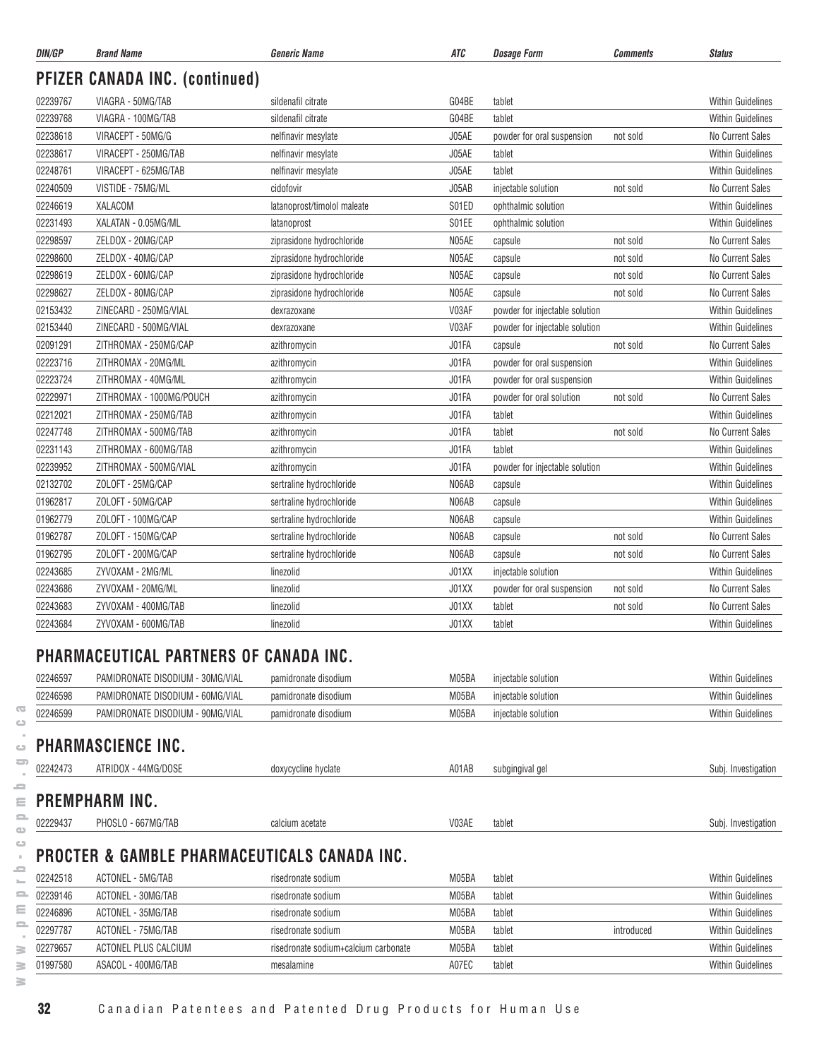| DIN/GP | Brand Name | Generic Name | ATC | Dosage Form | Comments | Status |
|---|---|---|---|---|---|---|

## PFIZER CANADA INC. (continued)

| DIN/GP | Brand Name | Generic Name | ATC | Dosage Form | Comments | Status |
|---|---|---|---|---|---|---|
| 02239767 | VIAGRA - 50MG/TAB | sildenafil citrate | G04BE | tablet | | Within Guidelines |
| 02239768 | VIAGRA - 100MG/TAB | sildenafil citrate | G04BE | tablet | | Within Guidelines |
| 02238618 | VIRACEPT - 50MG/G | nelfinavir mesylate | J05AE | powder for oral suspension | not sold | No Current Sales |
| 02238617 | VIRACEPT - 250MG/TAB | nelfinavir mesylate | J05AE | tablet | | Within Guidelines |
| 02248761 | VIRACEPT - 625MG/TAB | nelfinavir mesylate | J05AE | tablet | | Within Guidelines |
| 02240509 | VISTIDE - 75MG/ML | cidofovir | J05AB | injectable solution | not sold | No Current Sales |
| 02246619 | XALACOM | latanoprost/timolol maleate | S01ED | ophthalmic solution | | Within Guidelines |
| 02231493 | XALATAN - 0.05MG/ML | latanoprost | S01EE | ophthalmic solution | | Within Guidelines |
| 02298597 | ZELDOX - 20MG/CAP | ziprasidone hydrochloride | N05AE | capsule | not sold | No Current Sales |
| 02298600 | ZELDOX - 40MG/CAP | ziprasidone hydrochloride | N05AE | capsule | not sold | No Current Sales |
| 02298619 | ZELDOX - 60MG/CAP | ziprasidone hydrochloride | N05AE | capsule | not sold | No Current Sales |
| 02298627 | ZELDOX - 80MG/CAP | ziprasidone hydrochloride | N05AE | capsule | not sold | No Current Sales |
| 02153432 | ZINECARD - 250MG/VIAL | dexrazoxane | V03AF | powder for injectable solution | | Within Guidelines |
| 02153440 | ZINECARD - 500MG/VIAL | dexrazoxane | V03AF | powder for injectable solution | | Within Guidelines |
| 02091291 | ZITHROMAX - 250MG/CAP | azithromycin | J01FA | capsule | not sold | No Current Sales |
| 02223716 | ZITHROMAX - 20MG/ML | azithromycin | J01FA | powder for oral suspension | | Within Guidelines |
| 02223724 | ZITHROMAX - 40MG/ML | azithromycin | J01FA | powder for oral suspension | | Within Guidelines |
| 02229971 | ZITHROMAX - 1000MG/POUCH | azithromycin | J01FA | powder for oral solution | not sold | No Current Sales |
| 02212021 | ZITHROMAX - 250MG/TAB | azithromycin | J01FA | tablet | | Within Guidelines |
| 02247748 | ZITHROMAX - 500MG/TAB | azithromycin | J01FA | tablet | not sold | No Current Sales |
| 02231143 | ZITHROMAX - 600MG/TAB | azithromycin | J01FA | tablet | | Within Guidelines |
| 02239952 | ZITHROMAX - 500MG/VIAL | azithromycin | J01FA | powder for injectable solution | | Within Guidelines |
| 02132702 | ZOLOFT - 25MG/CAP | sertraline hydrochloride | N06AB | capsule | | Within Guidelines |
| 01962817 | ZOLOFT - 50MG/CAP | sertraline hydrochloride | N06AB | capsule | | Within Guidelines |
| 01962779 | ZOLOFT - 100MG/CAP | sertraline hydrochloride | N06AB | capsule | | Within Guidelines |
| 01962787 | ZOLOFT - 150MG/CAP | sertraline hydrochloride | N06AB | capsule | not sold | No Current Sales |
| 01962795 | ZOLOFT - 200MG/CAP | sertraline hydrochloride | N06AB | capsule | not sold | No Current Sales |
| 02243685 | ZYVOXAM - 2MG/ML | linezolid | J01XX | injectable solution | | Within Guidelines |
| 02243686 | ZYVOXAM - 20MG/ML | linezolid | J01XX | powder for oral suspension | not sold | No Current Sales |
| 02243683 | ZYVOXAM - 400MG/TAB | linezolid | J01XX | tablet | not sold | No Current Sales |
| 02243684 | ZYVOXAM - 600MG/TAB | linezolid | J01XX | tablet | | Within Guidelines |

## PHARMACEUTICAL PARTNERS OF CANADA INC.

| DIN/GP | Brand Name | Generic Name | ATC | Dosage Form | Comments | Status |
|---|---|---|---|---|---|---|
| 02246597 | PAMIDRONATE DISODIUM - 30MG/VIAL | pamidronate disodium | M05BA | injectable solution | | Within Guidelines |
| 02246598 | PAMIDRONATE DISODIUM - 60MG/VIAL | pamidronate disodium | M05BA | injectable solution | | Within Guidelines |
| 02246599 | PAMIDRONATE DISODIUM - 90MG/VIAL | pamidronate disodium | M05BA | injectable solution | | Within Guidelines |

## PHARMASCIENCE INC.

| DIN/GP | Brand Name | Generic Name | ATC | Dosage Form | Comments | Status |
|---|---|---|---|---|---|---|
| 02242473 | ATRIDOX - 44MG/DOSE | doxycycline hyclate | A01AB | subgingival gel | | Subj. Investigation |

## PREMPHARM INC.

| DIN/GP | Brand Name | Generic Name | ATC | Dosage Form | Comments | Status |
|---|---|---|---|---|---|---|
| 02229437 | PHOSLO - 667MG/TAB | calcium acetate | V03AE | tablet | | Subj. Investigation |

## PROCTER & GAMBLE PHARMACEUTICALS CANADA INC.

| DIN/GP | Brand Name | Generic Name | ATC | Dosage Form | Comments | Status |
|---|---|---|---|---|---|---|
| 02242518 | ACTONEL - 5MG/TAB | risedronate sodium | M05BA | tablet | | Within Guidelines |
| 02239146 | ACTONEL - 30MG/TAB | risedronate sodium | M05BA | tablet | | Within Guidelines |
| 02246896 | ACTONEL - 35MG/TAB | risedronate sodium | M05BA | tablet | | Within Guidelines |
| 02297787 | ACTONEL - 75MG/TAB | risedronate sodium | M05BA | tablet | introduced | Within Guidelines |
| 02279657 | ACTONEL PLUS CALCIUM | risedronate sodium+calcium carbonate | M05BA | tablet | | Within Guidelines |
| 01997580 | ASACOL - 400MG/TAB | mesalamine | A07EC | tablet | | Within Guidelines |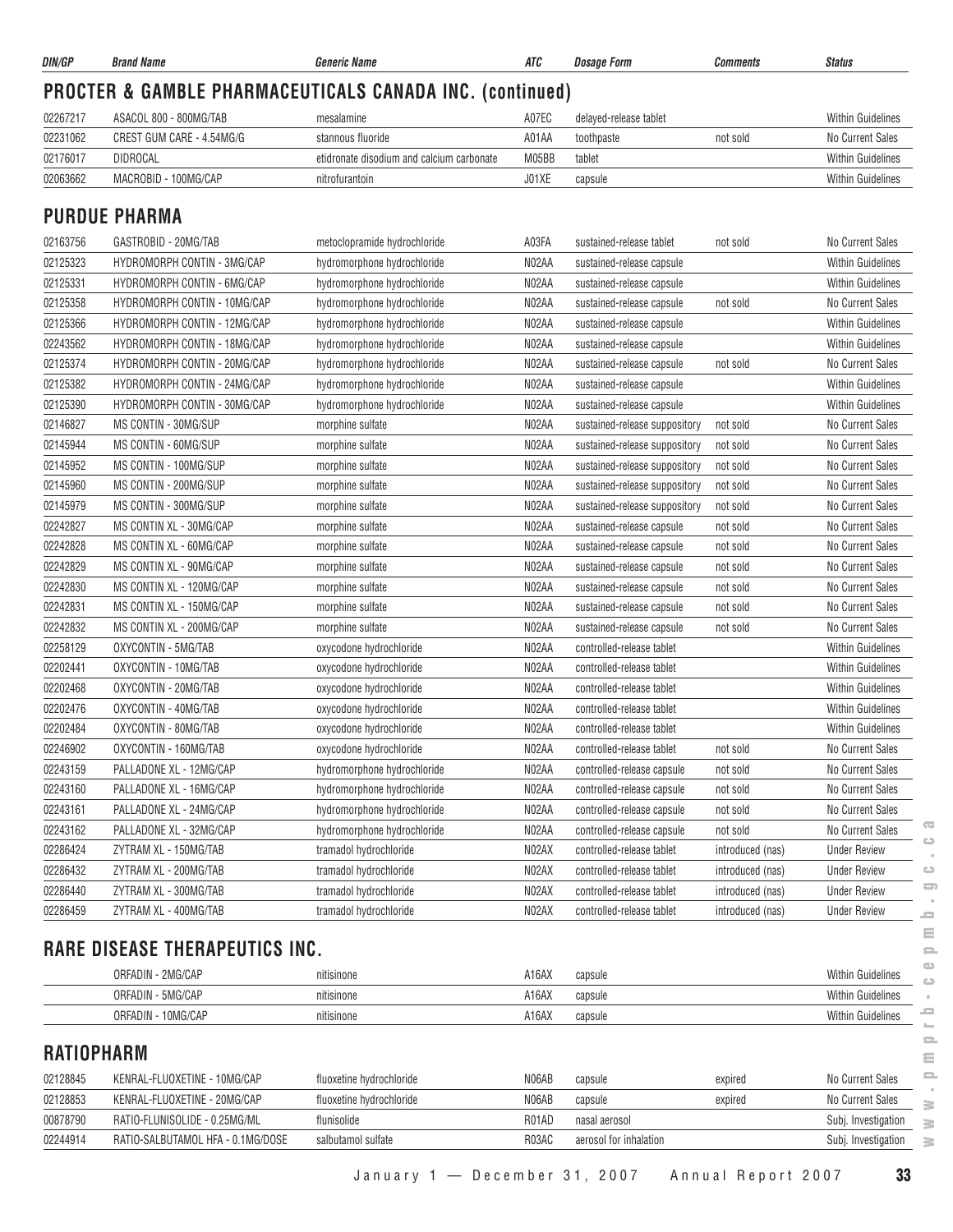| DIN/GP | Brand Name | Generic Name | ATC | Dosage Form | Comments | Status |
|---|---|---|---|---|---|---|

## PROCTER & GAMBLE PHARMACEUTICALS CANADA INC. (continued)

| DIN/GP | Brand Name | Generic Name | ATC | Dosage Form | Comments | Status |
|---|---|---|---|---|---|---|
| 02267217 | ASACOL 800 - 800MG/TAB | mesalamine | A07EC | delayed-release tablet | | Within Guidelines |
| 02231062 | CREST GUM CARE - 4.54MG/G | stannous fluoride | A01AA | toothpaste | not sold | No Current Sales |
| 02176017 | DIDROCAL | etidronate disodium and calcium carbonate | M05BB | tablet | | Within Guidelines |
| 02063662 | MACROBID - 100MG/CAP | nitrofurantoin | J01XE | capsule | | Within Guidelines |

## PURDUE PHARMA

| DIN/GP | Brand Name | Generic Name | ATC | Dosage Form | Comments | Status |
|---|---|---|---|---|---|---|
| 02163756 | GASTROBID - 20MG/TAB | metoclopramide hydrochloride | A03FA | sustained-release tablet | not sold | No Current Sales |
| 02125323 | HYDROMORPH CONTIN - 3MG/CAP | hydromorphone hydrochloride | N02AA | sustained-release capsule | | Within Guidelines |
| 02125331 | HYDROMORPH CONTIN - 6MG/CAP | hydromorphone hydrochloride | N02AA | sustained-release capsule | | Within Guidelines |
| 02125358 | HYDROMORPH CONTIN - 10MG/CAP | hydromorphone hydrochloride | N02AA | sustained-release capsule | not sold | No Current Sales |
| 02125366 | HYDROMORPH CONTIN - 12MG/CAP | hydromorphone hydrochloride | N02AA | sustained-release capsule | | Within Guidelines |
| 02243562 | HYDROMORPH CONTIN - 18MG/CAP | hydromorphone hydrochloride | N02AA | sustained-release capsule | | Within Guidelines |
| 02125374 | HYDROMORPH CONTIN - 20MG/CAP | hydromorphone hydrochloride | N02AA | sustained-release capsule | not sold | No Current Sales |
| 02125382 | HYDROMORPH CONTIN - 24MG/CAP | hydromorphone hydrochloride | N02AA | sustained-release capsule | | Within Guidelines |
| 02125390 | HYDROMORPH CONTIN - 30MG/CAP | hydromorphone hydrochloride | N02AA | sustained-release capsule | | Within Guidelines |
| 02146827 | MS CONTIN - 30MG/SUP | morphine sulfate | N02AA | sustained-release suppository | not sold | No Current Sales |
| 02145944 | MS CONTIN - 60MG/SUP | morphine sulfate | N02AA | sustained-release suppository | not sold | No Current Sales |
| 02145952 | MS CONTIN - 100MG/SUP | morphine sulfate | N02AA | sustained-release suppository | not sold | No Current Sales |
| 02145960 | MS CONTIN - 200MG/SUP | morphine sulfate | N02AA | sustained-release suppository | not sold | No Current Sales |
| 02145979 | MS CONTIN - 300MG/SUP | morphine sulfate | N02AA | sustained-release suppository | not sold | No Current Sales |
| 02242827 | MS CONTIN XL - 30MG/CAP | morphine sulfate | N02AA | sustained-release capsule | not sold | No Current Sales |
| 02242828 | MS CONTIN XL - 60MG/CAP | morphine sulfate | N02AA | sustained-release capsule | not sold | No Current Sales |
| 02242829 | MS CONTIN XL - 90MG/CAP | morphine sulfate | N02AA | sustained-release capsule | not sold | No Current Sales |
| 02242830 | MS CONTIN XL - 120MG/CAP | morphine sulfate | N02AA | sustained-release capsule | not sold | No Current Sales |
| 02242831 | MS CONTIN XL - 150MG/CAP | morphine sulfate | N02AA | sustained-release capsule | not sold | No Current Sales |
| 02242832 | MS CONTIN XL - 200MG/CAP | morphine sulfate | N02AA | sustained-release capsule | not sold | No Current Sales |
| 02258129 | OXYCONTIN - 5MG/TAB | oxycodone hydrochloride | N02AA | controlled-release tablet | | Within Guidelines |
| 02202441 | OXYCONTIN - 10MG/TAB | oxycodone hydrochloride | N02AA | controlled-release tablet | | Within Guidelines |
| 02202468 | OXYCONTIN - 20MG/TAB | oxycodone hydrochloride | N02AA | controlled-release tablet | | Within Guidelines |
| 02202476 | OXYCONTIN - 40MG/TAB | oxycodone hydrochloride | N02AA | controlled-release tablet | | Within Guidelines |
| 02202484 | OXYCONTIN - 80MG/TAB | oxycodone hydrochloride | N02AA | controlled-release tablet | | Within Guidelines |
| 02246902 | OXYCONTIN - 160MG/TAB | oxycodone hydrochloride | N02AA | controlled-release tablet | not sold | No Current Sales |
| 02243159 | PALLADONE XL - 12MG/CAP | hydromorphone hydrochloride | N02AA | controlled-release capsule | not sold | No Current Sales |
| 02243160 | PALLADONE XL - 16MG/CAP | hydromorphone hydrochloride | N02AA | controlled-release capsule | not sold | No Current Sales |
| 02243161 | PALLADONE XL - 24MG/CAP | hydromorphone hydrochloride | N02AA | controlled-release capsule | not sold | No Current Sales |
| 02243162 | PALLADONE XL - 32MG/CAP | hydromorphone hydrochloride | N02AA | controlled-release capsule | not sold | No Current Sales |
| 02286424 | ZYTRAM XL - 150MG/TAB | tramadol hydrochloride | N02AX | controlled-release tablet | introduced (nas) | Under Review |
| 02286432 | ZYTRAM XL - 200MG/TAB | tramadol hydrochloride | N02AX | controlled-release tablet | introduced (nas) | Under Review |
| 02286440 | ZYTRAM XL - 300MG/TAB | tramadol hydrochloride | N02AX | controlled-release tablet | introduced (nas) | Under Review |
| 02286459 | ZYTRAM XL - 400MG/TAB | tramadol hydrochloride | N02AX | controlled-release tablet | introduced (nas) | Under Review |

## RARE DISEASE THERAPEUTICS INC.

| DIN/GP | Brand Name | Generic Name | ATC | Dosage Form | Comments | Status |
|---|---|---|---|---|---|---|
| | ORFADIN - 2MG/CAP | nitisinone | A16AX | capsule | | Within Guidelines |
| | ORFADIN - 5MG/CAP | nitisinone | A16AX | capsule | | Within Guidelines |
| | ORFADIN - 10MG/CAP | nitisinone | A16AX | capsule | | Within Guidelines |

## RATIOPHARM

| DIN/GP | Brand Name | Generic Name | ATC | Dosage Form | Comments | Status |
|---|---|---|---|---|---|---|
| 02128845 | KENRAL-FLUOXETINE - 10MG/CAP | fluoxetine hydrochloride | N06AB | capsule | expired | No Current Sales |
| 02128853 | KENRAL-FLUOXETINE - 20MG/CAP | fluoxetine hydrochloride | N06AB | capsule | expired | No Current Sales |
| 00878790 | RATIO-FLUNISOLIDE - 0.25MG/ML | flunisolide | R01AD | nasal aerosol | | Subj. Investigation |
| 02244914 | RATIO-SALBUTAMOL HFA - 0.1MG/DOSE | salbutamol sulfate | R03AC | aerosol for inhalation | | Subj. Investigation |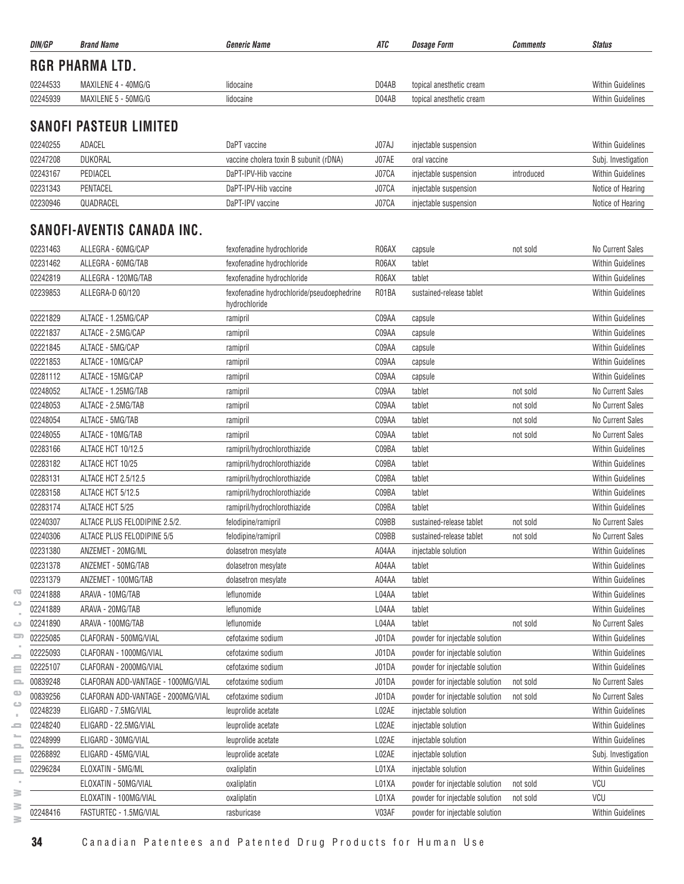| DIN/GP | Brand Name | Generic Name | ATC | Dosage Form | Comments | Status |
|---|---|---|---|---|---|---|

## RGR PHARMA LTD.

| DIN/GP | Brand Name | Generic Name | ATC | Dosage Form | Comments | Status |
|---|---|---|---|---|---|---|
| 02244533 | MAXILENE 4 - 40MG/G | lidocaine | D04AB | topical anesthetic cream | | Within Guidelines |
| 02245939 | MAXILENE 5 - 50MG/G | lidocaine | D04AB | topical anesthetic cream | | Within Guidelines |

## SANOFI PASTEUR LIMITED

| DIN/GP | Brand Name | Generic Name | ATC | Dosage Form | Comments | Status |
|---|---|---|---|---|---|---|
| 02240255 | ADACEL | DaPT vaccine | J07AJ | injectable suspension | | Within Guidelines |
| 02247208 | DUKORAL | vaccine cholera toxin B subunit (rDNA) | J07AE | oral vaccine | | Subj. Investigation |
| 02243167 | PEDIACEL | DaPT-IPV-Hib vaccine | J07CA | injectable suspension | introduced | Within Guidelines |
| 02231343 | PENTACEL | DaPT-IPV-Hib vaccine | J07CA | injectable suspension | | Notice of Hearing |
| 02230946 | QUADRACEL | DaPT-IPV vaccine | J07CA | injectable suspension | | Notice of Hearing |

## SANOFI-AVENTIS CANADA INC.

| DIN/GP | Brand Name | Generic Name | ATC | Dosage Form | Comments | Status |
|---|---|---|---|---|---|---|
| 02231463 | ALLEGRA - 60MG/CAP | fexofenadine hydrochloride | R06AX | capsule | not sold | No Current Sales |
| 02231462 | ALLEGRA - 60MG/TAB | fexofenadine hydrochloride | R06AX | tablet | | Within Guidelines |
| 02242819 | ALLEGRA - 120MG/TAB | fexofenadine hydrochloride | R06AX | tablet | | Within Guidelines |
| 02239853 | ALLEGRA-D 60/120 | fexofenadine hydrochloride/pseudoephedrine hydrochloride | R01BA | sustained-release tablet | | Within Guidelines |
| 02221829 | ALTACE - 1.25MG/CAP | ramipril | C09AA | capsule | | Within Guidelines |
| 02221837 | ALTACE - 2.5MG/CAP | ramipril | C09AA | capsule | | Within Guidelines |
| 02221845 | ALTACE - 5MG/CAP | ramipril | C09AA | capsule | | Within Guidelines |
| 02221853 | ALTACE - 10MG/CAP | ramipril | C09AA | capsule | | Within Guidelines |
| 02281112 | ALTACE - 15MG/CAP | ramipril | C09AA | capsule | | Within Guidelines |
| 02248052 | ALTACE - 1.25MG/TAB | ramipril | C09AA | tablet | not sold | No Current Sales |
| 02248053 | ALTACE - 2.5MG/TAB | ramipril | C09AA | tablet | not sold | No Current Sales |
| 02248054 | ALTACE - 5MG/TAB | ramipril | C09AA | tablet | not sold | No Current Sales |
| 02248055 | ALTACE - 10MG/TAB | ramipril | C09AA | tablet | not sold | No Current Sales |
| 02283166 | ALTACE HCT 10/12.5 | ramipril/hydrochlorothiazide | C09BA | tablet | | Within Guidelines |
| 02283182 | ALTACE HCT 10/25 | ramipril/hydrochlorothiazide | C09BA | tablet | | Within Guidelines |
| 02283131 | ALTACE HCT 2.5/12.5 | ramipril/hydrochlorothiazide | C09BA | tablet | | Within Guidelines |
| 02283158 | ALTACE HCT 5/12.5 | ramipril/hydrochlorothiazide | C09BA | tablet | | Within Guidelines |
| 02283174 | ALTACE HCT 5/25 | ramipril/hydrochlorothiazide | C09BA | tablet | | Within Guidelines |
| 02240307 | ALTACE PLUS FELODIPINE 2.5/2. | felodipine/ramipril | C09BB | sustained-release tablet | not sold | No Current Sales |
| 02240306 | ALTACE PLUS FELODIPINE 5/5 | felodipine/ramipril | C09BB | sustained-release tablet | not sold | No Current Sales |
| 02231380 | ANZEMET - 20MG/ML | dolasetron mesylate | A04AA | injectable solution | | Within Guidelines |
| 02231378 | ANZEMET - 50MG/TAB | dolasetron mesylate | A04AA | tablet | | Within Guidelines |
| 02231379 | ANZEMET - 100MG/TAB | dolasetron mesylate | A04AA | tablet | | Within Guidelines |
| 02241888 | ARAVA - 10MG/TAB | leflunomide | L04AA | tablet | | Within Guidelines |
| 02241889 | ARAVA - 20MG/TAB | leflunomide | L04AA | tablet | | Within Guidelines |
| 02241890 | ARAVA - 100MG/TAB | leflunomide | L04AA | tablet | not sold | No Current Sales |
| 02225085 | CLAFORAN - 500MG/VIAL | cefotaxime sodium | J01DA | powder for injectable solution | | Within Guidelines |
| 02225093 | CLAFORAN - 1000MG/VIAL | cefotaxime sodium | J01DA | powder for injectable solution | | Within Guidelines |
| 02225107 | CLAFORAN - 2000MG/VIAL | cefotaxime sodium | J01DA | powder for injectable solution | | Within Guidelines |
| 00839248 | CLAFORAN ADD-VANTAGE - 1000MG/VIAL | cefotaxime sodium | J01DA | powder for injectable solution | not sold | No Current Sales |
| 00839256 | CLAFORAN ADD-VANTAGE - 2000MG/VIAL | cefotaxime sodium | J01DA | powder for injectable solution | not sold | No Current Sales |
| 02248239 | ELIGARD - 7.5MG/VIAL | leuprolide acetate | L02AE | injectable solution | | Within Guidelines |
| 02248240 | ELIGARD - 22.5MG/VIAL | leuprolide acetate | L02AE | injectable solution | | Within Guidelines |
| 02248999 | ELIGARD - 30MG/VIAL | leuprolide acetate | L02AE | injectable solution | | Within Guidelines |
| 02268892 | ELIGARD - 45MG/VIAL | leuprolide acetate | L02AE | injectable solution | | Subj. Investigation |
| 02296284 | ELOXATIN - 5MG/ML | oxaliplatin | L01XA | injectable solution | | Within Guidelines |
| | ELOXATIN - 50MG/VIAL | oxaliplatin | L01XA | powder for injectable solution | not sold | VCU |
| | ELOXATIN - 100MG/VIAL | oxaliplatin | L01XA | powder for injectable solution | not sold | VCU |
| 02248416 | FASTURTEC - 1.5MG/VIAL | rasburicase | V03AF | powder for injectable solution | | Within Guidelines |

Canadian Patentees and Patented Drug Products for Human Use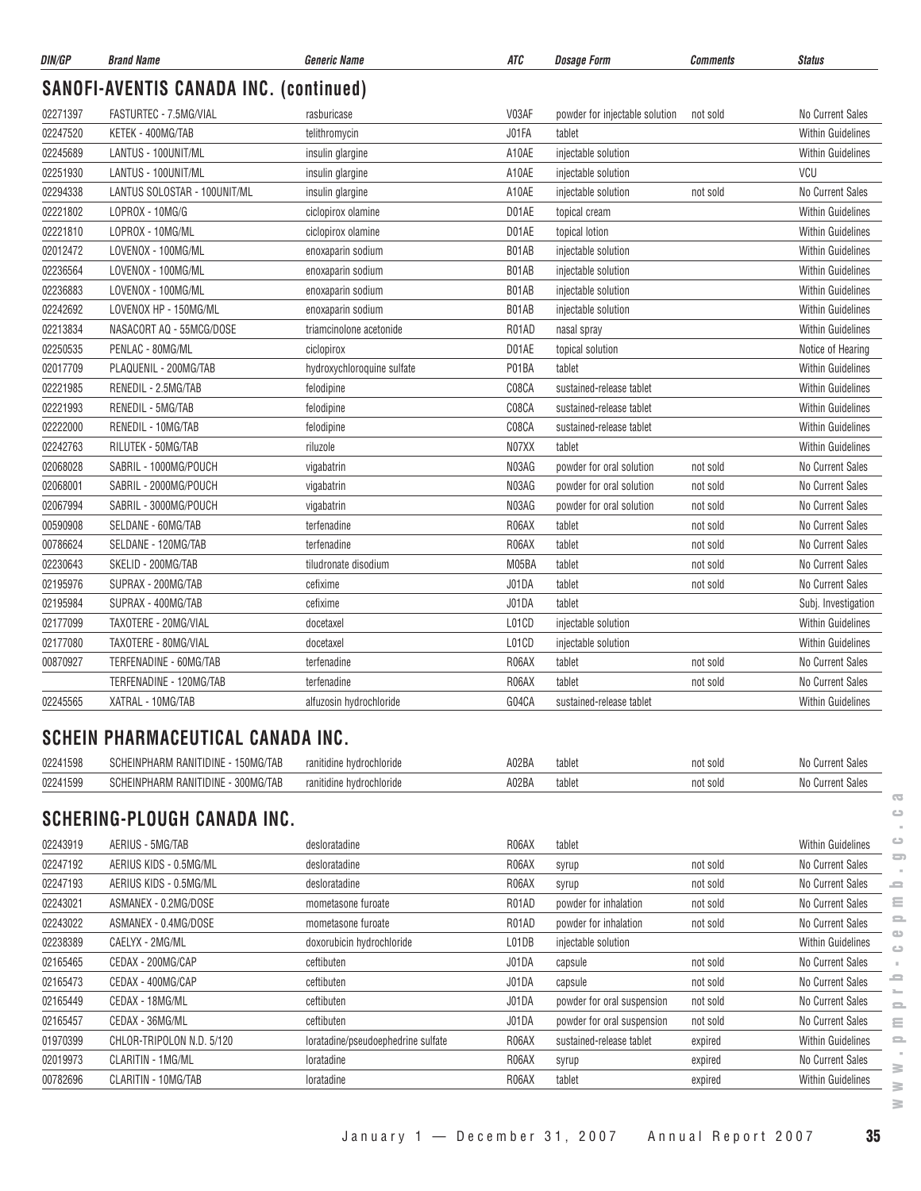| DIN/GP | Brand Name | Generic Name | ATC | Dosage Form | Comments | Status |
|---|---|---|---|---|---|---|

## SANOFI-AVENTIS CANADA INC. (continued)

| DIN/GP | Brand Name | Generic Name | ATC | Dosage Form | Comments | Status |
|---|---|---|---|---|---|---|
| 02271397 | FASTURTEC - 7.5MG/VIAL | rasburicase | V03AF | powder for injectable solution | not sold | No Current Sales |
| 02247520 | KETEK - 400MG/TAB | telithromycin | J01FA | tablet | | Within Guidelines |
| 02245689 | LANTUS - 100UNIT/ML | insulin glargine | A10AE | injectable solution | | Within Guidelines |
| 02251930 | LANTUS - 100UNIT/ML | insulin glargine | A10AE | injectable solution | | VCU |
| 02294338 | LANTUS SOLOSTAR - 100UNIT/ML | insulin glargine | A10AE | injectable solution | not sold | No Current Sales |
| 02221802 | LOPROX - 10MG/G | ciclopirox olamine | D01AE | topical cream | | Within Guidelines |
| 02221810 | LOPROX - 10MG/ML | ciclopirox olamine | D01AE | topical lotion | | Within Guidelines |
| 02012472 | LOVENOX - 100MG/ML | enoxaparin sodium | B01AB | injectable solution | | Within Guidelines |
| 02236564 | LOVENOX - 100MG/ML | enoxaparin sodium | B01AB | injectable solution | | Within Guidelines |
| 02236883 | LOVENOX - 100MG/ML | enoxaparin sodium | B01AB | injectable solution | | Within Guidelines |
| 02242692 | LOVENOX HP - 150MG/ML | enoxaparin sodium | B01AB | injectable solution | | Within Guidelines |
| 02213834 | NASACORT AQ - 55MCG/DOSE | triamcinolone acetonide | R01AD | nasal spray | | Within Guidelines |
| 02250535 | PENLAC - 80MG/ML | ciclopirox | D01AE | topical solution | | Notice of Hearing |
| 02017709 | PLAQUENIL - 200MG/TAB | hydroxychloroquine sulfate | P01BA | tablet | | Within Guidelines |
| 02221985 | RENEDIL - 2.5MG/TAB | felodipine | C08CA | sustained-release tablet | | Within Guidelines |
| 02221993 | RENEDIL - 5MG/TAB | felodipine | C08CA | sustained-release tablet | | Within Guidelines |
| 02222000 | RENEDIL - 10MG/TAB | felodipine | C08CA | sustained-release tablet | | Within Guidelines |
| 02242763 | RILUTEK - 50MG/TAB | riluzole | N07XX | tablet | | Within Guidelines |
| 02068028 | SABRIL - 1000MG/POUCH | vigabatrin | N03AG | powder for oral solution | not sold | No Current Sales |
| 02068001 | SABRIL - 2000MG/POUCH | vigabatrin | N03AG | powder for oral solution | not sold | No Current Sales |
| 02067994 | SABRIL - 3000MG/POUCH | vigabatrin | N03AG | powder for oral solution | not sold | No Current Sales |
| 00590908 | SELDANE - 60MG/TAB | terfenadine | R06AX | tablet | not sold | No Current Sales |
| 00786624 | SELDANE - 120MG/TAB | terfenadine | R06AX | tablet | not sold | No Current Sales |
| 02230643 | SKELID - 200MG/TAB | tiludronate disodium | M05BA | tablet | not sold | No Current Sales |
| 02195976 | SUPRAX - 200MG/TAB | cefixime | J01DA | tablet | not sold | No Current Sales |
| 02195984 | SUPRAX - 400MG/TAB | cefixime | J01DA | tablet | | Subj. Investigation |
| 02177099 | TAXOTERE - 20MG/VIAL | docetaxel | L01CD | injectable solution | | Within Guidelines |
| 02177080 | TAXOTERE - 80MG/VIAL | docetaxel | L01CD | injectable solution | | Within Guidelines |
| 00870927 | TERFENADINE - 60MG/TAB | terfenadine | R06AX | tablet | not sold | No Current Sales |
| | TERFENADINE - 120MG/TAB | terfenadine | R06AX | tablet | not sold | No Current Sales |
| 02245565 | XATRAL - 10MG/TAB | alfuzosin hydrochloride | G04CA | sustained-release tablet | | Within Guidelines |

## SCHEIN PHARMACEUTICAL CANADA INC.

| DIN/GP | Brand Name | Generic Name | ATC | Dosage Form | Comments | Status |
|---|---|---|---|---|---|---|
| 02241598 | SCHEINPHARM RANITIDINE - 150MG/TAB | ranitidine hydrochloride | A02BA | tablet | not sold | No Current Sales |
| 02241599 | SCHEINPHARM RANITIDINE - 300MG/TAB | ranitidine hydrochloride | A02BA | tablet | not sold | No Current Sales |

## SCHERING-PLOUGH CANADA INC.

| DIN/GP | Brand Name | Generic Name | ATC | Dosage Form | Comments | Status |
|---|---|---|---|---|---|---|
| 02243919 | AERIUS - 5MG/TAB | desloratadine | R06AX | tablet | | Within Guidelines |
| 02247192 | AERIUS KIDS - 0.5MG/ML | desloratadine | R06AX | syrup | not sold | No Current Sales |
| 02247193 | AERIUS KIDS - 0.5MG/ML | desloratadine | R06AX | syrup | not sold | No Current Sales |
| 02243021 | ASMANEX - 0.2MG/DOSE | mometasone furoate | R01AD | powder for inhalation | not sold | No Current Sales |
| 02243022 | ASMANEX - 0.4MG/DOSE | mometasone furoate | R01AD | powder for inhalation | not sold | No Current Sales |
| 02238389 | CAELYX - 2MG/ML | doxorubicin hydrochloride | L01DB | injectable solution | | Within Guidelines |
| 02165465 | CEDAX - 200MG/CAP | ceftibuten | J01DA | capsule | not sold | No Current Sales |
| 02165473 | CEDAX - 400MG/CAP | ceftibuten | J01DA | capsule | not sold | No Current Sales |
| 02165449 | CEDAX - 18MG/ML | ceftibuten | J01DA | powder for oral suspension | not sold | No Current Sales |
| 02165457 | CEDAX - 36MG/ML | ceftibuten | J01DA | powder for oral suspension | not sold | No Current Sales |
| 01970399 | CHLOR-TRIPOLON N.D. 5/120 | loratadine/pseudoephedrine sulfate | R06AX | sustained-release tablet | expired | Within Guidelines |
| 02019973 | CLARITIN - 1MG/ML | loratadine | R06AX | syrup | expired | No Current Sales |
| 00782696 | CLARITIN - 10MG/TAB | loratadine | R06AX | tablet | expired | Within Guidelines |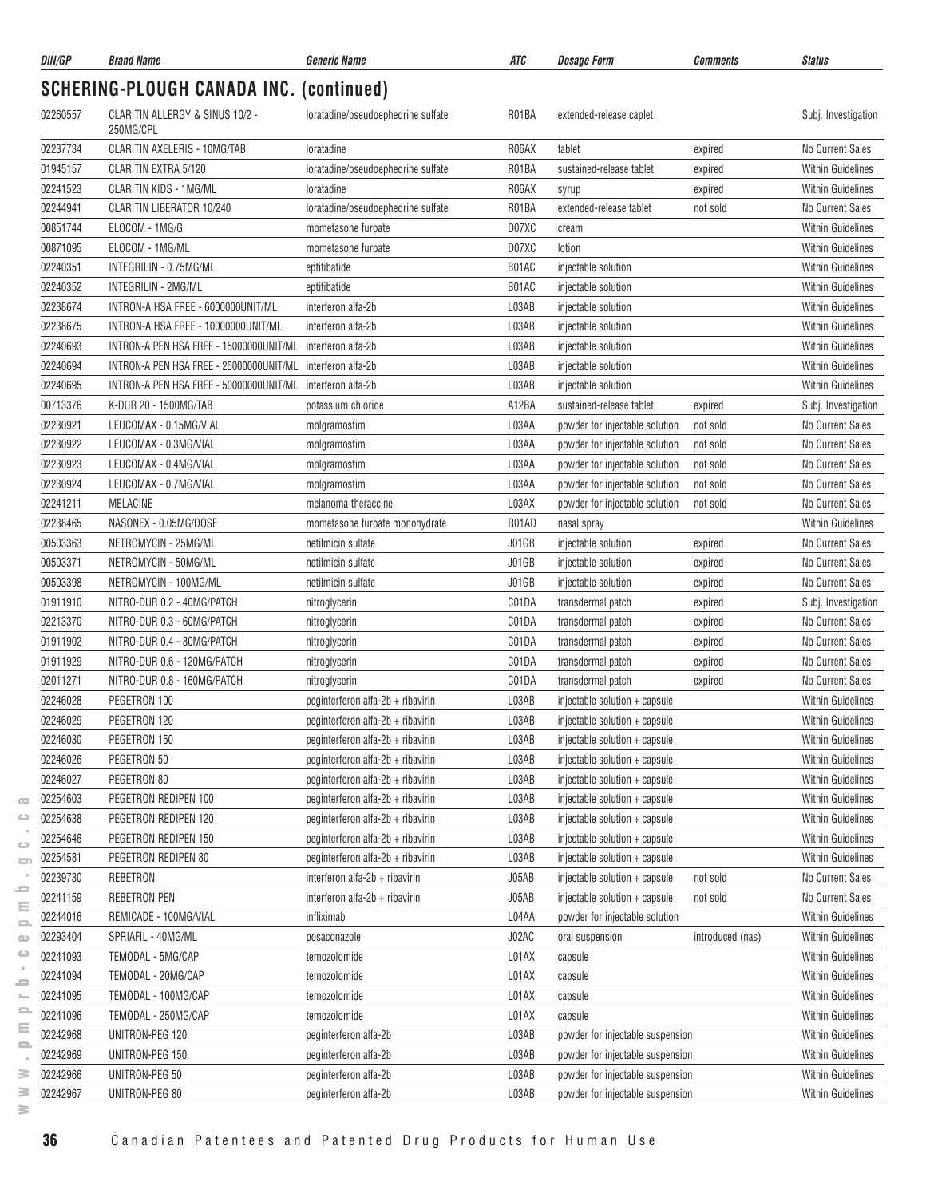## SCHERING-PLOUGH CANADA INC. (continued)

| DIN/GP | Brand Name | Generic Name | ATC | Dosage Form | Comments | Status |
|---|---|---|---|---|---|---|
| 02260557 | CLARITIN ALLERGY & SINUS 10/2 - 250MG/CPL | loratadine/pseudoephedrine sulfate | R01BA | extended-release caplet | | Subj. Investigation |
| 02237734 | CLARITIN AXELERIS - 10MG/TAB | loratadine | R06AX | tablet | expired | No Current Sales |
| 01945157 | CLARITIN EXTRA 5/120 | loratadine/pseudoephedrine sulfate | R01BA | sustained-release tablet | expired | Within Guidelines |
| 02241523 | CLARITIN KIDS - 1MG/ML | loratadine | R06AX | syrup | expired | Within Guidelines |
| 02244941 | CLARITIN LIBERATOR 10/240 | loratadine/pseudoephedrine sulfate | R01BA | extended-release tablet | not sold | No Current Sales |
| 00851744 | ELOCOM - 1MG/G | mometasone furoate | D07XC | cream | | Within Guidelines |
| 00871095 | ELOCOM - 1MG/ML | mometasone furoate | D07XC | lotion | | Within Guidelines |
| 02240351 | INTEGRILIN - 0.75MG/ML | eptifibatide | B01AC | injectable solution | | Within Guidelines |
| 02240352 | INTEGRILIN - 2MG/ML | eptifibatide | B01AC | injectable solution | | Within Guidelines |
| 02238674 | INTRON-A HSA FREE - 6000000UNIT/ML | interferon alfa-2b | L03AB | injectable solution | | Within Guidelines |
| 02238675 | INTRON-A HSA FREE - 10000000UNIT/ML | interferon alfa-2b | L03AB | injectable solution | | Within Guidelines |
| 02240693 | INTRON-A PEN HSA FREE - 15000000UNIT/ML | interferon alfa-2b | L03AB | injectable solution | | Within Guidelines |
| 02240694 | INTRON-A PEN HSA FREE - 25000000UNIT/ML | interferon alfa-2b | L03AB | injectable solution | | Within Guidelines |
| 02240695 | INTRON-A PEN HSA FREE - 50000000UNIT/ML | interferon alfa-2b | L03AB | injectable solution | | Within Guidelines |
| 00713376 | K-DUR 20 - 1500MG/TAB | potassium chloride | A12BA | sustained-release tablet | expired | Subj. Investigation |
| 02230921 | LEUCOMAX - 0.15MG/VIAL | molgramostim | L03AA | powder for injectable solution | not sold | No Current Sales |
| 02230922 | LEUCOMAX - 0.3MG/VIAL | molgramostim | L03AA | powder for injectable solution | not sold | No Current Sales |
| 02230923 | LEUCOMAX - 0.4MG/VIAL | molgramostim | L03AA | powder for injectable solution | not sold | No Current Sales |
| 02230924 | LEUCOMAX - 0.7MG/VIAL | molgramostim | L03AA | powder for injectable solution | not sold | No Current Sales |
| 02241211 | MELACINE | melanoma theraccine | L03AX | powder for injectable solution | not sold | No Current Sales |
| 02238465 | NASONEX - 0.05MG/DOSE | mometasone furoate monohydrate | R01AD | nasal spray | | Within Guidelines |
| 00503363 | NETROMYCIN - 25MG/ML | netilmicin sulfate | J01GB | injectable solution | expired | No Current Sales |
| 00503371 | NETROMYCIN - 50MG/ML | netilmicin sulfate | J01GB | injectable solution | expired | No Current Sales |
| 00503398 | NETROMYCIN - 100MG/ML | netilmicin sulfate | J01GB | injectable solution | expired | No Current Sales |
| 01911910 | NITRO-DUR 0.2 - 40MG/PATCH | nitroglycerin | C01DA | transdermal patch | expired | Subj. Investigation |
| 02213370 | NITRO-DUR 0.3 - 60MG/PATCH | nitroglycerin | C01DA | transdermal patch | expired | No Current Sales |
| 01911902 | NITRO-DUR 0.4 - 80MG/PATCH | nitroglycerin | C01DA | transdermal patch | expired | No Current Sales |
| 01911929 | NITRO-DUR 0.6 - 120MG/PATCH | nitroglycerin | C01DA | transdermal patch | expired | No Current Sales |
| 02011271 | NITRO-DUR 0.8 - 160MG/PATCH | nitroglycerin | C01DA | transdermal patch | expired | No Current Sales |
| 02246028 | PEGETRON 100 | peginterferon alfa-2b + ribavirin | L03AB | injectable solution + capsule | | Within Guidelines |
| 02246029 | PEGETRON 120 | peginterferon alfa-2b + ribavirin | L03AB | injectable solution + capsule | | Within Guidelines |
| 02246030 | PEGETRON 150 | peginterferon alfa-2b + ribavirin | L03AB | injectable solution + capsule | | Within Guidelines |
| 02246026 | PEGETRON 50 | peginterferon alfa-2b + ribavirin | L03AB | injectable solution + capsule | | Within Guidelines |
| 02246027 | PEGETRON 80 | peginterferon alfa-2b + ribavirin | L03AB | injectable solution + capsule | | Within Guidelines |
| 02254603 | PEGETRON REDIPEN 100 | peginterferon alfa-2b + ribavirin | L03AB | injectable solution + capsule | | Within Guidelines |
| 02254638 | PEGETRON REDIPEN 120 | peginterferon alfa-2b + ribavirin | L03AB | injectable solution + capsule | | Within Guidelines |
| 02254646 | PEGETRON REDIPEN 150 | peginterferon alfa-2b + ribavirin | L03AB | injectable solution + capsule | | Within Guidelines |
| 02254581 | PEGETRON REDIPEN 80 | peginterferon alfa-2b + ribavirin | L03AB | injectable solution + capsule | | Within Guidelines |
| 02239730 | REBETRON | interferon alfa-2b + ribavirin | J05AB | injectable solution + capsule | not sold | No Current Sales |
| 02241159 | REBETRON PEN | interferon alfa-2b + ribavirin | J05AB | injectable solution + capsule | not sold | No Current Sales |
| 02244016 | REMICADE - 100MG/VIAL | infliximab | L04AA | powder for injectable solution | | Within Guidelines |
| 02293404 | SPRIAFIL - 40MG/ML | posaconazole | J02AC | oral suspension | introduced (nas) | Within Guidelines |
| 02241093 | TEMODAL - 5MG/CAP | temozolomide | L01AX | capsule | | Within Guidelines |
| 02241094 | TEMODAL - 20MG/CAP | temozolomide | L01AX | capsule | | Within Guidelines |
| 02241095 | TEMODAL - 100MG/CAP | temozolomide | L01AX | capsule | | Within Guidelines |
| 02241096 | TEMODAL - 250MG/CAP | temozolomide | L01AX | capsule | | Within Guidelines |
| 02242968 | UNITRON-PEG 120 | peginterferon alfa-2b | L03AB | powder for injectable suspension | | Within Guidelines |
| 02242969 | UNITRON-PEG 150 | peginterferon alfa-2b | L03AB | powder for injectable suspension | | Within Guidelines |
| 02242966 | UNITRON-PEG 50 | peginterferon alfa-2b | L03AB | powder for injectable suspension | | Within Guidelines |
| 02242967 | UNITRON-PEG 80 | peginterferon alfa-2b | L03AB | powder for injectable suspension | | Within Guidelines |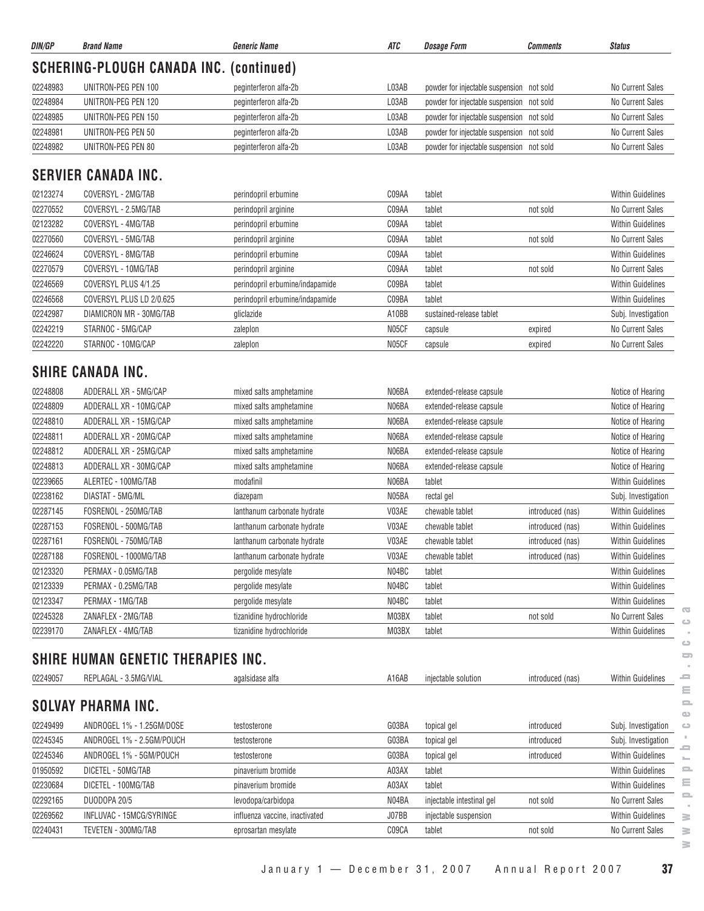| DIN/GP | Brand Name | Generic Name | ATC | Dosage Form | Comments | Status |
|---|---|---|---|---|---|---|

## SCHERING-PLOUGH CANADA INC. (continued)

| DIN/GP | Brand Name | Generic Name | ATC | Dosage Form | Comments | Status |
|---|---|---|---|---|---|---|
| 02248983 | UNITRON-PEG PEN 100 | peginterferon alfa-2b | L03AB | powder for injectable suspension | not sold | No Current Sales |
| 02248984 | UNITRON-PEG PEN 120 | peginterferon alfa-2b | L03AB | powder for injectable suspension | not sold | No Current Sales |
| 02248985 | UNITRON-PEG PEN 150 | peginterferon alfa-2b | L03AB | powder for injectable suspension | not sold | No Current Sales |
| 02248981 | UNITRON-PEG PEN 50 | peginterferon alfa-2b | L03AB | powder for injectable suspension | not sold | No Current Sales |
| 02248982 | UNITRON-PEG PEN 80 | peginterferon alfa-2b | L03AB | powder for injectable suspension | not sold | No Current Sales |

## SERVIER CANADA INC.

| DIN/GP | Brand Name | Generic Name | ATC | Dosage Form | Comments | Status |
|---|---|---|---|---|---|---|
| 02123274 | COVERSYL - 2MG/TAB | perindopril erbumine | C09AA | tablet | | Within Guidelines |
| 02270552 | COVERSYL - 2.5MG/TAB | perindopril arginine | C09AA | tablet | not sold | No Current Sales |
| 02123282 | COVERSYL - 4MG/TAB | perindopril erbumine | C09AA | tablet | | Within Guidelines |
| 02270560 | COVERSYL - 5MG/TAB | perindopril arginine | C09AA | tablet | not sold | No Current Sales |
| 02246624 | COVERSYL - 8MG/TAB | perindopril erbumine | C09AA | tablet | | Within Guidelines |
| 02270579 | COVERSYL - 10MG/TAB | perindopril arginine | C09AA | tablet | not sold | No Current Sales |
| 02246569 | COVERSYL PLUS 4/1.25 | perindopril erbumine/indapamide | C09BA | tablet | | Within Guidelines |
| 02246568 | COVERSYL PLUS LD 2/0.625 | perindopril erbumine/indapamide | C09BA | tablet | | Within Guidelines |
| 02242987 | DIAMICRON MR - 30MG/TAB | gliclazide | A10BB | sustained-release tablet | | Subj. Investigation |
| 02242219 | STARNOC - 5MG/CAP | zaleplon | N05CF | capsule | expired | No Current Sales |
| 02242220 | STARNOC - 10MG/CAP | zaleplon | N05CF | capsule | expired | No Current Sales |

## SHIRE CANADA INC.

| DIN/GP | Brand Name | Generic Name | ATC | Dosage Form | Comments | Status |
|---|---|---|---|---|---|---|
| 02248808 | ADDERALL XR - 5MG/CAP | mixed salts amphetamine | N06BA | extended-release capsule | | Notice of Hearing |
| 02248809 | ADDERALL XR - 10MG/CAP | mixed salts amphetamine | N06BA | extended-release capsule | | Notice of Hearing |
| 02248810 | ADDERALL XR - 15MG/CAP | mixed salts amphetamine | N06BA | extended-release capsule | | Notice of Hearing |
| 02248811 | ADDERALL XR - 20MG/CAP | mixed salts amphetamine | N06BA | extended-release capsule | | Notice of Hearing |
| 02248812 | ADDERALL XR - 25MG/CAP | mixed salts amphetamine | N06BA | extended-release capsule | | Notice of Hearing |
| 02248813 | ADDERALL XR - 30MG/CAP | mixed salts amphetamine | N06BA | extended-release capsule | | Notice of Hearing |
| 02239665 | ALERTEC - 100MG/TAB | modafinil | N06BA | tablet | | Within Guidelines |
| 02238162 | DIASTAT - 5MG/ML | diazepam | N05BA | rectal gel | | Subj. Investigation |
| 02287145 | FOSRENOL - 250MG/TAB | lanthanum carbonate hydrate | V03AE | chewable tablet | introduced (nas) | Within Guidelines |
| 02287153 | FOSRENOL - 500MG/TAB | lanthanum carbonate hydrate | V03AE | chewable tablet | introduced (nas) | Within Guidelines |
| 02287161 | FOSRENOL - 750MG/TAB | lanthanum carbonate hydrate | V03AE | chewable tablet | introduced (nas) | Within Guidelines |
| 02287188 | FOSRENOL - 1000MG/TAB | lanthanum carbonate hydrate | V03AE | chewable tablet | introduced (nas) | Within Guidelines |
| 02123320 | PERMAX - 0.05MG/TAB | pergolide mesylate | N04BC | tablet | | Within Guidelines |
| 02123339 | PERMAX - 0.25MG/TAB | pergolide mesylate | N04BC | tablet | | Within Guidelines |
| 02123347 | PERMAX - 1MG/TAB | pergolide mesylate | N04BC | tablet | | Within Guidelines |
| 02245328 | ZANAFLEX - 2MG/TAB | tizanidine hydrochloride | M03BX | tablet | not sold | No Current Sales |
| 02239170 | ZANAFLEX - 4MG/TAB | tizanidine hydrochloride | M03BX | tablet | | Within Guidelines |

## SHIRE HUMAN GENETIC THERAPIES INC.

| DIN/GP | Brand Name | Generic Name | ATC | Dosage Form | Comments | Status |
|---|---|---|---|---|---|---|
| 02249057 | REPLAGAL - 3.5MG/VIAL | agalsidase alfa | A16AB | injectable solution | introduced (nas) | Within Guidelines |

## SOLVAY PHARMA INC.

| DIN/GP | Brand Name | Generic Name | ATC | Dosage Form | Comments | Status |
|---|---|---|---|---|---|---|
| 02249499 | ANDROGEL 1% - 1.25GM/DOSE | testosterone | G03BA | topical gel | introduced | Subj. Investigation |
| 02245345 | ANDROGEL 1% - 2.5GM/POUCH | testosterone | G03BA | topical gel | introduced | Subj. Investigation |
| 02245346 | ANDROGEL 1% - 5GM/POUCH | testosterone | G03BA | topical gel | introduced | Within Guidelines |
| 01950592 | DICETEL - 50MG/TAB | pinaverium bromide | A03AX | tablet | | Within Guidelines |
| 02230684 | DICETEL - 100MG/TAB | pinaverium bromide | A03AX | tablet | | Within Guidelines |
| 02292165 | DUODOPA 20/5 | levodopa/carbidopa | N04BA | injectable intestinal gel | not sold | No Current Sales |
| 02269562 | INFLUVAC - 15MCG/SYRINGE | influenza vaccine, inactivated | J07BB | injectable suspension | | Within Guidelines |
| 02240431 | TEVETEN - 300MG/TAB | eprosartan mesylate | C09CA | tablet | not sold | No Current Sales |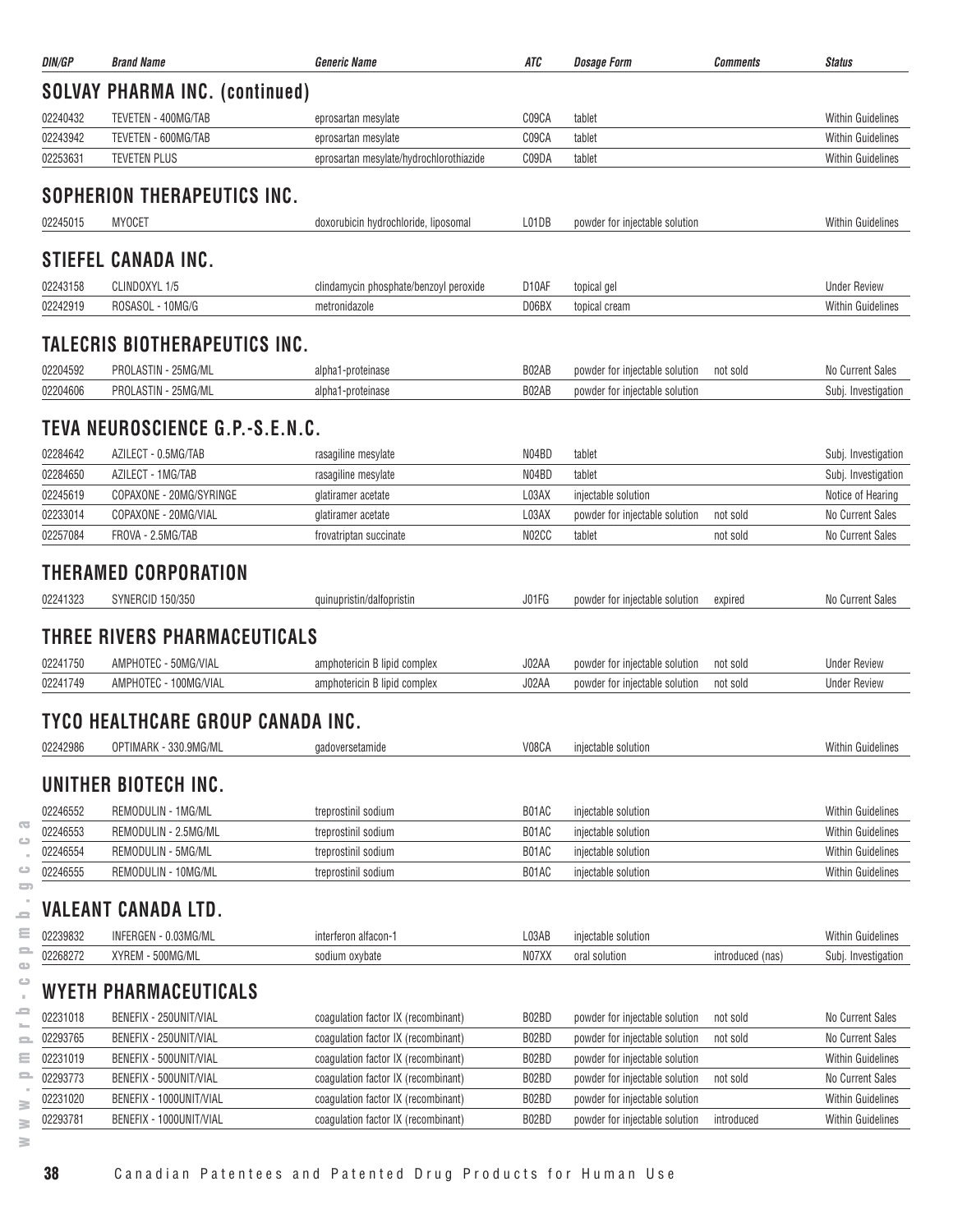| DIN/GP | Brand Name | Generic Name | ATC | Dosage Form | Comments | Status |
|---|---|---|---|---|---|---|

## SOLVAY PHARMA INC. (continued)

| DIN/GP | Brand Name | Generic Name | ATC | Dosage Form | Comments | Status |
|---|---|---|---|---|---|---|
| 02240432 | TEVETEN - 400MG/TAB | eprosartan mesylate | C09CA | tablet | | Within Guidelines |
| 02243942 | TEVETEN - 600MG/TAB | eprosartan mesylate | C09CA | tablet | | Within Guidelines |
| 02253631 | TEVETEN PLUS | eprosartan mesylate/hydrochlorothiazide | C09DA | tablet | | Within Guidelines |

## SOPHERION THERAPEUTICS INC.

| DIN/GP | Brand Name | Generic Name | ATC | Dosage Form | Comments | Status |
|---|---|---|---|---|---|---|
| 02245015 | MYOCET | doxorubicin hydrochloride, liposomal | L01DB | powder for injectable solution | | Within Guidelines |

## STIEFEL CANADA INC.

| DIN/GP | Brand Name | Generic Name | ATC | Dosage Form | Comments | Status |
|---|---|---|---|---|---|---|
| 02243158 | CLINDOXYL 1/5 | clindamycin phosphate/benzoyl peroxide | D10AF | topical gel | | Under Review |
| 02242919 | ROSASOL - 10MG/G | metronidazole | D06BX | topical cream | | Within Guidelines |

## TALECRIS BIOTHERAPEUTICS INC.

| DIN/GP | Brand Name | Generic Name | ATC | Dosage Form | Comments | Status |
|---|---|---|---|---|---|---|
| 02204592 | PROLASTIN - 25MG/ML | alpha1-proteinase | B02AB | powder for injectable solution | not sold | No Current Sales |
| 02204606 | PROLASTIN - 25MG/ML | alpha1-proteinase | B02AB | powder for injectable solution | | Subj. Investigation |

## TEVA NEUROSCIENCE G.P.-S.E.N.C.

| DIN/GP | Brand Name | Generic Name | ATC | Dosage Form | Comments | Status |
|---|---|---|---|---|---|---|
| 02284642 | AZILECT - 0.5MG/TAB | rasagiline mesylate | N04BD | tablet | | Subj. Investigation |
| 02284650 | AZILECT - 1MG/TAB | rasagiline mesylate | N04BD | tablet | | Subj. Investigation |
| 02245619 | COPAXONE - 20MG/SYRINGE | glatiramer acetate | L03AX | injectable solution | | Notice of Hearing |
| 02233014 | COPAXONE - 20MG/VIAL | glatiramer acetate | L03AX | powder for injectable solution | not sold | No Current Sales |
| 02257084 | FROVA - 2.5MG/TAB | frovatriptan succinate | N02CC | tablet | not sold | No Current Sales |

## THERAMED CORPORATION

| DIN/GP | Brand Name | Generic Name | ATC | Dosage Form | Comments | Status |
|---|---|---|---|---|---|---|
| 02241323 | SYNERCID 150/350 | quinupristin/dalfopristin | J01FG | powder for injectable solution | expired | No Current Sales |

## THREE RIVERS PHARMACEUTICALS

| DIN/GP | Brand Name | Generic Name | ATC | Dosage Form | Comments | Status |
|---|---|---|---|---|---|---|
| 02241750 | AMPHOTEC - 50MG/VIAL | amphotericin B lipid complex | J02AA | powder for injectable solution | not sold | Under Review |
| 02241749 | AMPHOTEC - 100MG/VIAL | amphotericin B lipid complex | J02AA | powder for injectable solution | not sold | Under Review |

## TYCO HEALTHCARE GROUP CANADA INC.

| DIN/GP | Brand Name | Generic Name | ATC | Dosage Form | Comments | Status |
|---|---|---|---|---|---|---|
| 02242986 | OPTIMARK - 330.9MG/ML | gadoversetamide | V08CA | injectable solution | | Within Guidelines |

## UNITHER BIOTECH INC.

| DIN/GP | Brand Name | Generic Name | ATC | Dosage Form | Comments | Status |
|---|---|---|---|---|---|---|
| 02246552 | REMODULIN - 1MG/ML | treprostinil sodium | B01AC | injectable solution | | Within Guidelines |
| 02246553 | REMODULIN - 2.5MG/ML | treprostinil sodium | B01AC | injectable solution | | Within Guidelines |
| 02246554 | REMODULIN - 5MG/ML | treprostinil sodium | B01AC | injectable solution | | Within Guidelines |
| 02246555 | REMODULIN - 10MG/ML | treprostinil sodium | B01AC | injectable solution | | Within Guidelines |

## VALEANT CANADA LTD.

| DIN/GP | Brand Name | Generic Name | ATC | Dosage Form | Comments | Status |
|---|---|---|---|---|---|---|
| 02239832 | INFERGEN - 0.03MG/ML | interferon alfacon-1 | L03AB | injectable solution | | Within Guidelines |
| 02268272 | XYREM - 500MG/ML | sodium oxybate | N07XX | oral solution | introduced (nas) | Subj. Investigation |

## WYETH PHARMACEUTICALS

| DIN/GP | Brand Name | Generic Name | ATC | Dosage Form | Comments | Status |
|---|---|---|---|---|---|---|
| 02231018 | BENEFIX - 250UNIT/VIAL | coagulation factor IX (recombinant) | B02BD | powder for injectable solution | not sold | No Current Sales |
| 02293765 | BENEFIX - 250UNIT/VIAL | coagulation factor IX (recombinant) | B02BD | powder for injectable solution | not sold | No Current Sales |
| 02231019 | BENEFIX - 500UNIT/VIAL | coagulation factor IX (recombinant) | B02BD | powder for injectable solution | | Within Guidelines |
| 02293773 | BENEFIX - 500UNIT/VIAL | coagulation factor IX (recombinant) | B02BD | powder for injectable solution | not sold | No Current Sales |
| 02231020 | BENEFIX - 1000UNIT/VIAL | coagulation factor IX (recombinant) | B02BD | powder for injectable solution | | Within Guidelines |
| 02293781 | BENEFIX - 1000UNIT/VIAL | coagulation factor IX (recombinant) | B02BD | powder for injectable solution | introduced | Within Guidelines |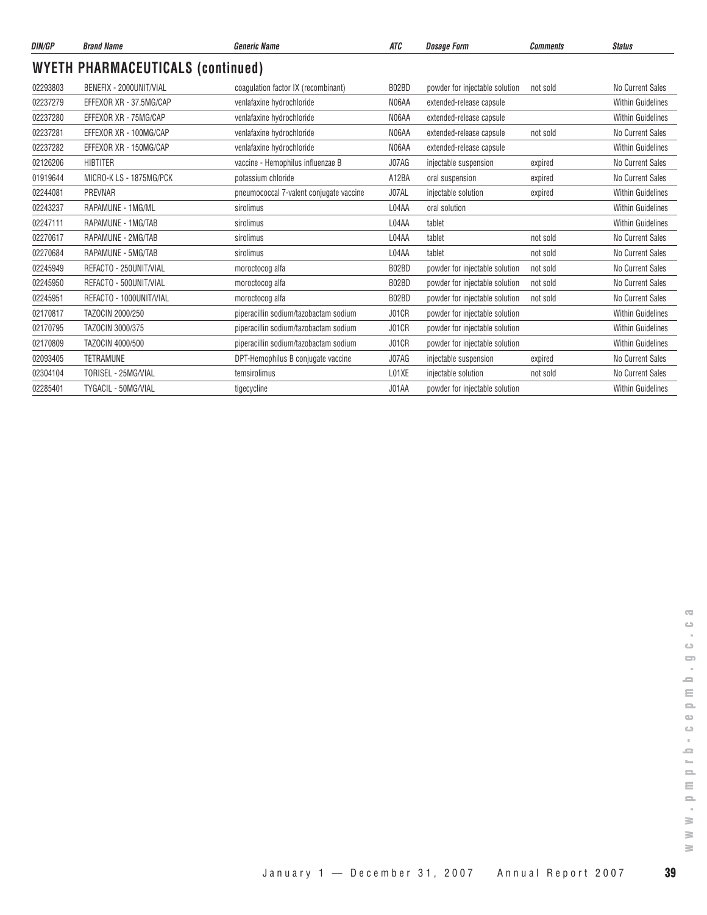| DIN/GP | Brand Name | Generic Name | ATC | Dosage Form | Comments | Status |
|---|---|---|---|---|---|---|

## WYETH PHARMACEUTICALS (continued)

| DIN/GP | Brand Name | Generic Name | ATC | Dosage Form | Comments | Status |
|---|---|---|---|---|---|---|
| 02293803 | BENEFIX - 2000UNIT/VIAL | coagulation factor IX (recombinant) | B02BD | powder for injectable solution | not sold | No Current Sales |
| 02237279 | EFFEXOR XR - 37.5MG/CAP | venlafaxine hydrochloride | N06AA | extended-release capsule | | Within Guidelines |
| 02237280 | EFFEXOR XR - 75MG/CAP | venlafaxine hydrochloride | N06AA | extended-release capsule | | Within Guidelines |
| 02237281 | EFFEXOR XR - 100MG/CAP | venlafaxine hydrochloride | N06AA | extended-release capsule | not sold | No Current Sales |
| 02237282 | EFFEXOR XR - 150MG/CAP | venlafaxine hydrochloride | N06AA | extended-release capsule | | Within Guidelines |
| 02126206 | HIBTITER | vaccine - Hemophilus influenzae B | J07AG | injectable suspension | expired | No Current Sales |
| 01919644 | MICRO-K LS - 1875MG/PCK | potassium chloride | A12BA | oral suspension | expired | No Current Sales |
| 02244081 | PREVNAR | pneumococcal 7-valent conjugate vaccine | J07AL | injectable solution | expired | Within Guidelines |
| 02243237 | RAPAMUNE - 1MG/ML | sirolimus | L04AA | oral solution | | Within Guidelines |
| 02247111 | RAPAMUNE - 1MG/TAB | sirolimus | L04AA | tablet | | Within Guidelines |
| 02270617 | RAPAMUNE - 2MG/TAB | sirolimus | L04AA | tablet | not sold | No Current Sales |
| 02270684 | RAPAMUNE - 5MG/TAB | sirolimus | L04AA | tablet | not sold | No Current Sales |
| 02245949 | REFACTO - 250UNIT/VIAL | moroctocog alfa | B02BD | powder for injectable solution | not sold | No Current Sales |
| 02245950 | REFACTO - 500UNIT/VIAL | moroctocog alfa | B02BD | powder for injectable solution | not sold | No Current Sales |
| 02245951 | REFACTO - 1000UNIT/VIAL | moroctocog alfa | B02BD | powder for injectable solution | not sold | No Current Sales |
| 02170817 | TAZOCIN 2000/250 | piperacillin sodium/tazobactam sodium | J01CR | powder for injectable solution | | Within Guidelines |
| 02170795 | TAZOCIN 3000/375 | piperacillin sodium/tazobactam sodium | J01CR | powder for injectable solution | | Within Guidelines |
| 02170809 | TAZOCIN 4000/500 | piperacillin sodium/tazobactam sodium | J01CR | powder for injectable solution | | Within Guidelines |
| 02093405 | TETRAMUNE | DPT-Hemophilus B conjugate vaccine | J07AG | injectable suspension | expired | No Current Sales |
| 02304104 | TORISEL - 25MG/VIAL | temsirolimus | L01XE | injectable solution | not sold | No Current Sales |
| 02285401 | TYGACIL - 50MG/VIAL | tigecycline | J01AA | powder for injectable solution | | Within Guidelines |